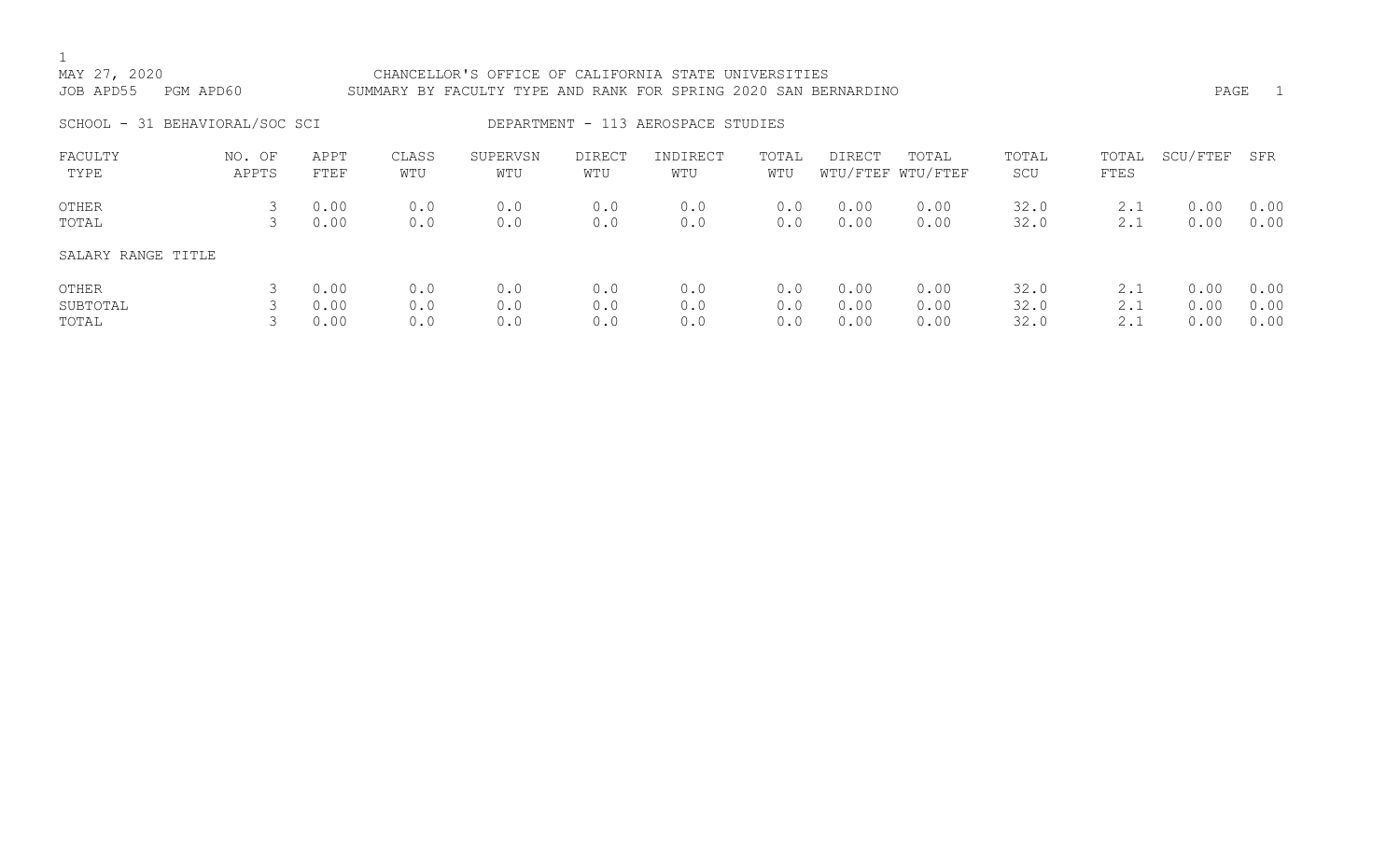MAY 27, 2020 CHANCELLOR'S OFFICE OF CALIFORNIA STATE UNIVERSITIES
JOB APD55 PGM APD60 SUMMARY BY FACULTY TYPE AND RANK FOR SPRING 2020 SAN BERNARDINO

SCHOOL - 31 BEHAVIORAL/SOC SCI DEPARTMENT - 113 AEROSPACE STUDIES

| FACULTY TYPE | NO. OF APPTS | APPT FTEF | CLASS WTU | SUPERVSN WTU | DIRECT WTU | INDIRECT WTU | TOTAL WTU | DIRECT WTU/FTEF | TOTAL WTU/FTEF | TOTAL SCU | TOTAL FTES | SCU/FTEF | SFR |
|---|---|---|---|---|---|---|---|---|---|---|---|---|---|
| OTHER | 3 | 0.00 | 0.0 | 0.0 | 0.0 | 0.0 | 0.0 | 0.00 | 0.00 | 32.0 | 2.1 | 0.00 | 0.00 |
| TOTAL | 3 | 0.00 | 0.0 | 0.0 | 0.0 | 0.0 | 0.0 | 0.00 | 0.00 | 32.0 | 2.1 | 0.00 | 0.00 |
| SALARY RANGE TITLE | | | | | | | | | | | | | |
| OTHER | 3 | 0.00 | 0.0 | 0.0 | 0.0 | 0.0 | 0.0 | 0.00 | 0.00 | 32.0 | 2.1 | 0.00 | 0.00 |
| SUBTOTAL | 3 | 0.00 | 0.0 | 0.0 | 0.0 | 0.0 | 0.0 | 0.00 | 0.00 | 32.0 | 2.1 | 0.00 | 0.00 |
| TOTAL | 3 | 0.00 | 0.0 | 0.0 | 0.0 | 0.0 | 0.0 | 0.00 | 0.00 | 32.0 | 2.1 | 0.00 | 0.00 |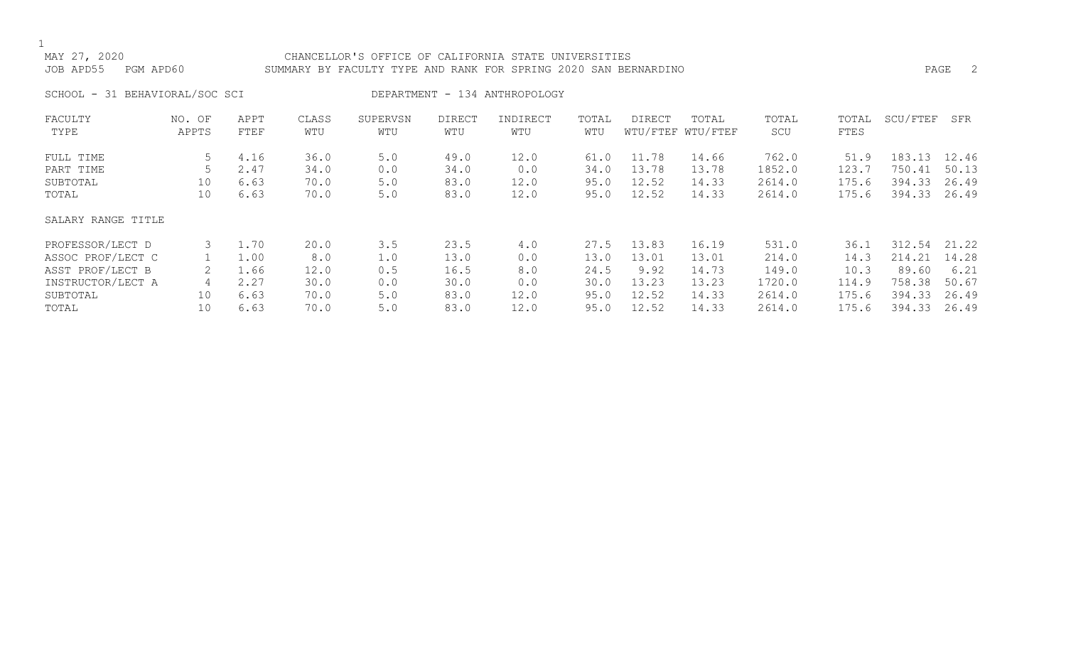MAY 27, 2020 CHANCELLOR'S OFFICE OF CALIFORNIA STATE UNIVERSITIES
JOB APD55 PGM APD60 SUMMARY BY FACULTY TYPE AND RANK FOR SPRING 2020 SAN BERNARDINO

SCHOOL - 31 BEHAVIORAL/SOC SCI DEPARTMENT - 134 ANTHROPOLOGY

| FACULTY TYPE | NO. OF APPTS | APPT FTEF | CLASS WTU | SUPERVSN WTU | DIRECT WTU | INDIRECT WTU | TOTAL WTU | DIRECT WTU/FTEF | TOTAL WTU/FTEF | TOTAL SCU | TOTAL FTES | SCU/FTEF | SFR |
|---|---|---|---|---|---|---|---|---|---|---|---|---|---|
| FULL TIME | 5 | 4.16 | 36.0 | 5.0 | 49.0 | 12.0 | 61.0 | 11.78 | 14.66 | 762.0 | 51.9 | 183.13 | 12.46 |
| PART TIME | 5 | 2.47 | 34.0 | 0.0 | 34.0 | 0.0 | 34.0 | 13.78 | 13.78 | 1852.0 | 123.7 | 750.41 | 50.13 |
| SUBTOTAL | 10 | 6.63 | 70.0 | 5.0 | 83.0 | 12.0 | 95.0 | 12.52 | 14.33 | 2614.0 | 175.6 | 394.33 | 26.49 |
| TOTAL | 10 | 6.63 | 70.0 | 5.0 | 83.0 | 12.0 | 95.0 | 12.52 | 14.33 | 2614.0 | 175.6 | 394.33 | 26.49 |

| SALARY RANGE TITLE | NO. OF APPTS | APPT FTEF | CLASS WTU | SUPERVSN WTU | DIRECT WTU | INDIRECT WTU | TOTAL WTU | DIRECT WTU/FTEF | TOTAL WTU/FTEF | TOTAL SCU | TOTAL FTES | SCU/FTEF | SFR |
|---|---|---|---|---|---|---|---|---|---|---|---|---|---|
| PROFESSOR/LECT D | 3 | 1.70 | 20.0 | 3.5 | 23.5 | 4.0 | 27.5 | 13.83 | 16.19 | 531.0 | 36.1 | 312.54 | 21.22 |
| ASSOC PROF/LECT C | 1 | 1.00 | 8.0 | 1.0 | 13.0 | 0.0 | 13.0 | 13.01 | 13.01 | 214.0 | 14.3 | 214.21 | 14.28 |
| ASST PROF/LECT B | 2 | 1.66 | 12.0 | 0.5 | 16.5 | 8.0 | 24.5 | 9.92 | 14.73 | 149.0 | 10.3 | 89.60 | 6.21 |
| INSTRUCTOR/LECT A | 4 | 2.27 | 30.0 | 0.0 | 30.0 | 0.0 | 30.0 | 13.23 | 13.23 | 1720.0 | 114.9 | 758.38 | 50.67 |
| SUBTOTAL | 10 | 6.63 | 70.0 | 5.0 | 83.0 | 12.0 | 95.0 | 12.52 | 14.33 | 2614.0 | 175.6 | 394.33 | 26.49 |
| TOTAL | 10 | 6.63 | 70.0 | 5.0 | 83.0 | 12.0 | 95.0 | 12.52 | 14.33 | 2614.0 | 175.6 | 394.33 | 26.49 |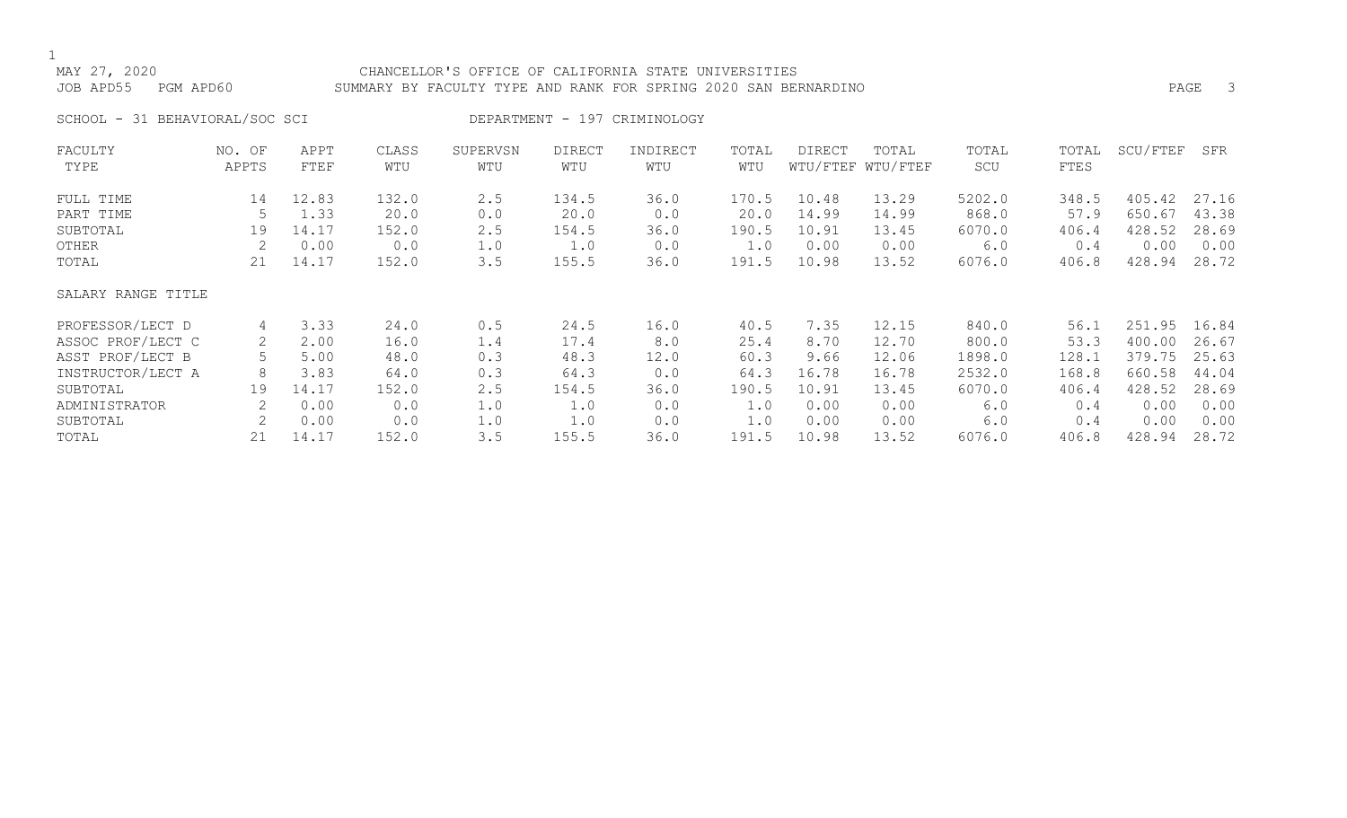MAY 27, 2020 CHANCELLOR'S OFFICE OF CALIFORNIA STATE UNIVERSITIES
JOB APD55 PGM APD60 SUMMARY BY FACULTY TYPE AND RANK FOR SPRING 2020 SAN BERNARDINO

SCHOOL - 31 BEHAVIORAL/SOC SCI DEPARTMENT - 197 CRIMINOLOGY

| FACULTY TYPE | NO. OF APPTS | APPT FTEF | CLASS WTU | SUPERVSN WTU | DIRECT WTU | INDIRECT WTU | TOTAL WTU | DIRECT WTU/FTEF | TOTAL WTU/FTEF | TOTAL SCU | TOTAL FTES | SCU/FTEF | SFR |
|---|---|---|---|---|---|---|---|---|---|---|---|---|---|
| FULL TIME | 14 | 12.83 | 132.0 | 2.5 | 134.5 | 36.0 | 170.5 | 10.48 | 13.29 | 5202.0 | 348.5 | 405.42 | 27.16 |
| PART TIME | 5 | 1.33 | 20.0 | 0.0 | 20.0 | 0.0 | 20.0 | 14.99 | 14.99 | 868.0 | 57.9 | 650.67 | 43.38 |
| SUBTOTAL | 19 | 14.17 | 152.0 | 2.5 | 154.5 | 36.0 | 190.5 | 10.91 | 13.45 | 6070.0 | 406.4 | 428.52 | 28.69 |
| OTHER | 2 | 0.00 | 0.0 | 1.0 | 1.0 | 0.0 | 1.0 | 0.00 | 0.00 | 6.0 | 0.4 | 0.00 | 0.00 |
| TOTAL | 21 | 14.17 | 152.0 | 3.5 | 155.5 | 36.0 | 191.5 | 10.98 | 13.52 | 6076.0 | 406.8 | 428.94 | 28.72 |
| SALARY RANGE TITLE | | | | | | | | | | | | | |
| PROFESSOR/LECT D | 4 | 3.33 | 24.0 | 0.5 | 24.5 | 16.0 | 40.5 | 7.35 | 12.15 | 840.0 | 56.1 | 251.95 | 16.84 |
| ASSOC PROF/LECT C | 2 | 2.00 | 16.0 | 1.4 | 17.4 | 8.0 | 25.4 | 8.70 | 12.70 | 800.0 | 53.3 | 400.00 | 26.67 |
| ASST PROF/LECT B | 5 | 5.00 | 48.0 | 0.3 | 48.3 | 12.0 | 60.3 | 9.66 | 12.06 | 1898.0 | 128.1 | 379.75 | 25.63 |
| INSTRUCTOR/LECT A | 8 | 3.83 | 64.0 | 0.3 | 64.3 | 0.0 | 64.3 | 16.78 | 16.78 | 2532.0 | 168.8 | 660.58 | 44.04 |
| SUBTOTAL | 19 | 14.17 | 152.0 | 2.5 | 154.5 | 36.0 | 190.5 | 10.91 | 13.45 | 6070.0 | 406.4 | 428.52 | 28.69 |
| ADMINISTRATOR | 2 | 0.00 | 0.0 | 1.0 | 1.0 | 0.0 | 1.0 | 0.00 | 0.00 | 6.0 | 0.4 | 0.00 | 0.00 |
| SUBTOTAL | 2 | 0.00 | 0.0 | 1.0 | 1.0 | 0.0 | 1.0 | 0.00 | 0.00 | 6.0 | 0.4 | 0.00 | 0.00 |
| TOTAL | 21 | 14.17 | 152.0 | 3.5 | 155.5 | 36.0 | 191.5 | 10.98 | 13.52 | 6076.0 | 406.8 | 428.94 | 28.72 |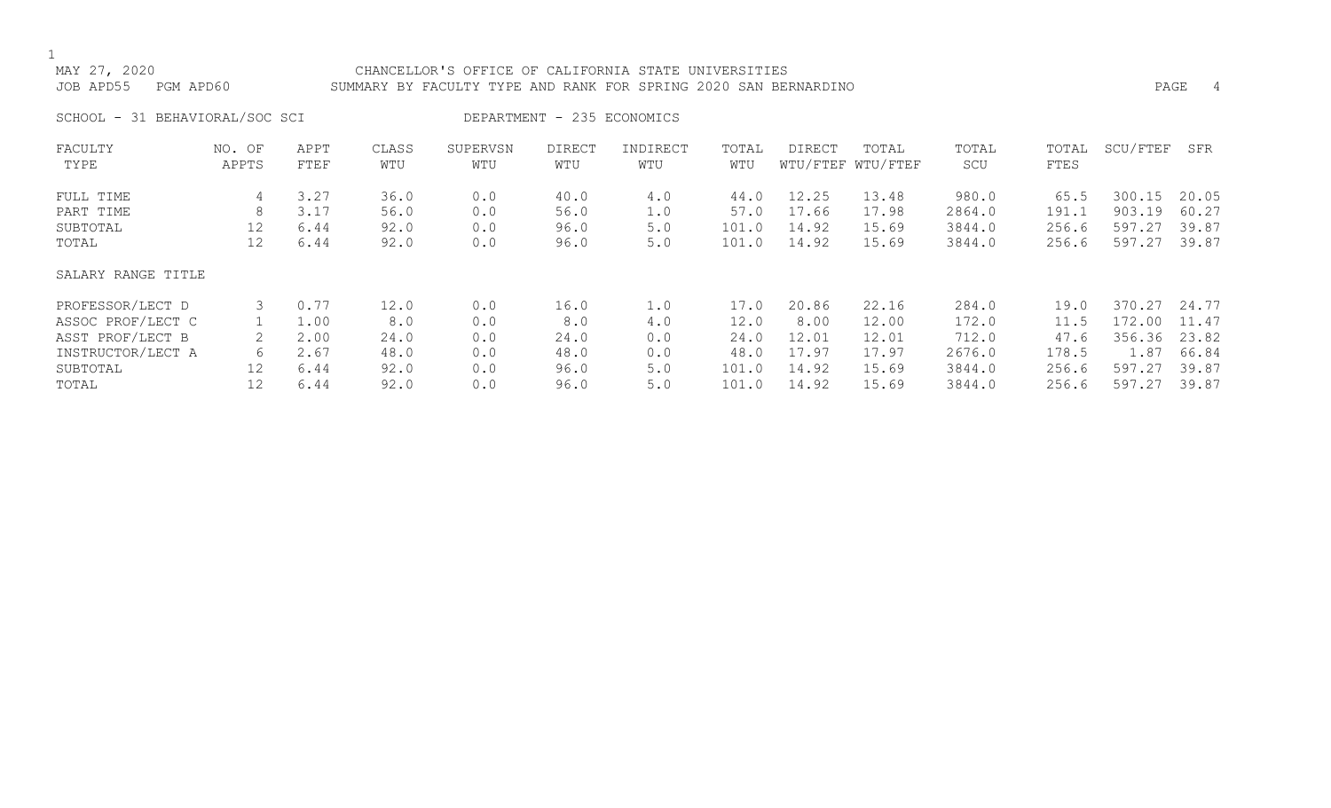MAY 27, 2020 CHANCELLOR'S OFFICE OF CALIFORNIA STATE UNIVERSITIES
JOB APD55 PGM APD60 SUMMARY BY FACULTY TYPE AND RANK FOR SPRING 2020 SAN BERNARDINO

SCHOOL - 31 BEHAVIORAL/SOC SCI DEPARTMENT - 235 ECONOMICS

| FACULTY TYPE | NO. OF APPTS | APPT FTEF | CLASS WTU | SUPERVSN WTU | DIRECT WTU | INDIRECT WTU | TOTAL WTU | DIRECT WTU/FTEF | TOTAL WTU/FTEF | TOTAL SCU | TOTAL FTES | SCU/FTEF | SFR |
|---|---|---|---|---|---|---|---|---|---|---|---|---|---|
| FULL TIME | 4 | 3.27 | 36.0 | 0.0 | 40.0 | 4.0 | 44.0 | 12.25 | 13.48 | 980.0 | 65.5 | 300.15 | 20.05 |
| PART TIME | 8 | 3.17 | 56.0 | 0.0 | 56.0 | 1.0 | 57.0 | 17.66 | 17.98 | 2864.0 | 191.1 | 903.19 | 60.27 |
| SUBTOTAL | 12 | 6.44 | 92.0 | 0.0 | 96.0 | 5.0 | 101.0 | 14.92 | 15.69 | 3844.0 | 256.6 | 597.27 | 39.87 |
| TOTAL | 12 | 6.44 | 92.0 | 0.0 | 96.0 | 5.0 | 101.0 | 14.92 | 15.69 | 3844.0 | 256.6 | 597.27 | 39.87 |
| SALARY RANGE TITLE | | | | | | | | | | | | | |
| PROFESSOR/LECT D | 3 | 0.77 | 12.0 | 0.0 | 16.0 | 1.0 | 17.0 | 20.86 | 22.16 | 284.0 | 19.0 | 370.27 | 24.77 |
| ASSOC PROF/LECT C | 1 | 1.00 | 8.0 | 0.0 | 8.0 | 4.0 | 12.0 | 8.00 | 12.00 | 172.0 | 11.5 | 172.00 | 11.47 |
| ASST PROF/LECT B | 2 | 2.00 | 24.0 | 0.0 | 24.0 | 0.0 | 24.0 | 12.01 | 12.01 | 712.0 | 47.6 | 356.36 | 23.82 |
| INSTRUCTOR/LECT A | 6 | 2.67 | 48.0 | 0.0 | 48.0 | 0.0 | 48.0 | 17.97 | 17.97 | 2676.0 | 178.5 | 1.87 | 66.84 |
| SUBTOTAL | 12 | 6.44 | 92.0 | 0.0 | 96.0 | 5.0 | 101.0 | 14.92 | 15.69 | 3844.0 | 256.6 | 597.27 | 39.87 |
| TOTAL | 12 | 6.44 | 92.0 | 0.0 | 96.0 | 5.0 | 101.0 | 14.92 | 15.69 | 3844.0 | 256.6 | 597.27 | 39.87 |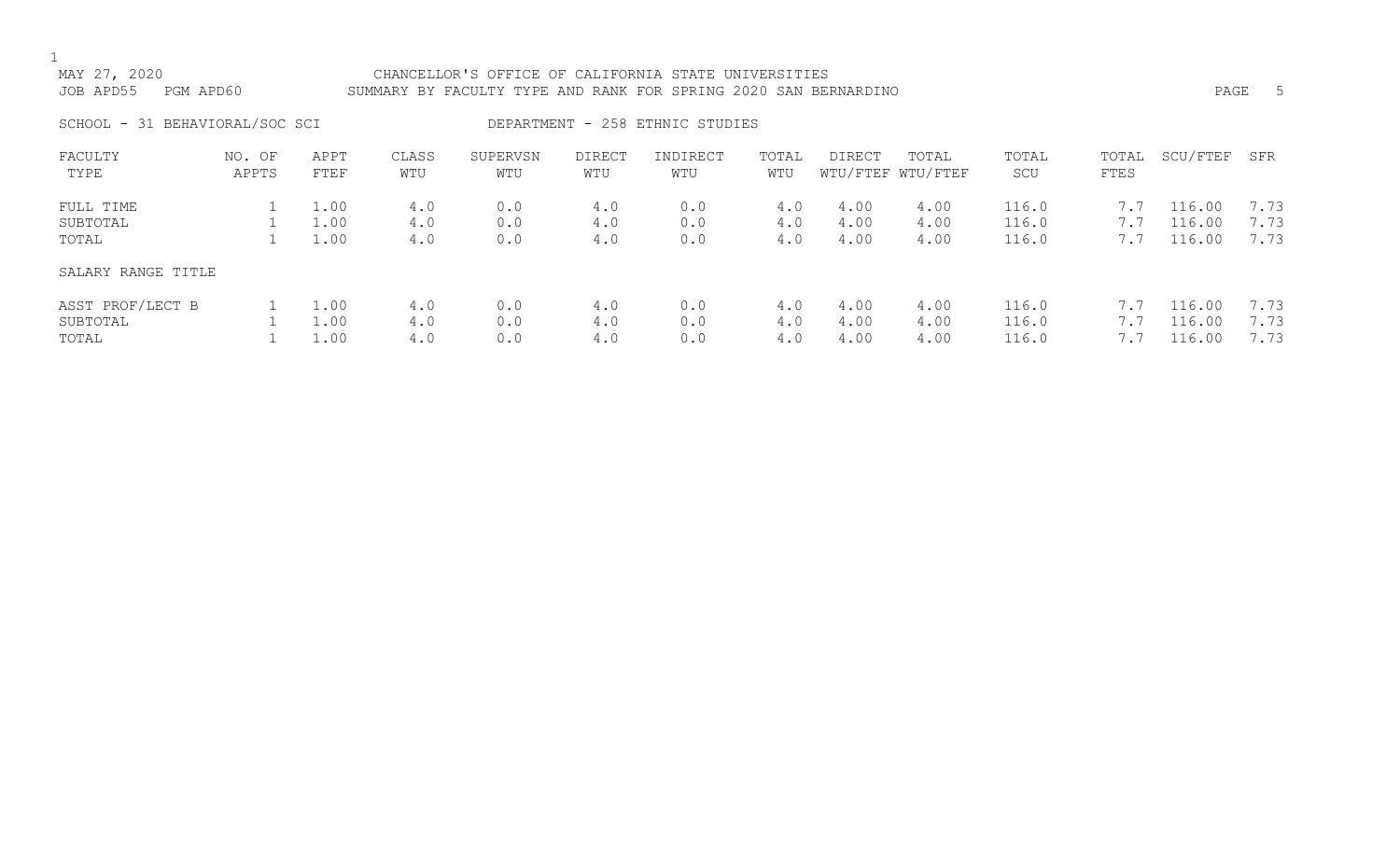MAY 27, 2020 CHANCELLOR'S OFFICE OF CALIFORNIA STATE UNIVERSITIES

JOB APD55 PGM APD60 SUMMARY BY FACULTY TYPE AND RANK FOR SPRING 2020 SAN BERNARDINO

SCHOOL - 31 BEHAVIORAL/SOC SCI DEPARTMENT - 258 ETHNIC STUDIES

| FACULTY TYPE | NO. OF APPTS | APPT FTEF | CLASS WTU | SUPERVSN WTU | DIRECT WTU | INDIRECT WTU | TOTAL WTU | DIRECT WTU/FTEF | TOTAL WTU/FTEF | TOTAL SCU | TOTAL FTES | SCU/FTEF | SFR |
|---|---|---|---|---|---|---|---|---|---|---|---|---|---|
| FULL TIME | 1 | 1.00 | 4.0 | 0.0 | 4.0 | 0.0 | 4.0 | 4.00 | 4.00 | 116.0 | 7.7 | 116.00 | 7.73 |
| SUBTOTAL | 1 | 1.00 | 4.0 | 0.0 | 4.0 | 0.0 | 4.0 | 4.00 | 4.00 | 116.0 | 7.7 | 116.00 | 7.73 |
| TOTAL | 1 | 1.00 | 4.0 | 0.0 | 4.0 | 0.0 | 4.0 | 4.00 | 4.00 | 116.0 | 7.7 | 116.00 | 7.73 |

| SALARY RANGE TITLE | NO. OF APPTS | APPT FTEF | CLASS WTU | SUPERVSN WTU | DIRECT WTU | INDIRECT WTU | TOTAL WTU | DIRECT WTU/FTEF | TOTAL WTU/FTEF | TOTAL SCU | TOTAL FTES | SCU/FTEF | SFR |
|---|---|---|---|---|---|---|---|---|---|---|---|---|---|
| ASST PROF/LECT B | 1 | 1.00 | 4.0 | 0.0 | 4.0 | 0.0 | 4.0 | 4.00 | 4.00 | 116.0 | 7.7 | 116.00 | 7.73 |
| SUBTOTAL | 1 | 1.00 | 4.0 | 0.0 | 4.0 | 0.0 | 4.0 | 4.00 | 4.00 | 116.0 | 7.7 | 116.00 | 7.73 |
| TOTAL | 1 | 1.00 | 4.0 | 0.0 | 4.0 | 0.0 | 4.0 | 4.00 | 4.00 | 116.0 | 7.7 | 116.00 | 7.73 |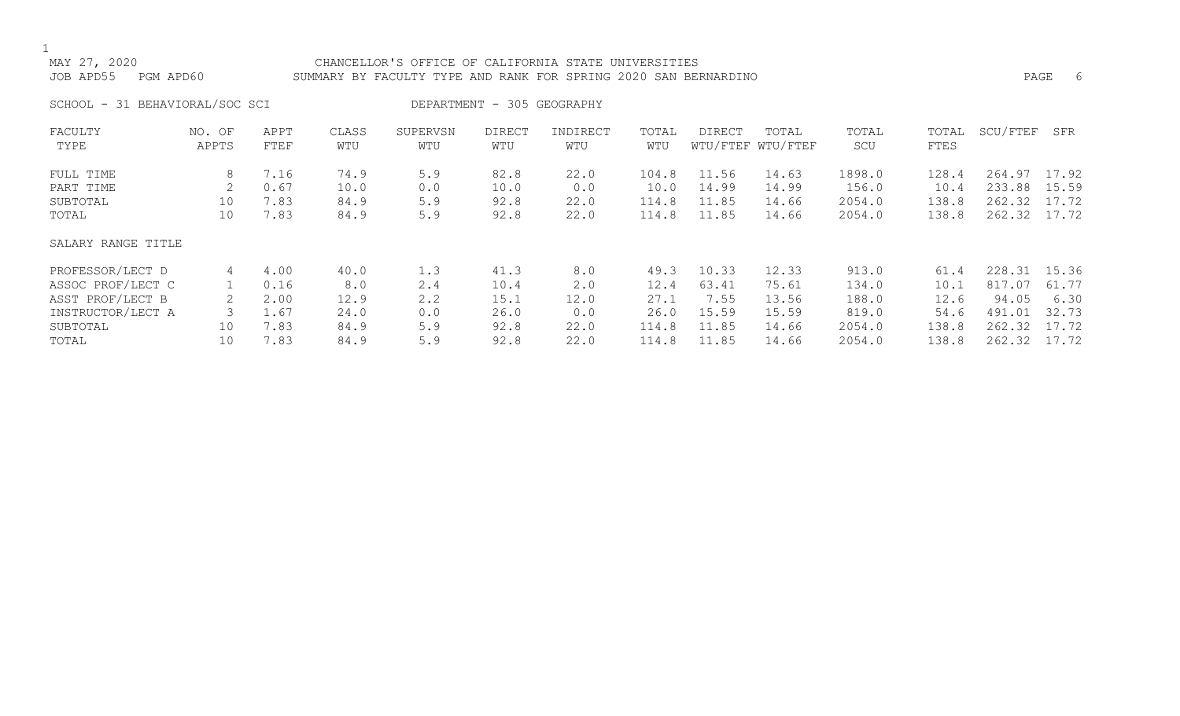CHANCELLOR'S OFFICE OF CALIFORNIA STATE UNIVERSITIES

SUMMARY BY FACULTY TYPE AND RANK FOR SPRING 2020 SAN BERNARDINO

MAY 27, 2020

JOB APD55 PGM APD60

SCHOOL - 31 BEHAVIORAL/SOC SCI

DEPARTMENT - 305 GEOGRAPHY

| FACULTY TYPE | NO. OF APPTS | APPT FTEF | CLASS WTU | SUPERVSN WTU | DIRECT WTU | INDIRECT WTU | TOTAL WTU | DIRECT WTU/FTEF | TOTAL WTU/FTEF | TOTAL SCU | TOTAL FTES | SCU/FTEF | SFR |
|---|---|---|---|---|---|---|---|---|---|---|---|---|---|
| FULL TIME | 8 | 7.16 | 74.9 | 5.9 | 82.8 | 22.0 | 104.8 | 11.56 | 14.63 | 1898.0 | 128.4 | 264.97 | 17.92 |
| PART TIME | 2 | 0.67 | 10.0 | 0.0 | 10.0 | 0.0 | 10.0 | 14.99 | 14.99 | 156.0 | 10.4 | 233.88 | 15.59 |
| SUBTOTAL | 10 | 7.83 | 84.9 | 5.9 | 92.8 | 22.0 | 114.8 | 11.85 | 14.66 | 2054.0 | 138.8 | 262.32 | 17.72 |
| TOTAL | 10 | 7.83 | 84.9 | 5.9 | 92.8 | 22.0 | 114.8 | 11.85 | 14.66 | 2054.0 | 138.8 | 262.32 | 17.72 |
| **SALARY RANGE TITLE** | | | | | | | | | | | | | |
| PROFESSOR/LECT D | 4 | 4.00 | 40.0 | 1.3 | 41.3 | 8.0 | 49.3 | 10.33 | 12.33 | 913.0 | 61.4 | 228.31 | 15.36 |
| ASSOC PROF/LECT C | 1 | 0.16 | 8.0 | 2.4 | 10.4 | 2.0 | 12.4 | 63.41 | 75.61 | 134.0 | 10.1 | 817.07 | 61.77 |
| ASST PROF/LECT B | 2 | 2.00 | 12.9 | 2.2 | 15.1 | 12.0 | 27.1 | 7.55 | 13.56 | 188.0 | 12.6 | 94.05 | 6.30 |
| INSTRUCTOR/LECT A | 3 | 1.67 | 24.0 | 0.0 | 26.0 | 0.0 | 26.0 | 15.59 | 15.59 | 819.0 | 54.6 | 491.01 | 32.73 |
| SUBTOTAL | 10 | 7.83 | 84.9 | 5.9 | 92.8 | 22.0 | 114.8 | 11.85 | 14.66 | 2054.0 | 138.8 | 262.32 | 17.72 |
| TOTAL | 10 | 7.83 | 84.9 | 5.9 | 92.8 | 22.0 | 114.8 | 11.85 | 14.66 | 2054.0 | 138.8 | 262.32 | 17.72 |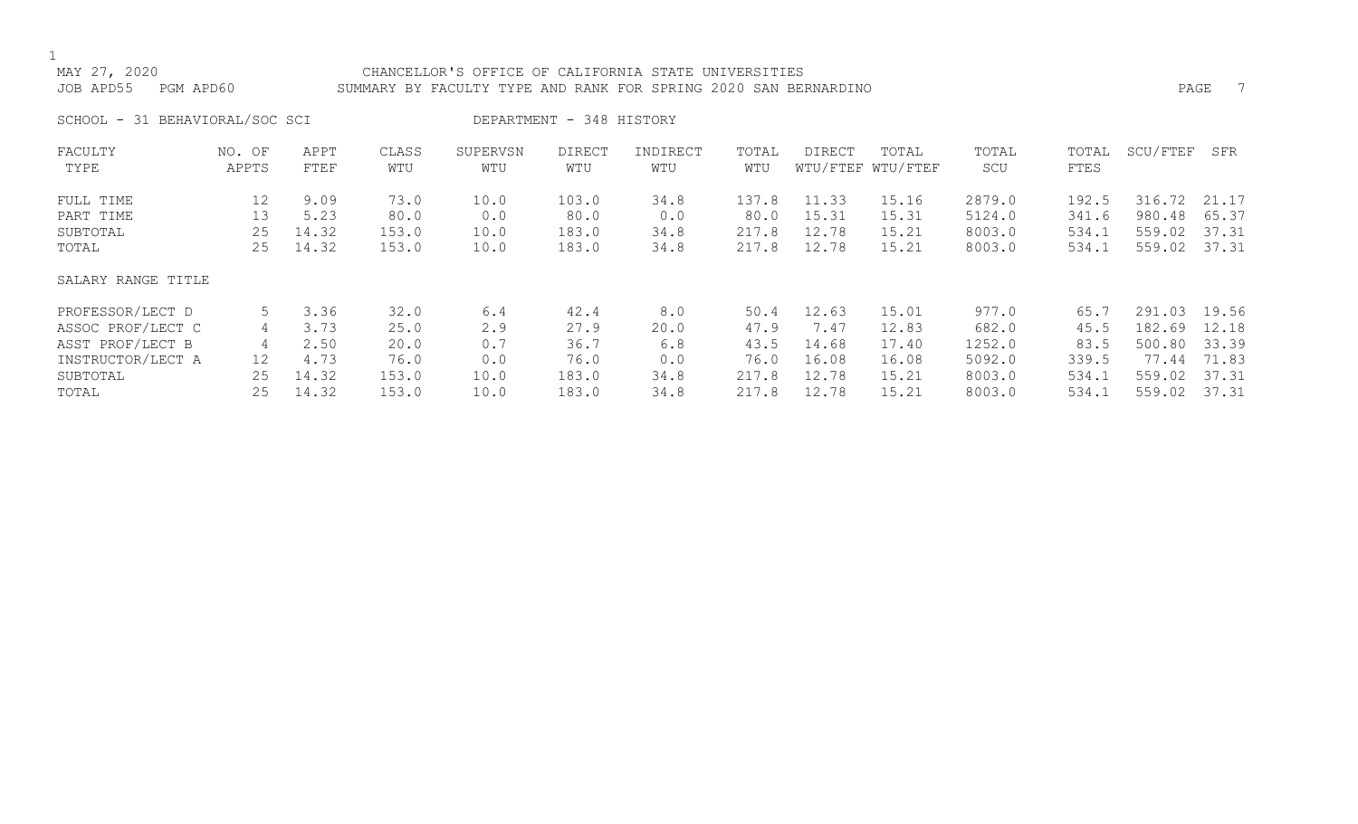MAY 27, 2020 CHANCELLOR'S OFFICE OF CALIFORNIA STATE UNIVERSITIES

JOB APD55 PGM APD60 SUMMARY BY FACULTY TYPE AND RANK FOR SPRING 2020 SAN BERNARDINO

SCHOOL - 31 BEHAVIORAL/SOC SCI DEPARTMENT - 348 HISTORY

| FACULTY TYPE | NO. OF APPTS | APPT FTEF | CLASS WTU | SUPERVSN WTU | DIRECT WTU | INDIRECT WTU | TOTAL WTU | DIRECT WTU/FTEF | TOTAL WTU/FTEF | TOTAL SCU | TOTAL FTES | SCU/FTEF | SFR |
|---|---|---|---|---|---|---|---|---|---|---|---|---|---|
| FULL TIME | 12 | 9.09 | 73.0 | 10.0 | 103.0 | 34.8 | 137.8 | 11.33 | 15.16 | 2879.0 | 192.5 | 316.72 | 21.17 |
| PART TIME | 13 | 5.23 | 80.0 | 0.0 | 80.0 | 0.0 | 80.0 | 15.31 | 15.31 | 5124.0 | 341.6 | 980.48 | 65.37 |
| SUBTOTAL | 25 | 14.32 | 153.0 | 10.0 | 183.0 | 34.8 | 217.8 | 12.78 | 15.21 | 8003.0 | 534.1 | 559.02 | 37.31 |
| TOTAL | 25 | 14.32 | 153.0 | 10.0 | 183.0 | 34.8 | 217.8 | 12.78 | 15.21 | 8003.0 | 534.1 | 559.02 | 37.31 |
| **SALARY RANGE TITLE** | | | | | | | | | | | | | |
| PROFESSOR/LECT D | 5 | 3.36 | 32.0 | 6.4 | 42.4 | 8.0 | 50.4 | 12.63 | 15.01 | 977.0 | 65.7 | 291.03 | 19.56 |
| ASSOC PROF/LECT C | 4 | 3.73 | 25.0 | 2.9 | 27.9 | 20.0 | 47.9 | 7.47 | 12.83 | 682.0 | 45.5 | 182.69 | 12.18 |
| ASST PROF/LECT B | 4 | 2.50 | 20.0 | 0.7 | 36.7 | 6.8 | 43.5 | 14.68 | 17.40 | 1252.0 | 83.5 | 500.80 | 33.39 |
| INSTRUCTOR/LECT A | 12 | 4.73 | 76.0 | 0.0 | 76.0 | 0.0 | 76.0 | 16.08 | 16.08 | 5092.0 | 339.5 | 77.44 | 71.83 |
| SUBTOTAL | 25 | 14.32 | 153.0 | 10.0 | 183.0 | 34.8 | 217.8 | 12.78 | 15.21 | 8003.0 | 534.1 | 559.02 | 37.31 |
| TOTAL | 25 | 14.32 | 153.0 | 10.0 | 183.0 | 34.8 | 217.8 | 12.78 | 15.21 | 8003.0 | 534.1 | 559.02 | 37.31 |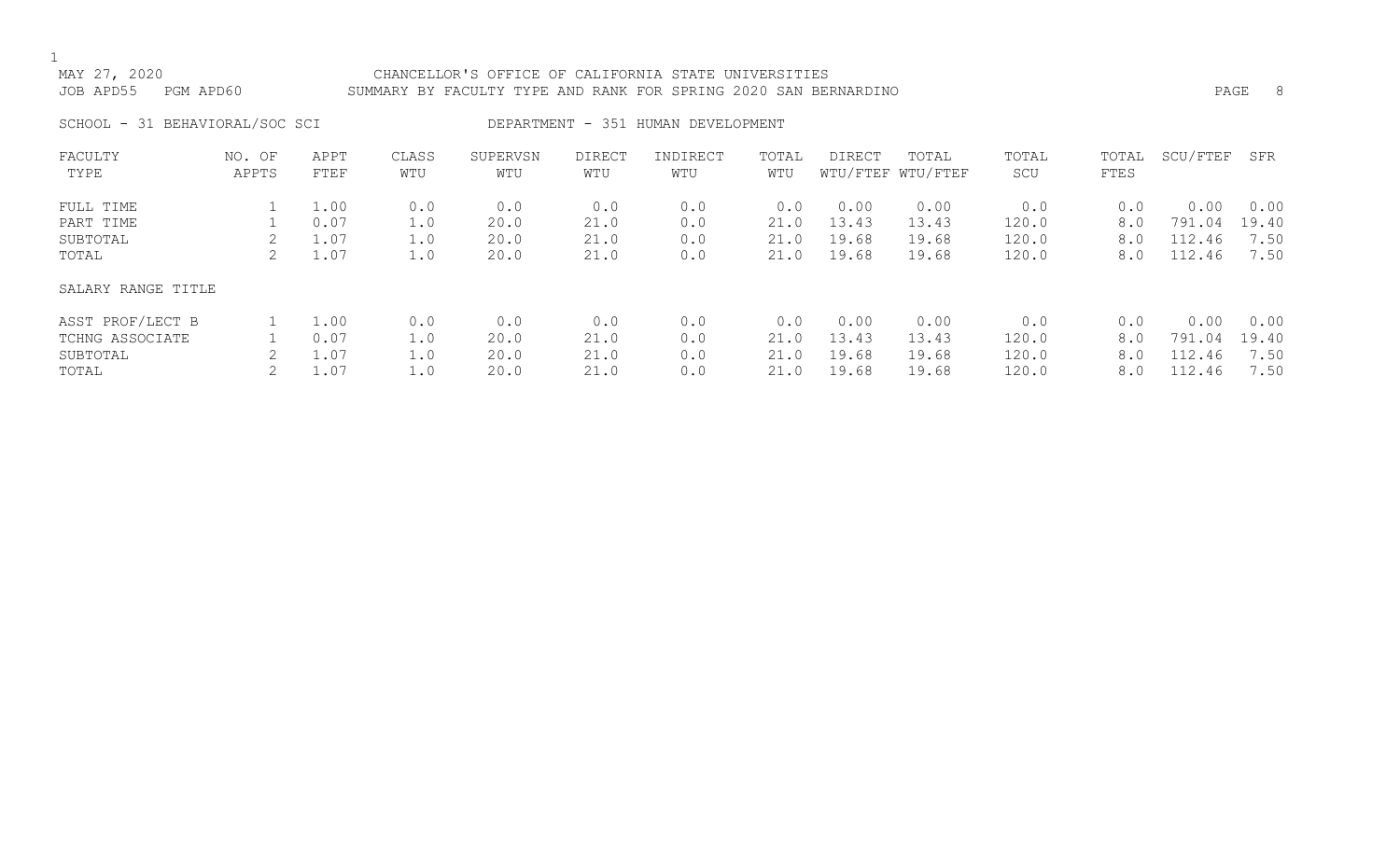MAY 27, 2020 CHANCELLOR'S OFFICE OF CALIFORNIA STATE UNIVERSITIES

JOB APD55 PGM APD60 SUMMARY BY FACULTY TYPE AND RANK FOR SPRING 2020 SAN BERNARDINO

SCHOOL - 31 BEHAVIORAL/SOC SCI DEPARTMENT - 351 HUMAN DEVELOPMENT

| FACULTY TYPE | NO. OF APPTS | APPT FTEF | CLASS WTU | SUPERVSN WTU | DIRECT WTU | INDIRECT WTU | TOTAL WTU | DIRECT WTU/FTEF | TOTAL WTU/FTEF | TOTAL SCU | TOTAL FTES | SCU/FTEF | SFR |
|---|---|---|---|---|---|---|---|---|---|---|---|---|---|
| FULL TIME | 1 | 1.00 | 0.0 | 0.0 | 0.0 | 0.0 | 0.0 | 0.00 | 0.00 | 0.0 | 0.0 | 0.00 | 0.00 |
| PART TIME | 1 | 0.07 | 1.0 | 20.0 | 21.0 | 0.0 | 21.0 | 13.43 | 13.43 | 120.0 | 8.0 | 791.04 | 19.40 |
| SUBTOTAL | 2 | 1.07 | 1.0 | 20.0 | 21.0 | 0.0 | 21.0 | 19.68 | 19.68 | 120.0 | 8.0 | 112.46 | 7.50 |
| TOTAL | 2 | 1.07 | 1.0 | 20.0 | 21.0 | 0.0 | 21.0 | 19.68 | 19.68 | 120.0 | 8.0 | 112.46 | 7.50 |

| SALARY RANGE TITLE | NO. OF APPTS | APPT FTEF | CLASS WTU | SUPERVSN WTU | DIRECT WTU | INDIRECT WTU | TOTAL WTU | DIRECT WTU/FTEF | TOTAL WTU/FTEF | TOTAL SCU | TOTAL FTES | SCU/FTEF | SFR |
|---|---|---|---|---|---|---|---|---|---|---|---|---|---|
| ASST PROF/LECT B | 1 | 1.00 | 0.0 | 0.0 | 0.0 | 0.0 | 0.0 | 0.00 | 0.00 | 0.0 | 0.0 | 0.00 | 0.00 |
| TCHNG ASSOCIATE | 1 | 0.07 | 1.0 | 20.0 | 21.0 | 0.0 | 21.0 | 13.43 | 13.43 | 120.0 | 8.0 | 791.04 | 19.40 |
| SUBTOTAL | 2 | 1.07 | 1.0 | 20.0 | 21.0 | 0.0 | 21.0 | 19.68 | 19.68 | 120.0 | 8.0 | 112.46 | 7.50 |
| TOTAL | 2 | 1.07 | 1.0 | 20.0 | 21.0 | 0.0 | 21.0 | 19.68 | 19.68 | 120.0 | 8.0 | 112.46 | 7.50 |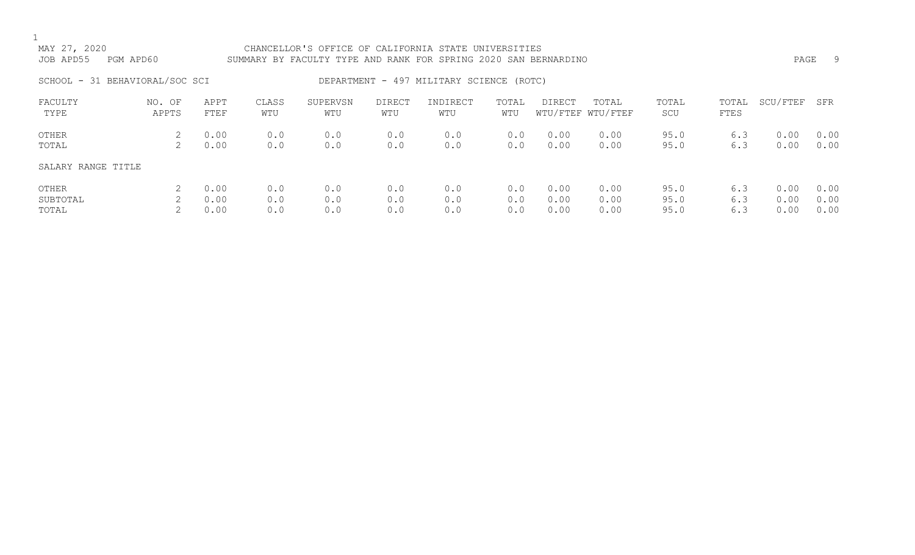MAY 27, 2020 CHANCELLOR'S OFFICE OF CALIFORNIA STATE UNIVERSITIES
JOB APD55 PGM APD60 SUMMARY BY FACULTY TYPE AND RANK FOR SPRING 2020 SAN BERNARDINO

SCHOOL - 31 BEHAVIORAL/SOC SCI DEPARTMENT - 497 MILITARY SCIENCE (ROTC)

| FACULTY TYPE | NO. OF APPTS | APPT FTEF | CLASS WTU | SUPERVSN WTU | DIRECT WTU | INDIRECT WTU | TOTAL WTU | DIRECT WTU/FTEF | TOTAL WTU/FTEF | TOTAL SCU | TOTAL FTES | SCU/FTEF | SFR |
|---|---|---|---|---|---|---|---|---|---|---|---|---|---|
| OTHER | 2 | 0.00 | 0.0 | 0.0 | 0.0 | 0.0 | 0.0 | 0.00 | 0.00 | 95.0 | 6.3 | 0.00 | 0.00 |
| TOTAL | 2 | 0.00 | 0.0 | 0.0 | 0.0 | 0.0 | 0.0 | 0.00 | 0.00 | 95.0 | 6.3 | 0.00 | 0.00 |
| SALARY RANGE TITLE | | | | | | | | | | | | | |
| OTHER | 2 | 0.00 | 0.0 | 0.0 | 0.0 | 0.0 | 0.0 | 0.00 | 0.00 | 95.0 | 6.3 | 0.00 | 0.00 |
| SUBTOTAL | 2 | 0.00 | 0.0 | 0.0 | 0.0 | 0.0 | 0.0 | 0.00 | 0.00 | 95.0 | 6.3 | 0.00 | 0.00 |
| TOTAL | 2 | 0.00 | 0.0 | 0.0 | 0.0 | 0.0 | 0.0 | 0.00 | 0.00 | 95.0 | 6.3 | 0.00 | 0.00 |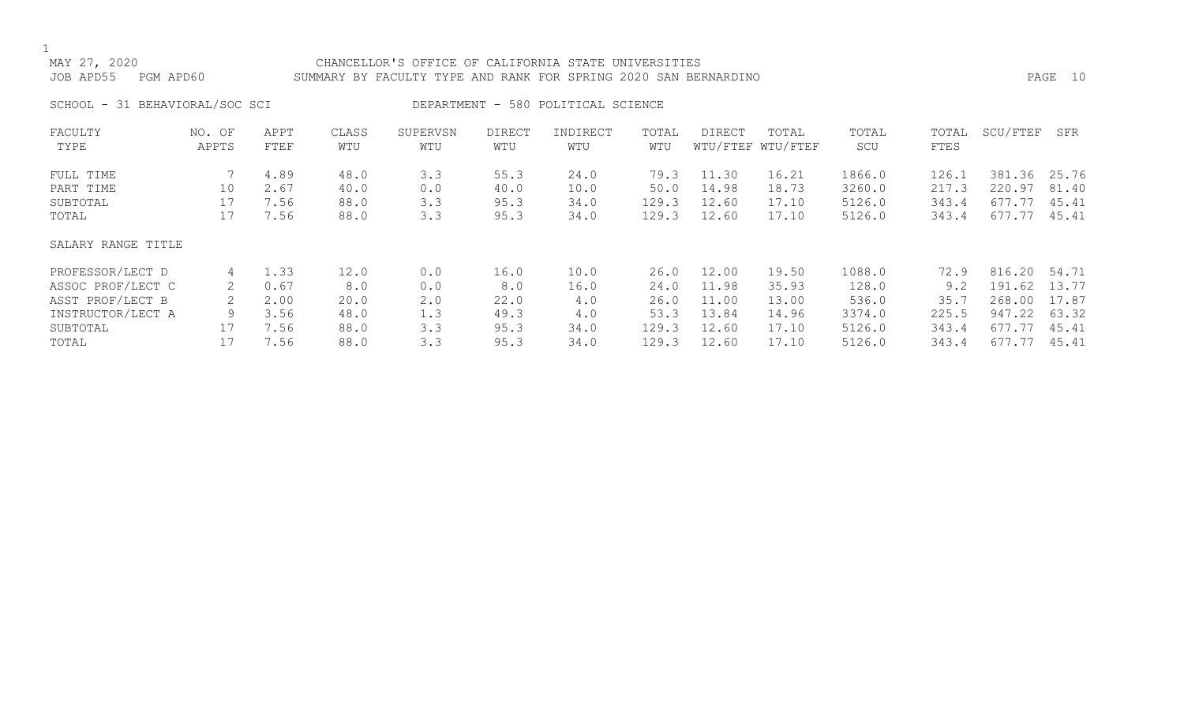MAY 27, 2020 CHANCELLOR'S OFFICE OF CALIFORNIA STATE UNIVERSITIES
JOB APD55 PGM APD60 SUMMARY BY FACULTY TYPE AND RANK FOR SPRING 2020 SAN BERNARDINO

SCHOOL - 31 BEHAVIORAL/SOC SCI DEPARTMENT - 580 POLITICAL SCIENCE

| FACULTY TYPE | NO. OF APPTS | APPT FTEF | CLASS WTU | SUPERVSN WTU | DIRECT WTU | INDIRECT WTU | TOTAL WTU | DIRECT WTU/FTEF | TOTAL WTU/FTEF | TOTAL SCU | TOTAL FTES | SCU/FTEF | SFR |
|---|---|---|---|---|---|---|---|---|---|---|---|---|---|
| FULL TIME | 7 | 4.89 | 48.0 | 3.3 | 55.3 | 24.0 | 79.3 | 11.30 | 16.21 | 1866.0 | 126.1 | 381.36 | 25.76 |
| PART TIME | 10 | 2.67 | 40.0 | 0.0 | 40.0 | 10.0 | 50.0 | 14.98 | 18.73 | 3260.0 | 217.3 | 220.97 | 81.40 |
| SUBTOTAL | 17 | 7.56 | 88.0 | 3.3 | 95.3 | 34.0 | 129.3 | 12.60 | 17.10 | 5126.0 | 343.4 | 677.77 | 45.41 |
| TOTAL | 17 | 7.56 | 88.0 | 3.3 | 95.3 | 34.0 | 129.3 | 12.60 | 17.10 | 5126.0 | 343.4 | 677.77 | 45.41 |
| SALARY RANGE TITLE | | | | | | | | | | | | | |
| PROFESSOR/LECT D | 4 | 1.33 | 12.0 | 0.0 | 16.0 | 10.0 | 26.0 | 12.00 | 19.50 | 1088.0 | 72.9 | 816.20 | 54.71 |
| ASSOC PROF/LECT C | 2 | 0.67 | 8.0 | 0.0 | 8.0 | 16.0 | 24.0 | 11.98 | 35.93 | 128.0 | 9.2 | 191.62 | 13.77 |
| ASST PROF/LECT B | 2 | 2.00 | 20.0 | 2.0 | 22.0 | 4.0 | 26.0 | 11.00 | 13.00 | 536.0 | 35.7 | 268.00 | 17.87 |
| INSTRUCTOR/LECT A | 9 | 3.56 | 48.0 | 1.3 | 49.3 | 4.0 | 53.3 | 13.84 | 14.96 | 3374.0 | 225.5 | 947.22 | 63.32 |
| SUBTOTAL | 17 | 7.56 | 88.0 | 3.3 | 95.3 | 34.0 | 129.3 | 12.60 | 17.10 | 5126.0 | 343.4 | 677.77 | 45.41 |
| TOTAL | 17 | 7.56 | 88.0 | 3.3 | 95.3 | 34.0 | 129.3 | 12.60 | 17.10 | 5126.0 | 343.4 | 677.77 | 45.41 |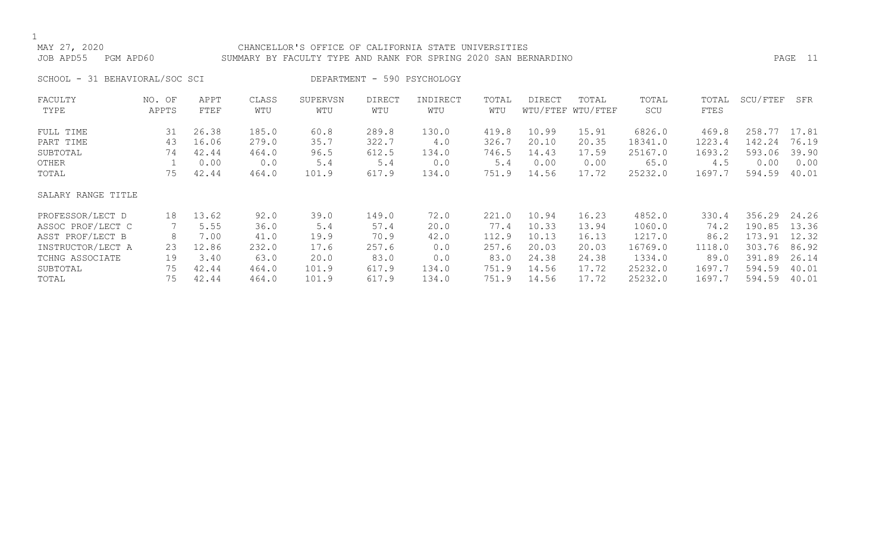MAY 27, 2020 CHANCELLOR'S OFFICE OF CALIFORNIA STATE UNIVERSITIES

JOB APD55 PGM APD60 SUMMARY BY FACULTY TYPE AND RANK FOR SPRING 2020 SAN BERNARDINO

SCHOOL - 31 BEHAVIORAL/SOC SCI DEPARTMENT - 590 PSYCHOLOGY

| FACULTY TYPE | NO. OF APPTS | APPT FTEF | CLASS WTU | SUPERVSN WTU | DIRECT WTU | INDIRECT WTU | TOTAL WTU | DIRECT WTU/FTEF | TOTAL WTU/FTEF | TOTAL SCU | TOTAL FTES | SCU/FTEF | SFR |
|---|---|---|---|---|---|---|---|---|---|---|---|---|---|
| FULL TIME | 31 | 26.38 | 185.0 | 60.8 | 289.8 | 130.0 | 419.8 | 10.99 | 15.91 | 6826.0 | 469.8 | 258.77 | 17.81 |
| PART TIME | 43 | 16.06 | 279.0 | 35.7 | 322.7 | 4.0 | 326.7 | 20.10 | 20.35 | 18341.0 | 1223.4 | 142.24 | 76.19 |
| SUBTOTAL | 74 | 42.44 | 464.0 | 96.5 | 612.5 | 134.0 | 746.5 | 14.43 | 17.59 | 25167.0 | 1693.2 | 593.06 | 39.90 |
| OTHER | 1 | 0.00 | 0.0 | 5.4 | 5.4 | 0.0 | 5.4 | 0.00 | 0.00 | 65.0 | 4.5 | 0.00 | 0.00 |
| TOTAL | 75 | 42.44 | 464.0 | 101.9 | 617.9 | 134.0 | 751.9 | 14.56 | 17.72 | 25232.0 | 1697.7 | 594.59 | 40.01 |
| **SALARY RANGE TITLE** | | | | | | | | | | | | | |
| PROFESSOR/LECT D | 18 | 13.62 | 92.0 | 39.0 | 149.0 | 72.0 | 221.0 | 10.94 | 16.23 | 4852.0 | 330.4 | 356.29 | 24.26 |
| ASSOC PROF/LECT C | 7 | 5.55 | 36.0 | 5.4 | 57.4 | 20.0 | 77.4 | 10.33 | 13.94 | 1060.0 | 74.2 | 190.85 | 13.36 |
| ASST PROF/LECT B | 8 | 7.00 | 41.0 | 19.9 | 70.9 | 42.0 | 112.9 | 10.13 | 16.13 | 1217.0 | 86.2 | 173.91 | 12.32 |
| INSTRUCTOR/LECT A | 23 | 12.86 | 232.0 | 17.6 | 257.6 | 0.0 | 257.6 | 20.03 | 20.03 | 16769.0 | 1118.0 | 303.76 | 86.92 |
| TCHNG ASSOCIATE | 19 | 3.40 | 63.0 | 20.0 | 83.0 | 0.0 | 83.0 | 24.38 | 24.38 | 1334.0 | 89.0 | 391.89 | 26.14 |
| SUBTOTAL | 75 | 42.44 | 464.0 | 101.9 | 617.9 | 134.0 | 751.9 | 14.56 | 17.72 | 25232.0 | 1697.7 | 594.59 | 40.01 |
| TOTAL | 75 | 42.44 | 464.0 | 101.9 | 617.9 | 134.0 | 751.9 | 14.56 | 17.72 | 25232.0 | 1697.7 | 594.59 | 40.01 |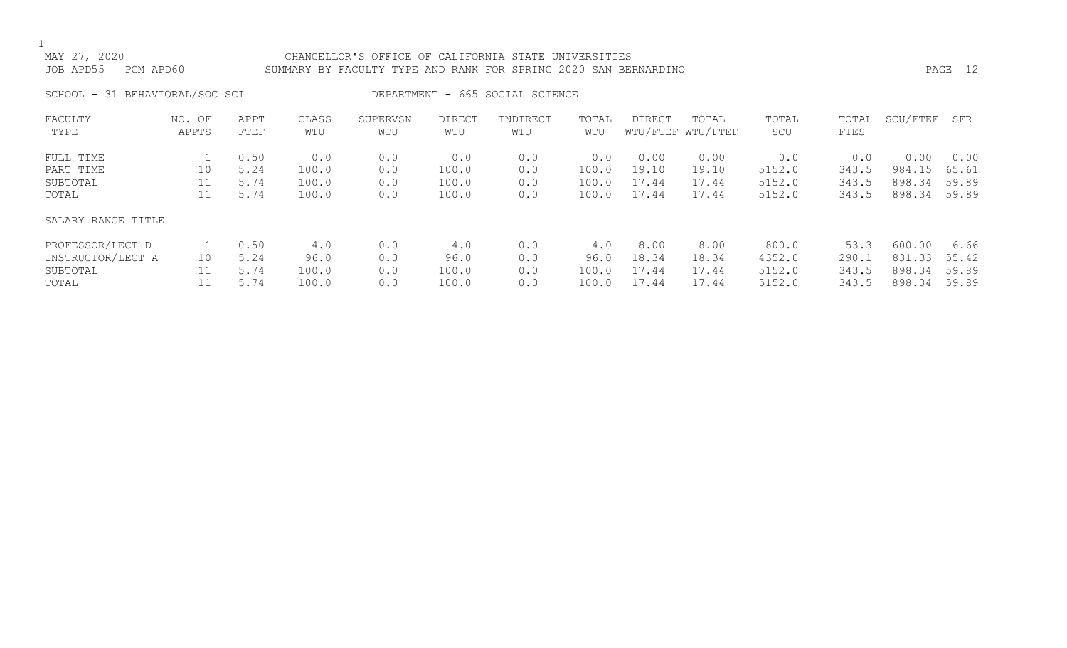MAY 27, 2020 CHANCELLOR'S OFFICE OF CALIFORNIA STATE UNIVERSITIES
JOB APD55 PGM APD60 SUMMARY BY FACULTY TYPE AND RANK FOR SPRING 2020 SAN BERNARDINO

SCHOOL - 31 BEHAVIORAL/SOC SCI DEPARTMENT - 665 SOCIAL SCIENCE

| FACULTY TYPE | NO. OF APPTS | APPT FTEF | CLASS WTU | SUPERVSN WTU | DIRECT WTU | INDIRECT WTU | TOTAL WTU | DIRECT WTU/FTEF | TOTAL WTU/FTEF | TOTAL SCU | TOTAL FTES | SCU/FTEF | SFR |
|---|---|---|---|---|---|---|---|---|---|---|---|---|---|
| FULL TIME | 1 | 0.50 | 0.0 | 0.0 | 0.0 | 0.0 | 0.0 | 0.00 | 0.00 | 0.0 | 0.0 | 0.00 | 0.00 |
| PART TIME | 10 | 5.24 | 100.0 | 0.0 | 100.0 | 0.0 | 100.0 | 19.10 | 19.10 | 5152.0 | 343.5 | 984.15 | 65.61 |
| SUBTOTAL | 11 | 5.74 | 100.0 | 0.0 | 100.0 | 0.0 | 100.0 | 17.44 | 17.44 | 5152.0 | 343.5 | 898.34 | 59.89 |
| TOTAL | 11 | 5.74 | 100.0 | 0.0 | 100.0 | 0.0 | 100.0 | 17.44 | 17.44 | 5152.0 | 343.5 | 898.34 | 59.89 |
| SALARY RANGE TITLE | | | | | | | | | | | | | |
| PROFESSOR/LECT D | 1 | 0.50 | 4.0 | 0.0 | 4.0 | 0.0 | 4.0 | 8.00 | 8.00 | 800.0 | 53.3 | 600.00 | 6.66 |
| INSTRUCTOR/LECT A | 10 | 5.24 | 96.0 | 0.0 | 96.0 | 0.0 | 96.0 | 18.34 | 18.34 | 4352.0 | 290.1 | 831.33 | 55.42 |
| SUBTOTAL | 11 | 5.74 | 100.0 | 0.0 | 100.0 | 0.0 | 100.0 | 17.44 | 17.44 | 5152.0 | 343.5 | 898.34 | 59.89 |
| TOTAL | 11 | 5.74 | 100.0 | 0.0 | 100.0 | 0.0 | 100.0 | 17.44 | 17.44 | 5152.0 | 343.5 | 898.34 | 59.89 |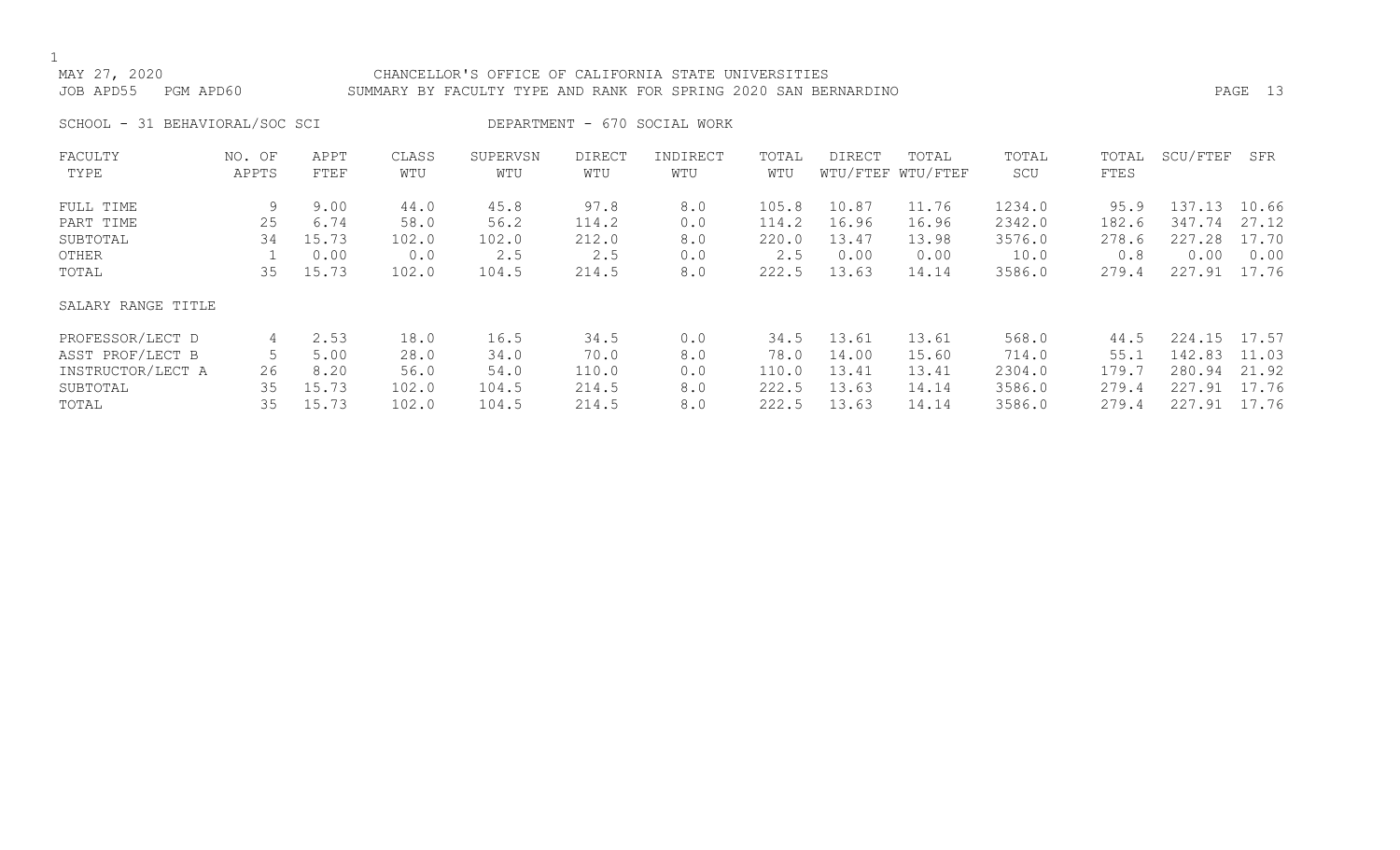MAY 27, 2020 CHANCELLOR'S OFFICE OF CALIFORNIA STATE UNIVERSITIES
JOB APD55 PGM APD60 SUMMARY BY FACULTY TYPE AND RANK FOR SPRING 2020 SAN BERNARDINO

SCHOOL - 31 BEHAVIORAL/SOC SCI DEPARTMENT - 670 SOCIAL WORK

| FACULTY TYPE | NO. OF APPTS | APPT FTEF | CLASS WTU | SUPERVSN WTU | DIRECT WTU | INDIRECT WTU | TOTAL WTU | DIRECT WTU/FTEF | TOTAL WTU/FTEF | TOTAL SCU | TOTAL FTES | SCU/FTEF | SFR |
|---|---|---|---|---|---|---|---|---|---|---|---|---|---|
| FULL TIME | 9 | 9.00 | 44.0 | 45.8 | 97.8 | 8.0 | 105.8 | 10.87 | 11.76 | 1234.0 | 95.9 | 137.13 | 10.66 |
| PART TIME | 25 | 6.74 | 58.0 | 56.2 | 114.2 | 0.0 | 114.2 | 16.96 | 16.96 | 2342.0 | 182.6 | 347.74 | 27.12 |
| SUBTOTAL | 34 | 15.73 | 102.0 | 102.0 | 212.0 | 8.0 | 220.0 | 13.47 | 13.98 | 3576.0 | 278.6 | 227.28 | 17.70 |
| OTHER | 1 | 0.00 | 0.0 | 2.5 | 2.5 | 0.0 | 2.5 | 0.00 | 0.00 | 10.0 | 0.8 | 0.00 | 0.00 |
| TOTAL | 35 | 15.73 | 102.0 | 104.5 | 214.5 | 8.0 | 222.5 | 13.63 | 14.14 | 3586.0 | 279.4 | 227.91 | 17.76 |
| **SALARY RANGE TITLE** | | | | | | | | | | | | | |
| PROFESSOR/LECT D | 4 | 2.53 | 18.0 | 16.5 | 34.5 | 0.0 | 34.5 | 13.61 | 13.61 | 568.0 | 44.5 | 224.15 | 17.57 |
| ASST PROF/LECT B | 5 | 5.00 | 28.0 | 34.0 | 70.0 | 8.0 | 78.0 | 14.00 | 15.60 | 714.0 | 55.1 | 142.83 | 11.03 |
| INSTRUCTOR/LECT A | 26 | 8.20 | 56.0 | 54.0 | 110.0 | 0.0 | 110.0 | 13.41 | 13.41 | 2304.0 | 179.7 | 280.94 | 21.92 |
| SUBTOTAL | 35 | 15.73 | 102.0 | 104.5 | 214.5 | 8.0 | 222.5 | 13.63 | 14.14 | 3586.0 | 279.4 | 227.91 | 17.76 |
| TOTAL | 35 | 15.73 | 102.0 | 104.5 | 214.5 | 8.0 | 222.5 | 13.63 | 14.14 | 3586.0 | 279.4 | 227.91 | 17.76 |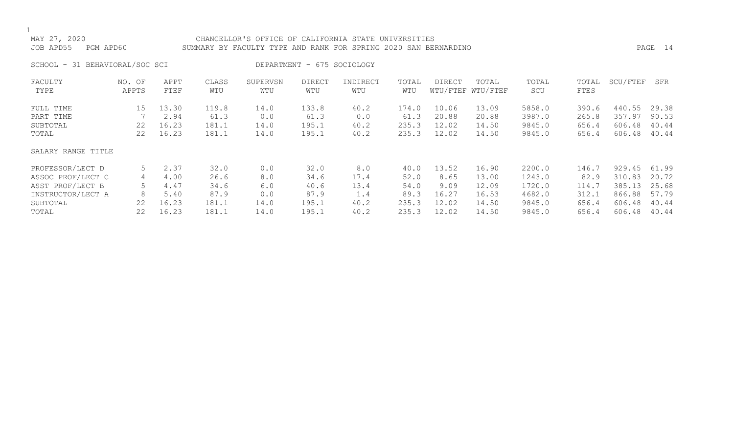CHANCELLOR'S OFFICE OF CALIFORNIA STATE UNIVERSITIES

SUMMARY BY FACULTY TYPE AND RANK FOR SPRING 2020 SAN BERNARDINO

MAY 27, 2020

JOB APD55 PGM APD60

SCHOOL - 31 BEHAVIORAL/SOC SCI

DEPARTMENT - 675 SOCIOLOGY

| FACULTY TYPE | NO. OF APPTS | APPT FTEF | CLASS WTU | SUPERVSN WTU | DIRECT WTU | INDIRECT WTU | TOTAL WTU | DIRECT WTU/FTEF | TOTAL WTU/FTEF | TOTAL SCU | TOTAL FTES | SCU/FTEF | SFR |
|---|---|---|---|---|---|---|---|---|---|---|---|---|---|
| FULL TIME | 15 | 13.30 | 119.8 | 14.0 | 133.8 | 40.2 | 174.0 | 10.06 | 13.09 | 5858.0 | 390.6 | 440.55 | 29.38 |
| PART TIME | 7 | 2.94 | 61.3 | 0.0 | 61.3 | 0.0 | 61.3 | 20.88 | 20.88 | 3987.0 | 265.8 | 357.97 | 90.53 |
| SUBTOTAL | 22 | 16.23 | 181.1 | 14.0 | 195.1 | 40.2 | 235.3 | 12.02 | 14.50 | 9845.0 | 656.4 | 606.48 | 40.44 |
| TOTAL | 22 | 16.23 | 181.1 | 14.0 | 195.1 | 40.2 | 235.3 | 12.02 | 14.50 | 9845.0 | 656.4 | 606.48 | 40.44 |
| SALARY RANGE TITLE | | | | | | | | | | | | | |
| PROFESSOR/LECT D | 5 | 2.37 | 32.0 | 0.0 | 32.0 | 8.0 | 40.0 | 13.52 | 16.90 | 2200.0 | 146.7 | 929.45 | 61.99 |
| ASSOC PROF/LECT C | 4 | 4.00 | 26.6 | 8.0 | 34.6 | 17.4 | 52.0 | 8.65 | 13.00 | 1243.0 | 82.9 | 310.83 | 20.72 |
| ASST PROF/LECT B | 5 | 4.47 | 34.6 | 6.0 | 40.6 | 13.4 | 54.0 | 9.09 | 12.09 | 1720.0 | 114.7 | 385.13 | 25.68 |
| INSTRUCTOR/LECT A | 8 | 5.40 | 87.9 | 0.0 | 87.9 | 1.4 | 89.3 | 16.27 | 16.53 | 4682.0 | 312.1 | 866.88 | 57.79 |
| SUBTOTAL | 22 | 16.23 | 181.1 | 14.0 | 195.1 | 40.2 | 235.3 | 12.02 | 14.50 | 9845.0 | 656.4 | 606.48 | 40.44 |
| TOTAL | 22 | 16.23 | 181.1 | 14.0 | 195.1 | 40.2 | 235.3 | 12.02 | 14.50 | 9845.0 | 656.4 | 606.48 | 40.44 |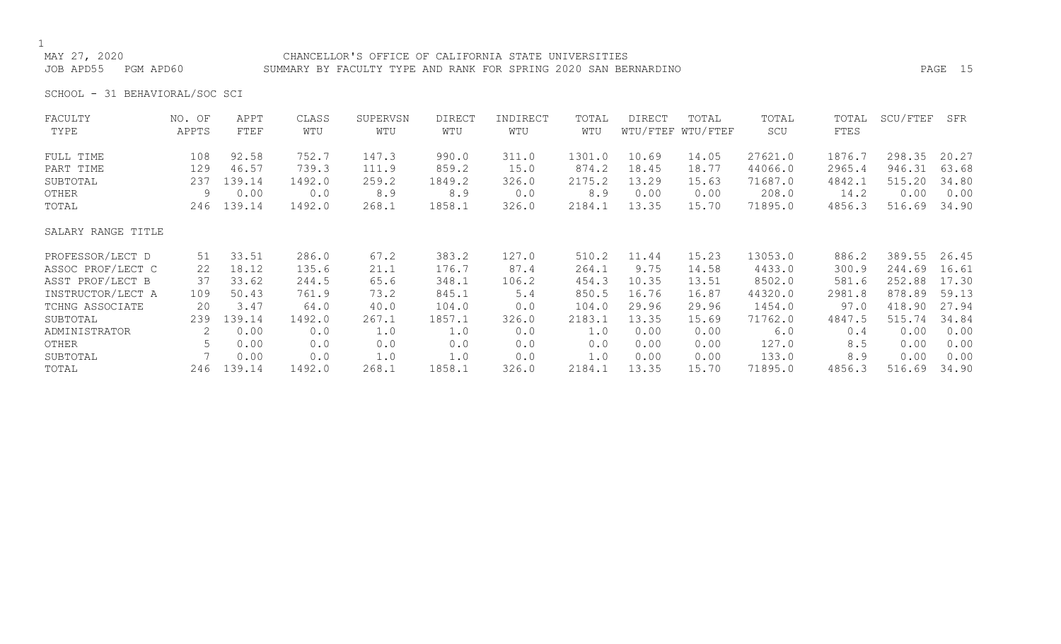CHANCELLOR'S OFFICE OF CALIFORNIA STATE UNIVERSITIES

SUMMARY BY FACULTY TYPE AND RANK FOR SPRING 2020 SAN BERNARDINO

MAY 27, 2020

JOB APD55 PGM APD60

SCHOOL - 31 BEHAVIORAL/SOC SCI

| FACULTY TYPE | NO. OF APPTS | APPT FTEF | CLASS WTU | SUPERVSN WTU | DIRECT WTU | INDIRECT WTU | TOTAL WTU | DIRECT WTU/FTEF | TOTAL WTU/FTEF | TOTAL SCU | TOTAL FTES | SCU/FTEF | SFR |
|---|---|---|---|---|---|---|---|---|---|---|---|---|---|
| FULL TIME | 108 | 92.58 | 752.7 | 147.3 | 990.0 | 311.0 | 1301.0 | 10.69 | 14.05 | 27621.0 | 1876.7 | 298.35 | 20.27 |
| PART TIME | 129 | 46.57 | 739.3 | 111.9 | 859.2 | 15.0 | 874.2 | 18.45 | 18.77 | 44066.0 | 2965.4 | 946.31 | 63.68 |
| SUBTOTAL | 237 | 139.14 | 1492.0 | 259.2 | 1849.2 | 326.0 | 2175.2 | 13.29 | 15.63 | 71687.0 | 4842.1 | 515.20 | 34.80 |
| OTHER | 9 | 0.00 | 0.0 | 8.9 | 8.9 | 0.0 | 8.9 | 0.00 | 0.00 | 208.0 | 14.2 | 0.00 | 0.00 |
| TOTAL | 246 | 139.14 | 1492.0 | 268.1 | 1858.1 | 326.0 | 2184.1 | 13.35 | 15.70 | 71895.0 | 4856.3 | 516.69 | 34.90 |
| **SALARY RANGE TITLE** | | | | | | | | | | | | | |
| PROFESSOR/LECT D | 51 | 33.51 | 286.0 | 67.2 | 383.2 | 127.0 | 510.2 | 11.44 | 15.23 | 13053.0 | 886.2 | 389.55 | 26.45 |
| ASSOC PROF/LECT C | 22 | 18.12 | 135.6 | 21.1 | 176.7 | 87.4 | 264.1 | 9.75 | 14.58 | 4433.0 | 300.9 | 244.69 | 16.61 |
| ASST PROF/LECT B | 37 | 33.62 | 244.5 | 65.6 | 348.1 | 106.2 | 454.3 | 10.35 | 13.51 | 8502.0 | 581.6 | 252.88 | 17.30 |
| INSTRUCTOR/LECT A | 109 | 50.43 | 761.9 | 73.2 | 845.1 | 5.4 | 850.5 | 16.76 | 16.87 | 44320.0 | 2981.8 | 878.89 | 59.13 |
| TCHNG ASSOCIATE | 20 | 3.47 | 64.0 | 40.0 | 104.0 | 0.0 | 104.0 | 29.96 | 29.96 | 1454.0 | 97.0 | 418.90 | 27.94 |
| SUBTOTAL | 239 | 139.14 | 1492.0 | 267.1 | 1857.1 | 326.0 | 2183.1 | 13.35 | 15.69 | 71762.0 | 4847.5 | 515.74 | 34.84 |
| ADMINISTRATOR | 2 | 0.00 | 0.0 | 1.0 | 1.0 | 0.0 | 1.0 | 0.00 | 0.00 | 6.0 | 0.4 | 0.00 | 0.00 |
| OTHER | 5 | 0.00 | 0.0 | 0.0 | 0.0 | 0.0 | 0.0 | 0.00 | 0.00 | 127.0 | 8.5 | 0.00 | 0.00 |
| SUBTOTAL | 7 | 0.00 | 0.0 | 1.0 | 1.0 | 0.0 | 1.0 | 0.00 | 0.00 | 133.0 | 8.9 | 0.00 | 0.00 |
| TOTAL | 246 | 139.14 | 1492.0 | 268.1 | 1858.1 | 326.0 | 2184.1 | 13.35 | 15.70 | 71895.0 | 4856.3 | 516.69 | 34.90 |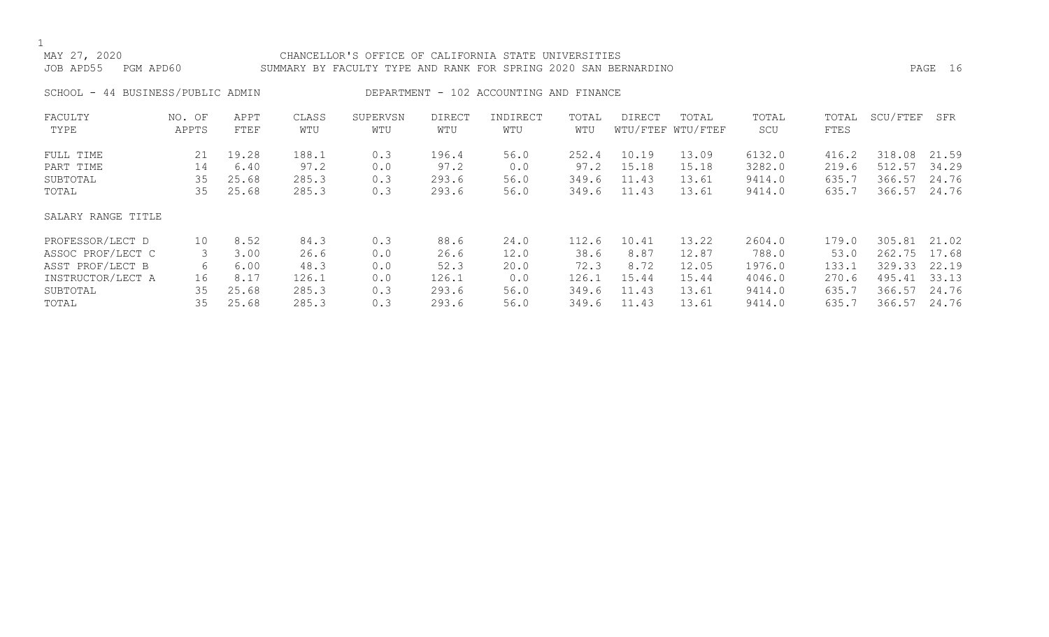MAY 27, 2020 — CHANCELLOR'S OFFICE OF CALIFORNIA STATE UNIVERSITIES

JOB APD55 PGM APD60 — SUMMARY BY FACULTY TYPE AND RANK FOR SPRING 2020 SAN BERNARDINO

SCHOOL - 44 BUSINESS/PUBLIC ADMIN — DEPARTMENT - 102 ACCOUNTING AND FINANCE

| FACULTY TYPE | NO. OF APPTS | APPT FTEF | CLASS WTU | SUPERVSN WTU | DIRECT WTU | INDIRECT WTU | TOTAL WTU | DIRECT WTU/FTEF | TOTAL WTU/FTEF | TOTAL SCU | TOTAL FTES | SCU/FTEF | SFR |
|---|---|---|---|---|---|---|---|---|---|---|---|---|---|
| FULL TIME | 21 | 19.28 | 188.1 | 0.3 | 196.4 | 56.0 | 252.4 | 10.19 | 13.09 | 6132.0 | 416.2 | 318.08 | 21.59 |
| PART TIME | 14 | 6.40 | 97.2 | 0.0 | 97.2 | 0.0 | 97.2 | 15.18 | 15.18 | 3282.0 | 219.6 | 512.57 | 34.29 |
| SUBTOTAL | 35 | 25.68 | 285.3 | 0.3 | 293.6 | 56.0 | 349.6 | 11.43 | 13.61 | 9414.0 | 635.7 | 366.57 | 24.76 |
| TOTAL | 35 | 25.68 | 285.3 | 0.3 | 293.6 | 56.0 | 349.6 | 11.43 | 13.61 | 9414.0 | 635.7 | 366.57 | 24.76 |
| SALARY RANGE TITLE | | | | | | | | | | | | | |
| PROFESSOR/LECT D | 10 | 8.52 | 84.3 | 0.3 | 88.6 | 24.0 | 112.6 | 10.41 | 13.22 | 2604.0 | 179.0 | 305.81 | 21.02 |
| ASSOC PROF/LECT C | 3 | 3.00 | 26.6 | 0.0 | 26.6 | 12.0 | 38.6 | 8.87 | 12.87 | 788.0 | 53.0 | 262.75 | 17.68 |
| ASST PROF/LECT B | 6 | 6.00 | 48.3 | 0.0 | 52.3 | 20.0 | 72.3 | 8.72 | 12.05 | 1976.0 | 133.1 | 329.33 | 22.19 |
| INSTRUCTOR/LECT A | 16 | 8.17 | 126.1 | 0.0 | 126.1 | 0.0 | 126.1 | 15.44 | 15.44 | 4046.0 | 270.6 | 495.41 | 33.13 |
| SUBTOTAL | 35 | 25.68 | 285.3 | 0.3 | 293.6 | 56.0 | 349.6 | 11.43 | 13.61 | 9414.0 | 635.7 | 366.57 | 24.76 |
| TOTAL | 35 | 25.68 | 285.3 | 0.3 | 293.6 | 56.0 | 349.6 | 11.43 | 13.61 | 9414.0 | 635.7 | 366.57 | 24.76 |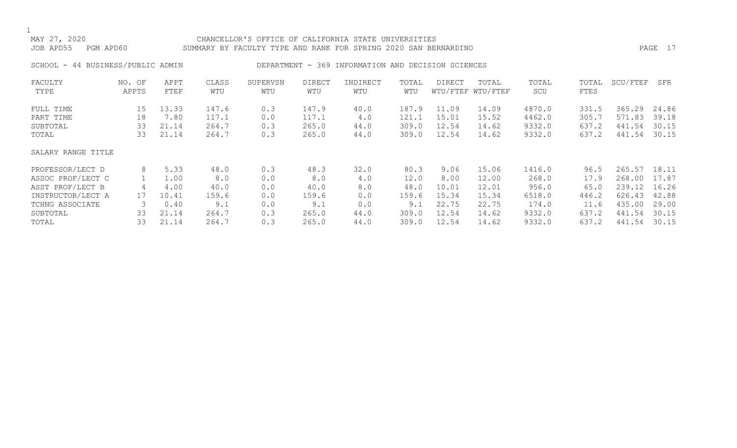MAY 27, 2020 CHANCELLOR'S OFFICE OF CALIFORNIA STATE UNIVERSITIES
JOB APD55 PGM APD60 SUMMARY BY FACULTY TYPE AND RANK FOR SPRING 2020 SAN BERNARDINO

SCHOOL - 44 BUSINESS/PUBLIC ADMIN DEPARTMENT - 369 INFORMATION AND DECISION SCIENCES

| FACULTY TYPE | NO. OF APPTS | APPT FTEF | CLASS WTU | SUPERVSN WTU | DIRECT WTU | INDIRECT WTU | TOTAL WTU | DIRECT WTU/FTEF | TOTAL WTU/FTEF | TOTAL SCU | TOTAL FTES | SCU/FTEF | SFR |
|---|---|---|---|---|---|---|---|---|---|---|---|---|---|
| FULL TIME | 15 | 13.33 | 147.6 | 0.3 | 147.9 | 40.0 | 187.9 | 11.09 | 14.09 | 4870.0 | 331.5 | 365.29 | 24.86 |
| PART TIME | 18 | 7.80 | 117.1 | 0.0 | 117.1 | 4.0 | 121.1 | 15.01 | 15.52 | 4462.0 | 305.7 | 571.83 | 39.18 |
| SUBTOTAL | 33 | 21.14 | 264.7 | 0.3 | 265.0 | 44.0 | 309.0 | 12.54 | 14.62 | 9332.0 | 637.2 | 441.54 | 30.15 |
| TOTAL | 33 | 21.14 | 264.7 | 0.3 | 265.0 | 44.0 | 309.0 | 12.54 | 14.62 | 9332.0 | 637.2 | 441.54 | 30.15 |
| SALARY RANGE TITLE | | | | | | | | | | | | | |
| PROFESSOR/LECT D | 8 | 5.33 | 48.0 | 0.3 | 48.3 | 32.0 | 80.3 | 9.06 | 15.06 | 1416.0 | 96.5 | 265.57 | 18.11 |
| ASSOC PROF/LECT C | 1 | 1.00 | 8.0 | 0.0 | 8.0 | 4.0 | 12.0 | 8.00 | 12.00 | 268.0 | 17.9 | 268.00 | 17.87 |
| ASST PROF/LECT B | 4 | 4.00 | 40.0 | 0.0 | 40.0 | 8.0 | 48.0 | 10.01 | 12.01 | 956.0 | 65.0 | 239.12 | 16.26 |
| INSTRUCTOR/LECT A | 17 | 10.41 | 159.6 | 0.0 | 159.6 | 0.0 | 159.6 | 15.34 | 15.34 | 6518.0 | 446.2 | 626.43 | 42.88 |
| TCHNG ASSOCIATE | 3 | 0.40 | 9.1 | 0.0 | 9.1 | 0.0 | 9.1 | 22.75 | 22.75 | 174.0 | 11.6 | 435.00 | 29.00 |
| SUBTOTAL | 33 | 21.14 | 264.7 | 0.3 | 265.0 | 44.0 | 309.0 | 12.54 | 14.62 | 9332.0 | 637.2 | 441.54 | 30.15 |
| TOTAL | 33 | 21.14 | 264.7 | 0.3 | 265.0 | 44.0 | 309.0 | 12.54 | 14.62 | 9332.0 | 637.2 | 441.54 | 30.15 |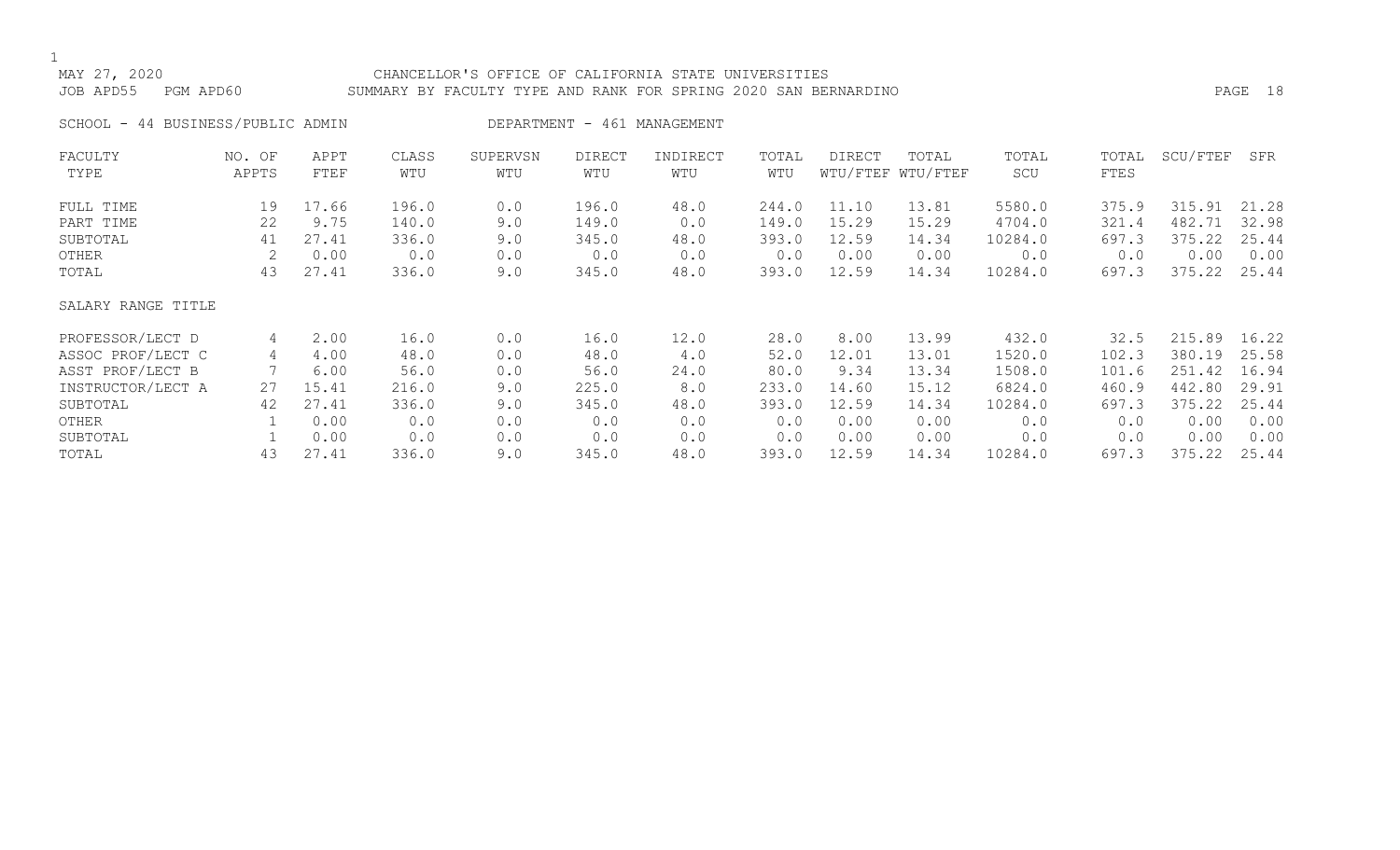MAY 27, 2020 CHANCELLOR'S OFFICE OF CALIFORNIA STATE UNIVERSITIES
JOB APD55 PGM APD60 SUMMARY BY FACULTY TYPE AND RANK FOR SPRING 2020 SAN BERNARDINO

SCHOOL - 44 BUSINESS/PUBLIC ADMIN DEPARTMENT - 461 MANAGEMENT

| FACULTY TYPE | NO. OF APPTS | APPT FTEF | CLASS WTU | SUPERVSN WTU | DIRECT WTU | INDIRECT WTU | TOTAL WTU | DIRECT WTU/FTEF | TOTAL WTU/FTEF | TOTAL SCU | TOTAL FTES | SCU/FTEF | SFR |
|---|---|---|---|---|---|---|---|---|---|---|---|---|---|
| FULL TIME | 19 | 17.66 | 196.0 | 0.0 | 196.0 | 48.0 | 244.0 | 11.10 | 13.81 | 5580.0 | 375.9 | 315.91 | 21.28 |
| PART TIME | 22 | 9.75 | 140.0 | 9.0 | 149.0 | 0.0 | 149.0 | 15.29 | 15.29 | 4704.0 | 321.4 | 482.71 | 32.98 |
| SUBTOTAL | 41 | 27.41 | 336.0 | 9.0 | 345.0 | 48.0 | 393.0 | 12.59 | 14.34 | 10284.0 | 697.3 | 375.22 | 25.44 |
| OTHER | 2 | 0.00 | 0.0 | 0.0 | 0.0 | 0.0 | 0.0 | 0.00 | 0.00 | 0.0 | 0.0 | 0.00 | 0.00 |
| TOTAL | 43 | 27.41 | 336.0 | 9.0 | 345.0 | 48.0 | 393.0 | 12.59 | 14.34 | 10284.0 | 697.3 | 375.22 | 25.44 |
| SALARY RANGE TITLE | | | | | | | | | | | | | |
| PROFESSOR/LECT D | 4 | 2.00 | 16.0 | 0.0 | 16.0 | 12.0 | 28.0 | 8.00 | 13.99 | 432.0 | 32.5 | 215.89 | 16.22 |
| ASSOC PROF/LECT C | 4 | 4.00 | 48.0 | 0.0 | 48.0 | 4.0 | 52.0 | 12.01 | 13.01 | 1520.0 | 102.3 | 380.19 | 25.58 |
| ASST PROF/LECT B | 7 | 6.00 | 56.0 | 0.0 | 56.0 | 24.0 | 80.0 | 9.34 | 13.34 | 1508.0 | 101.6 | 251.42 | 16.94 |
| INSTRUCTOR/LECT A | 27 | 15.41 | 216.0 | 9.0 | 225.0 | 8.0 | 233.0 | 14.60 | 15.12 | 6824.0 | 460.9 | 442.80 | 29.91 |
| SUBTOTAL | 42 | 27.41 | 336.0 | 9.0 | 345.0 | 48.0 | 393.0 | 12.59 | 14.34 | 10284.0 | 697.3 | 375.22 | 25.44 |
| OTHER | 1 | 0.00 | 0.0 | 0.0 | 0.0 | 0.0 | 0.0 | 0.00 | 0.00 | 0.0 | 0.0 | 0.00 | 0.00 |
| SUBTOTAL | 1 | 0.00 | 0.0 | 0.0 | 0.0 | 0.0 | 0.0 | 0.00 | 0.00 | 0.0 | 0.0 | 0.00 | 0.00 |
| TOTAL | 43 | 27.41 | 336.0 | 9.0 | 345.0 | 48.0 | 393.0 | 12.59 | 14.34 | 10284.0 | 697.3 | 375.22 | 25.44 |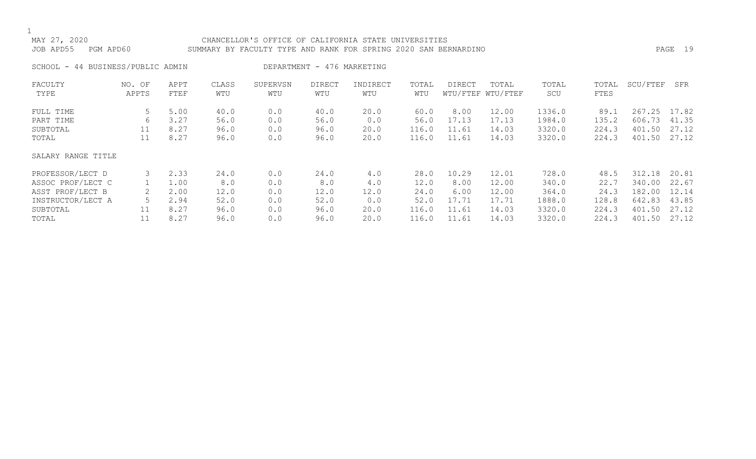MAY 27, 2020 CHANCELLOR'S OFFICE OF CALIFORNIA STATE UNIVERSITIES
JOB APD55 PGM APD60 SUMMARY BY FACULTY TYPE AND RANK FOR SPRING 2020 SAN BERNARDINO

SCHOOL - 44 BUSINESS/PUBLIC ADMIN DEPARTMENT - 476 MARKETING

| FACULTY TYPE | NO. OF APPTS | APPT FTEF | CLASS WTU | SUPERVSN WTU | DIRECT WTU | INDIRECT WTU | TOTAL WTU | DIRECT WTU/FTEF | TOTAL WTU/FTEF | TOTAL SCU | TOTAL FTES | SCU/FTEF | SFR |
|---|---|---|---|---|---|---|---|---|---|---|---|---|---|
| FULL TIME | 5 | 5.00 | 40.0 | 0.0 | 40.0 | 20.0 | 60.0 | 8.00 | 12.00 | 1336.0 | 89.1 | 267.25 | 17.82 |
| PART TIME | 6 | 3.27 | 56.0 | 0.0 | 56.0 | 0.0 | 56.0 | 17.13 | 17.13 | 1984.0 | 135.2 | 606.73 | 41.35 |
| SUBTOTAL | 11 | 8.27 | 96.0 | 0.0 | 96.0 | 20.0 | 116.0 | 11.61 | 14.03 | 3320.0 | 224.3 | 401.50 | 27.12 |
| TOTAL | 11 | 8.27 | 96.0 | 0.0 | 96.0 | 20.0 | 116.0 | 11.61 | 14.03 | 3320.0 | 224.3 | 401.50 | 27.12 |
| SALARY RANGE TITLE | | | | | | | | | | | | | |
| PROFESSOR/LECT D | 3 | 2.33 | 24.0 | 0.0 | 24.0 | 4.0 | 28.0 | 10.29 | 12.01 | 728.0 | 48.5 | 312.18 | 20.81 |
| ASSOC PROF/LECT C | 1 | 1.00 | 8.0 | 0.0 | 8.0 | 4.0 | 12.0 | 8.00 | 12.00 | 340.0 | 22.7 | 340.00 | 22.67 |
| ASST PROF/LECT B | 2 | 2.00 | 12.0 | 0.0 | 12.0 | 12.0 | 24.0 | 6.00 | 12.00 | 364.0 | 24.3 | 182.00 | 12.14 |
| INSTRUCTOR/LECT A | 5 | 2.94 | 52.0 | 0.0 | 52.0 | 0.0 | 52.0 | 17.71 | 17.71 | 1888.0 | 128.8 | 642.83 | 43.85 |
| SUBTOTAL | 11 | 8.27 | 96.0 | 0.0 | 96.0 | 20.0 | 116.0 | 11.61 | 14.03 | 3320.0 | 224.3 | 401.50 | 27.12 |
| TOTAL | 11 | 8.27 | 96.0 | 0.0 | 96.0 | 20.0 | 116.0 | 11.61 | 14.03 | 3320.0 | 224.3 | 401.50 | 27.12 |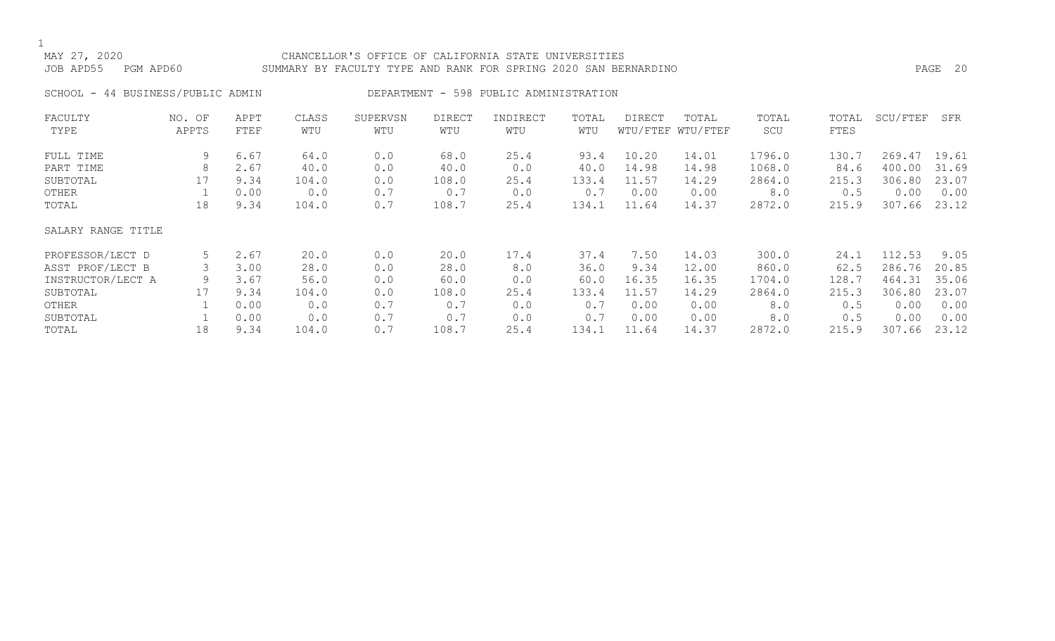MAY 27, 2020 CHANCELLOR'S OFFICE OF CALIFORNIA STATE UNIVERSITIES

JOB APD55 PGM APD60 SUMMARY BY FACULTY TYPE AND RANK FOR SPRING 2020 SAN BERNARDINO

SCHOOL - 44 BUSINESS/PUBLIC ADMIN DEPARTMENT - 598 PUBLIC ADMINISTRATION

| FACULTY TYPE | NO. OF APPTS | APPT FTEF | CLASS WTU | SUPERVSN WTU | DIRECT WTU | INDIRECT WTU | TOTAL WTU | DIRECT WTU/FTEF | TOTAL WTU/FTEF | TOTAL SCU | TOTAL FTES | SCU/FTEF | SFR |
|---|---|---|---|---|---|---|---|---|---|---|---|---|---|
| FULL TIME | 9 | 6.67 | 64.0 | 0.0 | 68.0 | 25.4 | 93.4 | 10.20 | 14.01 | 1796.0 | 130.7 | 269.47 | 19.61 |
| PART TIME | 8 | 2.67 | 40.0 | 0.0 | 40.0 | 0.0 | 40.0 | 14.98 | 14.98 | 1068.0 | 84.6 | 400.00 | 31.69 |
| SUBTOTAL | 17 | 9.34 | 104.0 | 0.0 | 108.0 | 25.4 | 133.4 | 11.57 | 14.29 | 2864.0 | 215.3 | 306.80 | 23.07 |
| OTHER | 1 | 0.00 | 0.0 | 0.7 | 0.7 | 0.0 | 0.7 | 0.00 | 0.00 | 8.0 | 0.5 | 0.00 | 0.00 |
| TOTAL | 18 | 9.34 | 104.0 | 0.7 | 108.7 | 25.4 | 134.1 | 11.64 | 14.37 | 2872.0 | 215.9 | 307.66 | 23.12 |
| SALARY RANGE TITLE | | | | | | | | | | | | | |
| PROFESSOR/LECT D | 5 | 2.67 | 20.0 | 0.0 | 20.0 | 17.4 | 37.4 | 7.50 | 14.03 | 300.0 | 24.1 | 112.53 | 9.05 |
| ASST PROF/LECT B | 3 | 3.00 | 28.0 | 0.0 | 28.0 | 8.0 | 36.0 | 9.34 | 12.00 | 860.0 | 62.5 | 286.76 | 20.85 |
| INSTRUCTOR/LECT A | 9 | 3.67 | 56.0 | 0.0 | 60.0 | 0.0 | 60.0 | 16.35 | 16.35 | 1704.0 | 128.7 | 464.31 | 35.06 |
| SUBTOTAL | 17 | 9.34 | 104.0 | 0.0 | 108.0 | 25.4 | 133.4 | 11.57 | 14.29 | 2864.0 | 215.3 | 306.80 | 23.07 |
| OTHER | 1 | 0.00 | 0.0 | 0.7 | 0.7 | 0.0 | 0.7 | 0.00 | 0.00 | 8.0 | 0.5 | 0.00 | 0.00 |
| SUBTOTAL | 1 | 0.00 | 0.0 | 0.7 | 0.7 | 0.0 | 0.7 | 0.00 | 0.00 | 8.0 | 0.5 | 0.00 | 0.00 |
| TOTAL | 18 | 9.34 | 104.0 | 0.7 | 108.7 | 25.4 | 134.1 | 11.64 | 14.37 | 2872.0 | 215.9 | 307.66 | 23.12 |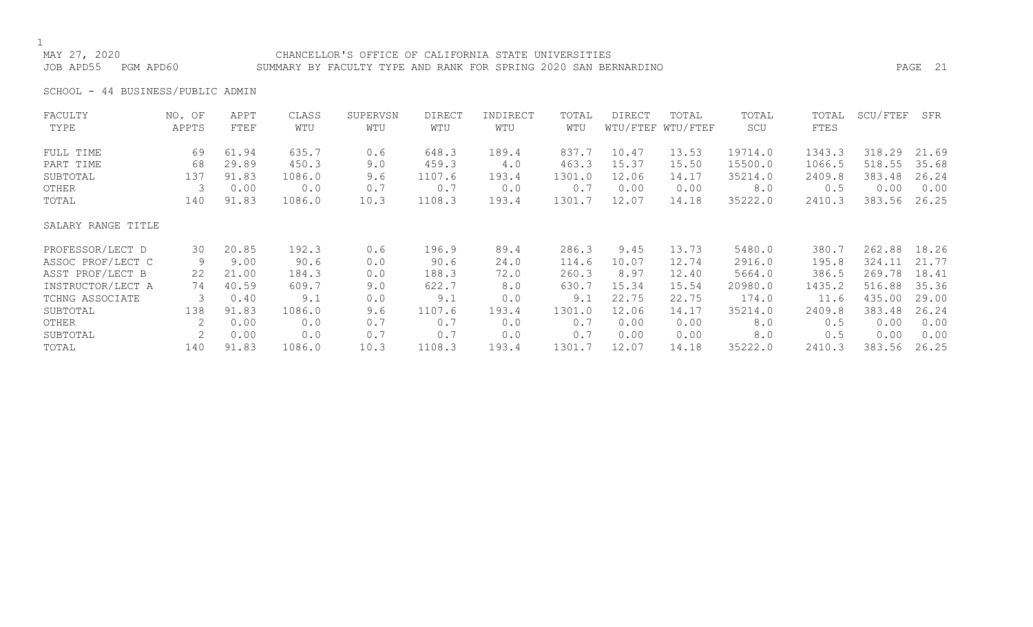MAY 27, 2020 CHANCELLOR'S OFFICE OF CALIFORNIA STATE UNIVERSITIES
JOB APD55 PGM APD60 SUMMARY BY FACULTY TYPE AND RANK FOR SPRING 2020 SAN BERNARDINO

SCHOOL - 44 BUSINESS/PUBLIC ADMIN

| FACULTY TYPE | NO. OF APPTS | APPT FTEF | CLASS WTU | SUPERVSN WTU | DIRECT WTU | INDIRECT WTU | TOTAL WTU | DIRECT WTU/FTEF | TOTAL WTU/FTEF | TOTAL SCU | TOTAL FTES | SCU/FTEF | SFR |
|---|---|---|---|---|---|---|---|---|---|---|---|---|---|
| FULL TIME | 69 | 61.94 | 635.7 | 0.6 | 648.3 | 189.4 | 837.7 | 10.47 | 13.53 | 19714.0 | 1343.3 | 318.29 | 21.69 |
| PART TIME | 68 | 29.89 | 450.3 | 9.0 | 459.3 | 4.0 | 463.3 | 15.37 | 15.50 | 15500.0 | 1066.5 | 518.55 | 35.68 |
| SUBTOTAL | 137 | 91.83 | 1086.0 | 9.6 | 1107.6 | 193.4 | 1301.0 | 12.06 | 14.17 | 35214.0 | 2409.8 | 383.48 | 26.24 |
| OTHER | 3 | 0.00 | 0.0 | 0.7 | 0.7 | 0.0 | 0.7 | 0.00 | 0.00 | 8.0 | 0.5 | 0.00 | 0.00 |
| TOTAL | 140 | 91.83 | 1086.0 | 10.3 | 1108.3 | 193.4 | 1301.7 | 12.07 | 14.18 | 35222.0 | 2410.3 | 383.56 | 26.25 |

| SALARY RANGE TITLE | NO. OF APPTS | APPT FTEF | CLASS WTU | SUPERVSN WTU | DIRECT WTU | INDIRECT WTU | TOTAL WTU | DIRECT WTU/FTEF | TOTAL WTU/FTEF | TOTAL SCU | TOTAL FTES | SCU/FTEF | SFR |
|---|---|---|---|---|---|---|---|---|---|---|---|---|---|
| PROFESSOR/LECT D | 30 | 20.85 | 192.3 | 0.6 | 196.9 | 89.4 | 286.3 | 9.45 | 13.73 | 5480.0 | 380.7 | 262.88 | 18.26 |
| ASSOC PROF/LECT C | 9 | 9.00 | 90.6 | 0.0 | 90.6 | 24.0 | 114.6 | 10.07 | 12.74 | 2916.0 | 195.8 | 324.11 | 21.77 |
| ASST PROF/LECT B | 22 | 21.00 | 184.3 | 0.0 | 188.3 | 72.0 | 260.3 | 8.97 | 12.40 | 5664.0 | 386.5 | 269.78 | 18.41 |
| INSTRUCTOR/LECT A | 74 | 40.59 | 609.7 | 9.0 | 622.7 | 8.0 | 630.7 | 15.34 | 15.54 | 20980.0 | 1435.2 | 516.88 | 35.36 |
| TCHNG ASSOCIATE | 3 | 0.40 | 9.1 | 0.0 | 9.1 | 0.0 | 9.1 | 22.75 | 22.75 | 174.0 | 11.6 | 435.00 | 29.00 |
| SUBTOTAL | 138 | 91.83 | 1086.0 | 9.6 | 1107.6 | 193.4 | 1301.0 | 12.06 | 14.17 | 35214.0 | 2409.8 | 383.48 | 26.24 |
| OTHER | 2 | 0.00 | 0.0 | 0.7 | 0.7 | 0.0 | 0.7 | 0.00 | 0.00 | 8.0 | 0.5 | 0.00 | 0.00 |
| SUBTOTAL | 2 | 0.00 | 0.0 | 0.7 | 0.7 | 0.0 | 0.7 | 0.00 | 0.00 | 8.0 | 0.5 | 0.00 | 0.00 |
| TOTAL | 140 | 91.83 | 1086.0 | 10.3 | 1108.3 | 193.4 | 1301.7 | 12.07 | 14.18 | 35222.0 | 2410.3 | 383.56 | 26.25 |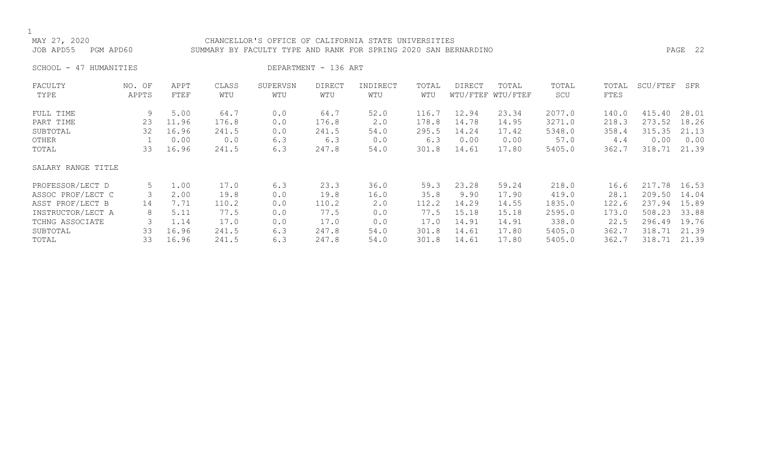MAY 27, 2020 — CHANCELLOR'S OFFICE OF CALIFORNIA STATE UNIVERSITIES

JOB APD55 PGM APD60 — SUMMARY BY FACULTY TYPE AND RANK FOR SPRING 2020 SAN BERNARDINO

SCHOOL - 47 HUMANITIES — DEPARTMENT - 136 ART

| FACULTY TYPE | NO. OF APPTS | APPT FTEF | CLASS WTU | SUPERVSN WTU | DIRECT WTU | INDIRECT WTU | TOTAL WTU | DIRECT WTU/FTEF | TOTAL WTU/FTEF | TOTAL SCU | TOTAL FTES | SCU/FTEF | SFR |
|---|---|---|---|---|---|---|---|---|---|---|---|---|---|
| FULL TIME | 9 | 5.00 | 64.7 | 0.0 | 64.7 | 52.0 | 116.7 | 12.94 | 23.34 | 2077.0 | 140.0 | 415.40 | 28.01 |
| PART TIME | 23 | 11.96 | 176.8 | 0.0 | 176.8 | 2.0 | 178.8 | 14.78 | 14.95 | 3271.0 | 218.3 | 273.52 | 18.26 |
| SUBTOTAL | 32 | 16.96 | 241.5 | 0.0 | 241.5 | 54.0 | 295.5 | 14.24 | 17.42 | 5348.0 | 358.4 | 315.35 | 21.13 |
| OTHER | 1 | 0.00 | 0.0 | 6.3 | 6.3 | 0.0 | 6.3 | 0.00 | 0.00 | 57.0 | 4.4 | 0.00 | 0.00 |
| TOTAL | 33 | 16.96 | 241.5 | 6.3 | 247.8 | 54.0 | 301.8 | 14.61 | 17.80 | 5405.0 | 362.7 | 318.71 | 21.39 |
| **SALARY RANGE TITLE** | | | | | | | | | | | | | |
| PROFESSOR/LECT D | 5 | 1.00 | 17.0 | 6.3 | 23.3 | 36.0 | 59.3 | 23.28 | 59.24 | 218.0 | 16.6 | 217.78 | 16.53 |
| ASSOC PROF/LECT C | 3 | 2.00 | 19.8 | 0.0 | 19.8 | 16.0 | 35.8 | 9.90 | 17.90 | 419.0 | 28.1 | 209.50 | 14.04 |
| ASST PROF/LECT B | 14 | 7.71 | 110.2 | 0.0 | 110.2 | 2.0 | 112.2 | 14.29 | 14.55 | 1835.0 | 122.6 | 237.94 | 15.89 |
| INSTRUCTOR/LECT A | 8 | 5.11 | 77.5 | 0.0 | 77.5 | 0.0 | 77.5 | 15.18 | 15.18 | 2595.0 | 173.0 | 508.23 | 33.88 |
| TCHNG ASSOCIATE | 3 | 1.14 | 17.0 | 0.0 | 17.0 | 0.0 | 17.0 | 14.91 | 14.91 | 338.0 | 22.5 | 296.49 | 19.76 |
| SUBTOTAL | 33 | 16.96 | 241.5 | 6.3 | 247.8 | 54.0 | 301.8 | 14.61 | 17.80 | 5405.0 | 362.7 | 318.71 | 21.39 |
| TOTAL | 33 | 16.96 | 241.5 | 6.3 | 247.8 | 54.0 | 301.8 | 14.61 | 17.80 | 5405.0 | 362.7 | 318.71 | 21.39 |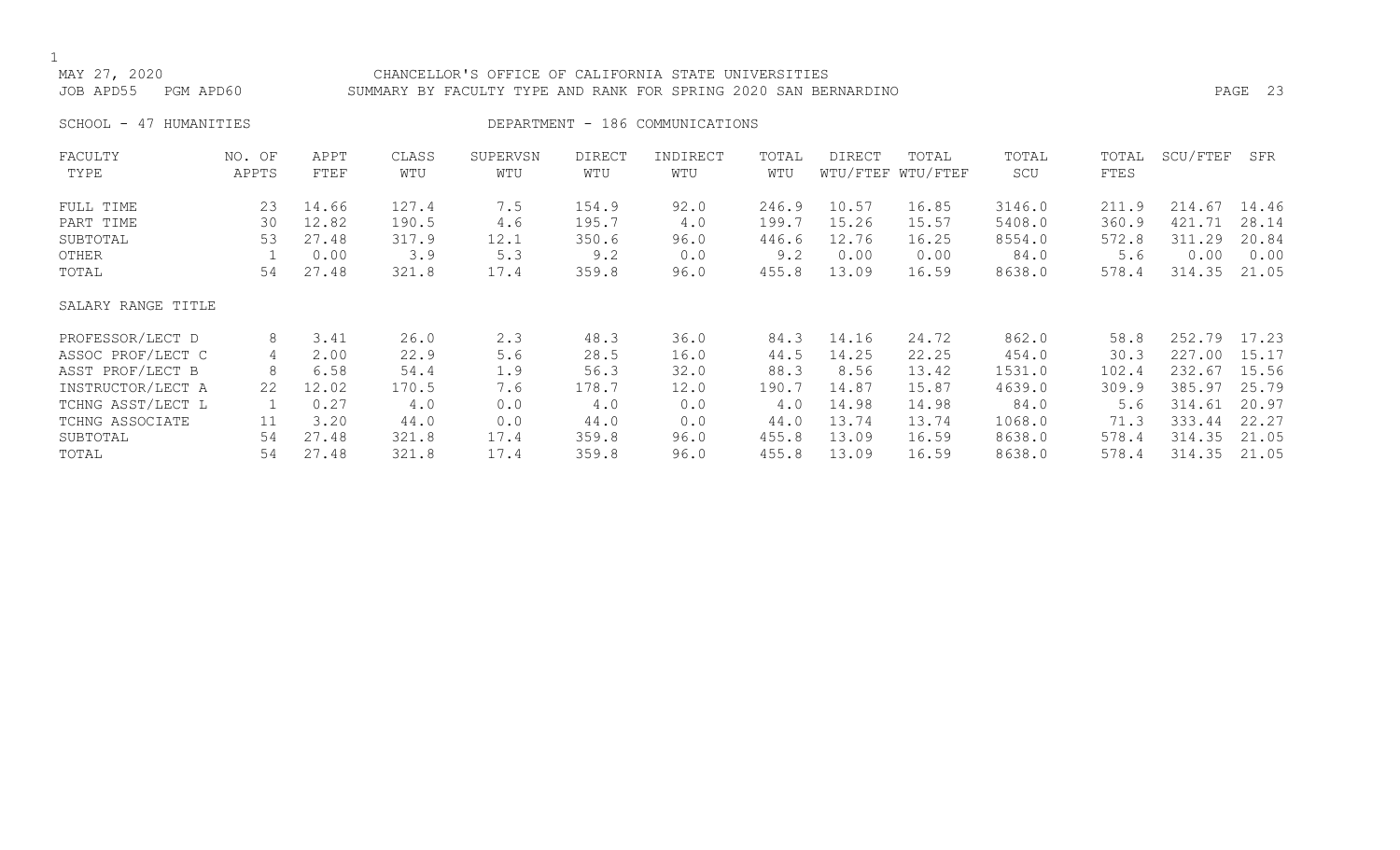CHANCELLOR'S OFFICE OF CALIFORNIA STATE UNIVERSITIES

SUMMARY BY FACULTY TYPE AND RANK FOR SPRING 2020 SAN BERNARDINO

MAY 27, 2020

JOB APD55 PGM APD60

SCHOOL - 47 HUMANITIES

DEPARTMENT - 186 COMMUNICATIONS

| FACULTY TYPE | NO. OF APPTS | APPT FTEF | CLASS WTU | SUPERVSN WTU | DIRECT WTU | INDIRECT WTU | TOTAL WTU | DIRECT WTU/FTEF | TOTAL WTU/FTEF | TOTAL SCU | TOTAL FTES | SCU/FTEF | SFR |
|---|---|---|---|---|---|---|---|---|---|---|---|---|---|
| FULL TIME | 23 | 14.66 | 127.4 | 7.5 | 154.9 | 92.0 | 246.9 | 10.57 | 16.85 | 3146.0 | 211.9 | 214.67 | 14.46 |
| PART TIME | 30 | 12.82 | 190.5 | 4.6 | 195.7 | 4.0 | 199.7 | 15.26 | 15.57 | 5408.0 | 360.9 | 421.71 | 28.14 |
| SUBTOTAL | 53 | 27.48 | 317.9 | 12.1 | 350.6 | 96.0 | 446.6 | 12.76 | 16.25 | 8554.0 | 572.8 | 311.29 | 20.84 |
| OTHER | 1 | 0.00 | 3.9 | 5.3 | 9.2 | 0.0 | 9.2 | 0.00 | 0.00 | 84.0 | 5.6 | 0.00 | 0.00 |
| TOTAL | 54 | 27.48 | 321.8 | 17.4 | 359.8 | 96.0 | 455.8 | 13.09 | 16.59 | 8638.0 | 578.4 | 314.35 | 21.05 |

| SALARY RANGE TITLE | NO. OF APPTS | APPT FTEF | CLASS WTU | SUPERVSN WTU | DIRECT WTU | INDIRECT WTU | TOTAL WTU | DIRECT WTU/FTEF | TOTAL WTU/FTEF | TOTAL SCU | TOTAL FTES | SCU/FTEF | SFR |
|---|---|---|---|---|---|---|---|---|---|---|---|---|---|
| PROFESSOR/LECT D | 8 | 3.41 | 26.0 | 2.3 | 48.3 | 36.0 | 84.3 | 14.16 | 24.72 | 862.0 | 58.8 | 252.79 | 17.23 |
| ASSOC PROF/LECT C | 4 | 2.00 | 22.9 | 5.6 | 28.5 | 16.0 | 44.5 | 14.25 | 22.25 | 454.0 | 30.3 | 227.00 | 15.17 |
| ASST PROF/LECT B | 8 | 6.58 | 54.4 | 1.9 | 56.3 | 32.0 | 88.3 | 8.56 | 13.42 | 1531.0 | 102.4 | 232.67 | 15.56 |
| INSTRUCTOR/LECT A | 22 | 12.02 | 170.5 | 7.6 | 178.7 | 12.0 | 190.7 | 14.87 | 15.87 | 4639.0 | 309.9 | 385.97 | 25.79 |
| TCHNG ASST/LECT L | 1 | 0.27 | 4.0 | 0.0 | 4.0 | 0.0 | 4.0 | 14.98 | 14.98 | 84.0 | 5.6 | 314.61 | 20.97 |
| TCHNG ASSOCIATE | 11 | 3.20 | 44.0 | 0.0 | 44.0 | 0.0 | 44.0 | 13.74 | 13.74 | 1068.0 | 71.3 | 333.44 | 22.27 |
| SUBTOTAL | 54 | 27.48 | 321.8 | 17.4 | 359.8 | 96.0 | 455.8 | 13.09 | 16.59 | 8638.0 | 578.4 | 314.35 | 21.05 |
| TOTAL | 54 | 27.48 | 321.8 | 17.4 | 359.8 | 96.0 | 455.8 | 13.09 | 16.59 | 8638.0 | 578.4 | 314.35 | 21.05 |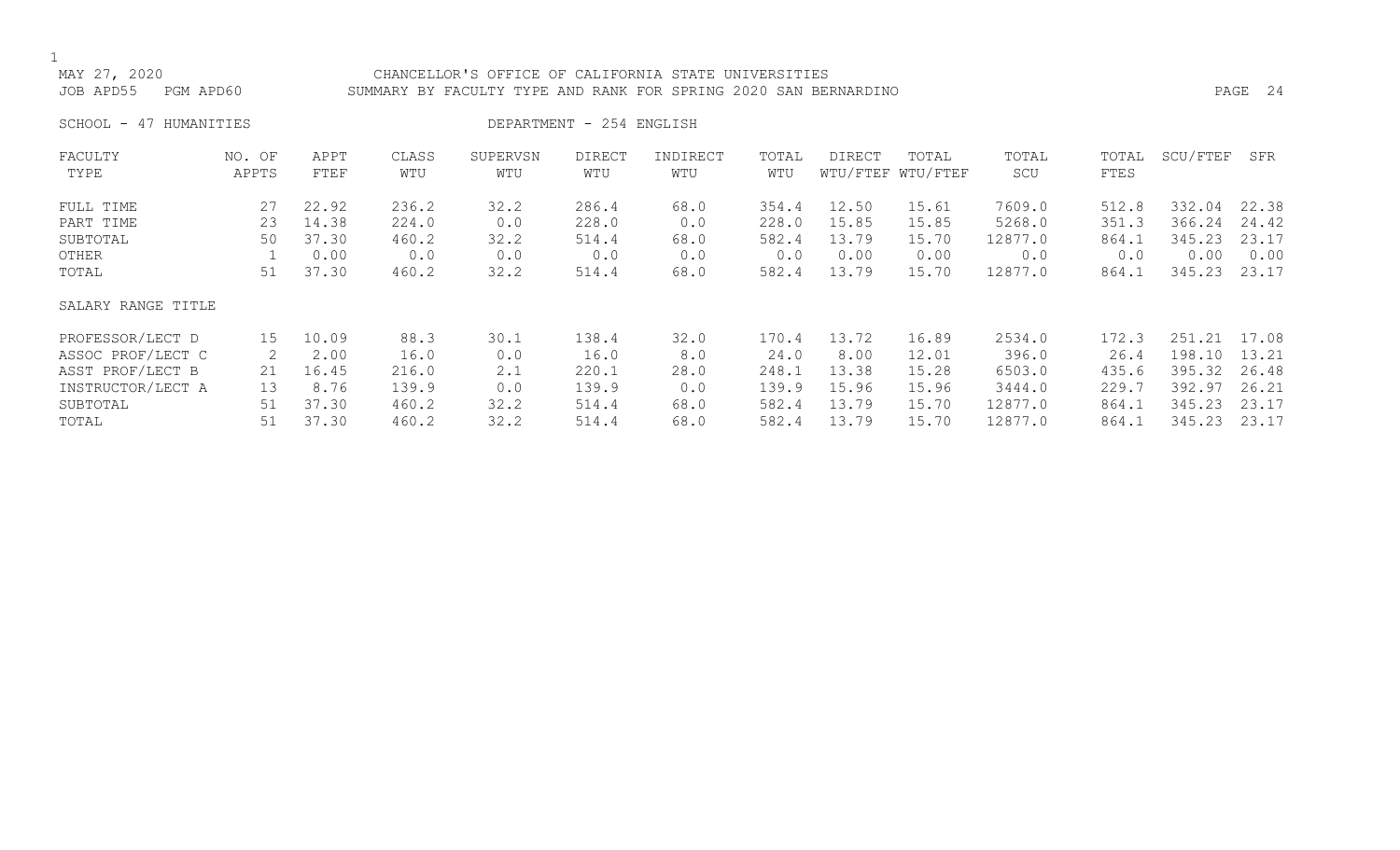MAY 27, 2020 CHANCELLOR'S OFFICE OF CALIFORNIA STATE UNIVERSITIES
JOB APD55 PGM APD60 SUMMARY BY FACULTY TYPE AND RANK FOR SPRING 2020 SAN BERNARDINO

SCHOOL - 47 HUMANITIES DEPARTMENT - 254 ENGLISH

| FACULTY TYPE | NO. OF APPTS | APPT FTEF | CLASS WTU | SUPERVSN WTU | DIRECT WTU | INDIRECT WTU | TOTAL WTU | DIRECT WTU/FTEF | TOTAL WTU/FTEF | TOTAL SCU | TOTAL FTES | SCU/FTEF | SFR |
|---|---|---|---|---|---|---|---|---|---|---|---|---|---|
| FULL TIME | 27 | 22.92 | 236.2 | 32.2 | 286.4 | 68.0 | 354.4 | 12.50 | 15.61 | 7609.0 | 512.8 | 332.04 | 22.38 |
| PART TIME | 23 | 14.38 | 224.0 | 0.0 | 228.0 | 0.0 | 228.0 | 15.85 | 15.85 | 5268.0 | 351.3 | 366.24 | 24.42 |
| SUBTOTAL | 50 | 37.30 | 460.2 | 32.2 | 514.4 | 68.0 | 582.4 | 13.79 | 15.70 | 12877.0 | 864.1 | 345.23 | 23.17 |
| OTHER | 1 | 0.00 | 0.0 | 0.0 | 0.0 | 0.0 | 0.0 | 0.00 | 0.00 | 0.0 | 0.0 | 0.00 | 0.00 |
| TOTAL | 51 | 37.30 | 460.2 | 32.2 | 514.4 | 68.0 | 582.4 | 13.79 | 15.70 | 12877.0 | 864.1 | 345.23 | 23.17 |
| SALARY RANGE TITLE | | | | | | | | | | | | | |
| PROFESSOR/LECT D | 15 | 10.09 | 88.3 | 30.1 | 138.4 | 32.0 | 170.4 | 13.72 | 16.89 | 2534.0 | 172.3 | 251.21 | 17.08 |
| ASSOC PROF/LECT C | 2 | 2.00 | 16.0 | 0.0 | 16.0 | 8.0 | 24.0 | 8.00 | 12.01 | 396.0 | 26.4 | 198.10 | 13.21 |
| ASST PROF/LECT B | 21 | 16.45 | 216.0 | 2.1 | 220.1 | 28.0 | 248.1 | 13.38 | 15.28 | 6503.0 | 435.6 | 395.32 | 26.48 |
| INSTRUCTOR/LECT A | 13 | 8.76 | 139.9 | 0.0 | 139.9 | 0.0 | 139.9 | 15.96 | 15.96 | 3444.0 | 229.7 | 392.97 | 26.21 |
| SUBTOTAL | 51 | 37.30 | 460.2 | 32.2 | 514.4 | 68.0 | 582.4 | 13.79 | 15.70 | 12877.0 | 864.1 | 345.23 | 23.17 |
| TOTAL | 51 | 37.30 | 460.2 | 32.2 | 514.4 | 68.0 | 582.4 | 13.79 | 15.70 | 12877.0 | 864.1 | 345.23 | 23.17 |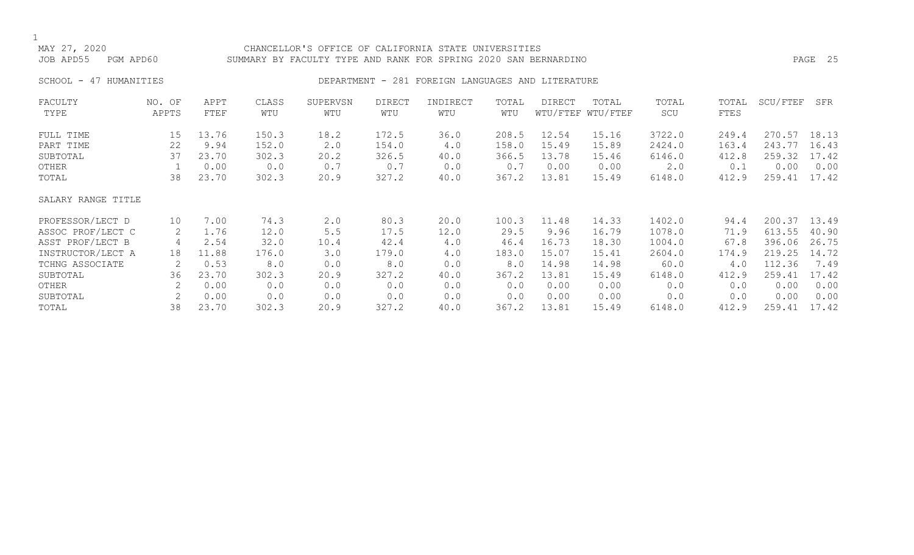MAY 27, 2020 CHANCELLOR'S OFFICE OF CALIFORNIA STATE UNIVERSITIES
JOB APD55 PGM APD60 SUMMARY BY FACULTY TYPE AND RANK FOR SPRING 2020 SAN BERNARDINO

SCHOOL - 47 HUMANITIES DEPARTMENT - 281 FOREIGN LANGUAGES AND LITERATURE

| FACULTY TYPE | NO. OF APPTS | APPT FTEF | CLASS WTU | SUPERVSN WTU | DIRECT WTU | INDIRECT WTU | TOTAL WTU | DIRECT WTU/FTEF | TOTAL WTU/FTEF | TOTAL SCU | TOTAL FTES | SCU/FTEF | SFR |
|---|---|---|---|---|---|---|---|---|---|---|---|---|---|
| FULL TIME | 15 | 13.76 | 150.3 | 18.2 | 172.5 | 36.0 | 208.5 | 12.54 | 15.16 | 3722.0 | 249.4 | 270.57 | 18.13 |
| PART TIME | 22 | 9.94 | 152.0 | 2.0 | 154.0 | 4.0 | 158.0 | 15.49 | 15.89 | 2424.0 | 163.4 | 243.77 | 16.43 |
| SUBTOTAL | 37 | 23.70 | 302.3 | 20.2 | 326.5 | 40.0 | 366.5 | 13.78 | 15.46 | 6146.0 | 412.8 | 259.32 | 17.42 |
| OTHER | 1 | 0.00 | 0.0 | 0.7 | 0.7 | 0.0 | 0.7 | 0.00 | 0.00 | 2.0 | 0.1 | 0.00 | 0.00 |
| TOTAL | 38 | 23.70 | 302.3 | 20.9 | 327.2 | 40.0 | 367.2 | 13.81 | 15.49 | 6148.0 | 412.9 | 259.41 | 17.42 |
| SALARY RANGE TITLE | | | | | | | | | | | | | |
| PROFESSOR/LECT D | 10 | 7.00 | 74.3 | 2.0 | 80.3 | 20.0 | 100.3 | 11.48 | 14.33 | 1402.0 | 94.4 | 200.37 | 13.49 |
| ASSOC PROF/LECT C | 2 | 1.76 | 12.0 | 5.5 | 17.5 | 12.0 | 29.5 | 9.96 | 16.79 | 1078.0 | 71.9 | 613.55 | 40.90 |
| ASST PROF/LECT B | 4 | 2.54 | 32.0 | 10.4 | 42.4 | 4.0 | 46.4 | 16.73 | 18.30 | 1004.0 | 67.8 | 396.06 | 26.75 |
| INSTRUCTOR/LECT A | 18 | 11.88 | 176.0 | 3.0 | 179.0 | 4.0 | 183.0 | 15.07 | 15.41 | 2604.0 | 174.9 | 219.25 | 14.72 |
| TCHNG ASSOCIATE | 2 | 0.53 | 8.0 | 0.0 | 8.0 | 0.0 | 8.0 | 14.98 | 14.98 | 60.0 | 4.0 | 112.36 | 7.49 |
| SUBTOTAL | 36 | 23.70 | 302.3 | 20.9 | 327.2 | 40.0 | 367.2 | 13.81 | 15.49 | 6148.0 | 412.9 | 259.41 | 17.42 |
| OTHER | 2 | 0.00 | 0.0 | 0.0 | 0.0 | 0.0 | 0.0 | 0.00 | 0.00 | 0.0 | 0.0 | 0.00 | 0.00 |
| SUBTOTAL | 2 | 0.00 | 0.0 | 0.0 | 0.0 | 0.0 | 0.0 | 0.00 | 0.00 | 0.0 | 0.0 | 0.00 | 0.00 |
| TOTAL | 38 | 23.70 | 302.3 | 20.9 | 327.2 | 40.0 | 367.2 | 13.81 | 15.49 | 6148.0 | 412.9 | 259.41 | 17.42 |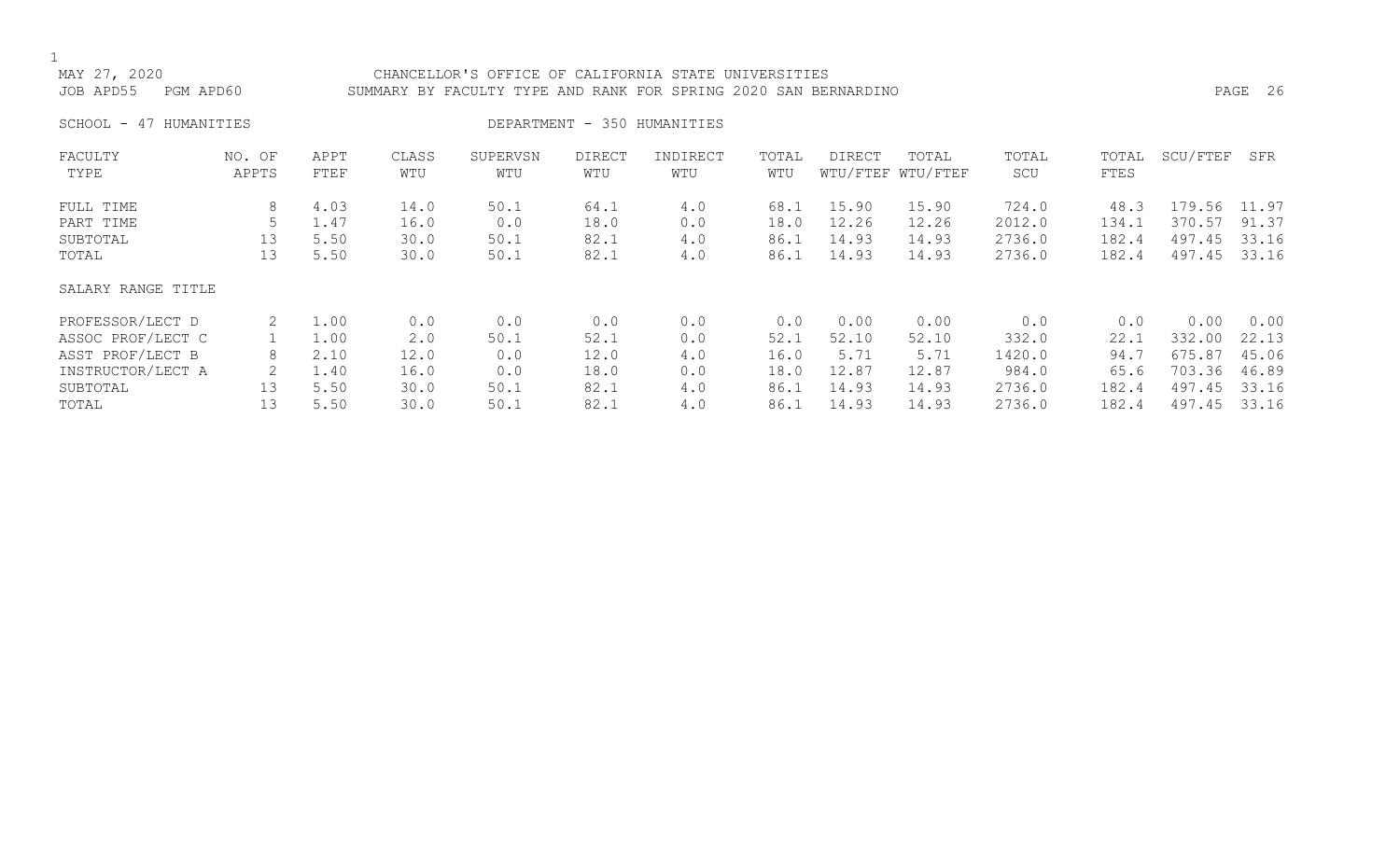CHANCELLOR'S OFFICE OF CALIFORNIA STATE UNIVERSITIES

SUMMARY BY FACULTY TYPE AND RANK FOR SPRING 2020 SAN BERNARDINO

MAY 27, 2020
JOB APD55 PGM APD60

SCHOOL - 47 HUMANITIES DEPARTMENT - 350 HUMANITIES

| FACULTY TYPE | NO. OF APPTS | APPT FTEF | CLASS WTU | SUPERVSN WTU | DIRECT WTU | INDIRECT WTU | TOTAL WTU | DIRECT WTU/FTEF | TOTAL WTU/FTEF | TOTAL SCU | TOTAL FTES | SCU/FTEF | SFR |
|---|---|---|---|---|---|---|---|---|---|---|---|---|---|
| FULL TIME | 8 | 4.03 | 14.0 | 50.1 | 64.1 | 4.0 | 68.1 | 15.90 | 15.90 | 724.0 | 48.3 | 179.56 | 11.97 |
| PART TIME | 5 | 1.47 | 16.0 | 0.0 | 18.0 | 0.0 | 18.0 | 12.26 | 12.26 | 2012.0 | 134.1 | 370.57 | 91.37 |
| SUBTOTAL | 13 | 5.50 | 30.0 | 50.1 | 82.1 | 4.0 | 86.1 | 14.93 | 14.93 | 2736.0 | 182.4 | 497.45 | 33.16 |
| TOTAL | 13 | 5.50 | 30.0 | 50.1 | 82.1 | 4.0 | 86.1 | 14.93 | 14.93 | 2736.0 | 182.4 | 497.45 | 33.16 |
| **SALARY RANGE TITLE** | | | | | | | | | | | | | |
| PROFESSOR/LECT D | 2 | 1.00 | 0.0 | 0.0 | 0.0 | 0.0 | 0.0 | 0.00 | 0.00 | 0.0 | 0.0 | 0.00 | 0.00 |
| ASSOC PROF/LECT C | 1 | 1.00 | 2.0 | 50.1 | 52.1 | 0.0 | 52.1 | 52.10 | 52.10 | 332.0 | 22.1 | 332.00 | 22.13 |
| ASST PROF/LECT B | 8 | 2.10 | 12.0 | 0.0 | 12.0 | 4.0 | 16.0 | 5.71 | 5.71 | 1420.0 | 94.7 | 675.87 | 45.06 |
| INSTRUCTOR/LECT A | 2 | 1.40 | 16.0 | 0.0 | 18.0 | 0.0 | 18.0 | 12.87 | 12.87 | 984.0 | 65.6 | 703.36 | 46.89 |
| SUBTOTAL | 13 | 5.50 | 30.0 | 50.1 | 82.1 | 4.0 | 86.1 | 14.93 | 14.93 | 2736.0 | 182.4 | 497.45 | 33.16 |
| TOTAL | 13 | 5.50 | 30.0 | 50.1 | 82.1 | 4.0 | 86.1 | 14.93 | 14.93 | 2736.0 | 182.4 | 497.45 | 33.16 |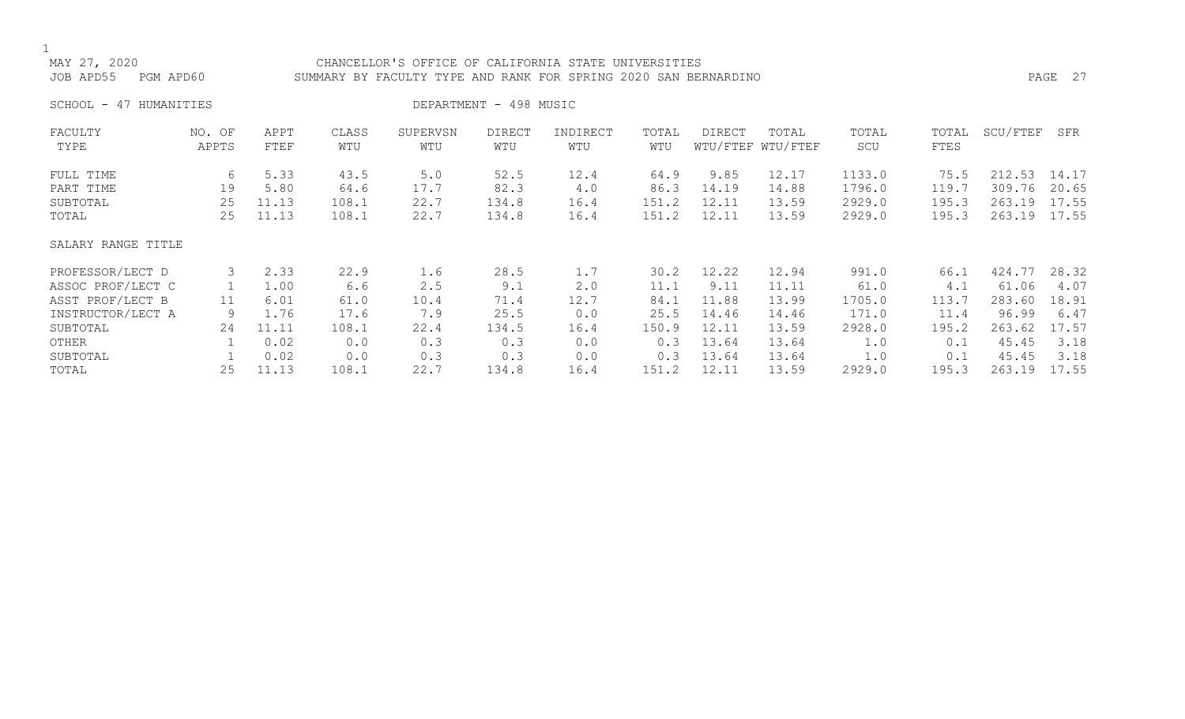MAY 27, 2020 CHANCELLOR'S OFFICE OF CALIFORNIA STATE UNIVERSITIES
JOB APD55 PGM APD60 SUMMARY BY FACULTY TYPE AND RANK FOR SPRING 2020 SAN BERNARDINO

SCHOOL - 47 HUMANITIES DEPARTMENT - 498 MUSIC

| FACULTY TYPE | NO. OF APPTS | APPT FTEF | CLASS WTU | SUPERVSN WTU | DIRECT WTU | INDIRECT WTU | TOTAL WTU | DIRECT WTU/FTEF | TOTAL WTU/FTEF | TOTAL SCU | TOTAL FTES | SCU/FTEF | SFR |
|---|---|---|---|---|---|---|---|---|---|---|---|---|---|
| FULL TIME | 6 | 5.33 | 43.5 | 5.0 | 52.5 | 12.4 | 64.9 | 9.85 | 12.17 | 1133.0 | 75.5 | 212.53 | 14.17 |
| PART TIME | 19 | 5.80 | 64.6 | 17.7 | 82.3 | 4.0 | 86.3 | 14.19 | 14.88 | 1796.0 | 119.7 | 309.76 | 20.65 |
| SUBTOTAL | 25 | 11.13 | 108.1 | 22.7 | 134.8 | 16.4 | 151.2 | 12.11 | 13.59 | 2929.0 | 195.3 | 263.19 | 17.55 |
| TOTAL | 25 | 11.13 | 108.1 | 22.7 | 134.8 | 16.4 | 151.2 | 12.11 | 13.59 | 2929.0 | 195.3 | 263.19 | 17.55 |
| SALARY RANGE TITLE | | | | | | | | | | | | | |
| PROFESSOR/LECT D | 3 | 2.33 | 22.9 | 1.6 | 28.5 | 1.7 | 30.2 | 12.22 | 12.94 | 991.0 | 66.1 | 424.77 | 28.32 |
| ASSOC PROF/LECT C | 1 | 1.00 | 6.6 | 2.5 | 9.1 | 2.0 | 11.1 | 9.11 | 11.11 | 61.0 | 4.1 | 61.06 | 4.07 |
| ASST PROF/LECT B | 11 | 6.01 | 61.0 | 10.4 | 71.4 | 12.7 | 84.1 | 11.88 | 13.99 | 1705.0 | 113.7 | 283.60 | 18.91 |
| INSTRUCTOR/LECT A | 9 | 1.76 | 17.6 | 7.9 | 25.5 | 0.0 | 25.5 | 14.46 | 14.46 | 171.0 | 11.4 | 96.99 | 6.47 |
| SUBTOTAL | 24 | 11.11 | 108.1 | 22.4 | 134.5 | 16.4 | 150.9 | 12.11 | 13.59 | 2928.0 | 195.2 | 263.62 | 17.57 |
| OTHER | 1 | 0.02 | 0.0 | 0.3 | 0.3 | 0.0 | 0.3 | 13.64 | 13.64 | 1.0 | 0.1 | 45.45 | 3.18 |
| SUBTOTAL | 1 | 0.02 | 0.0 | 0.3 | 0.3 | 0.0 | 0.3 | 13.64 | 13.64 | 1.0 | 0.1 | 45.45 | 3.18 |
| TOTAL | 25 | 11.13 | 108.1 | 22.7 | 134.8 | 16.4 | 151.2 | 12.11 | 13.59 | 2929.0 | 195.3 | 263.19 | 17.55 |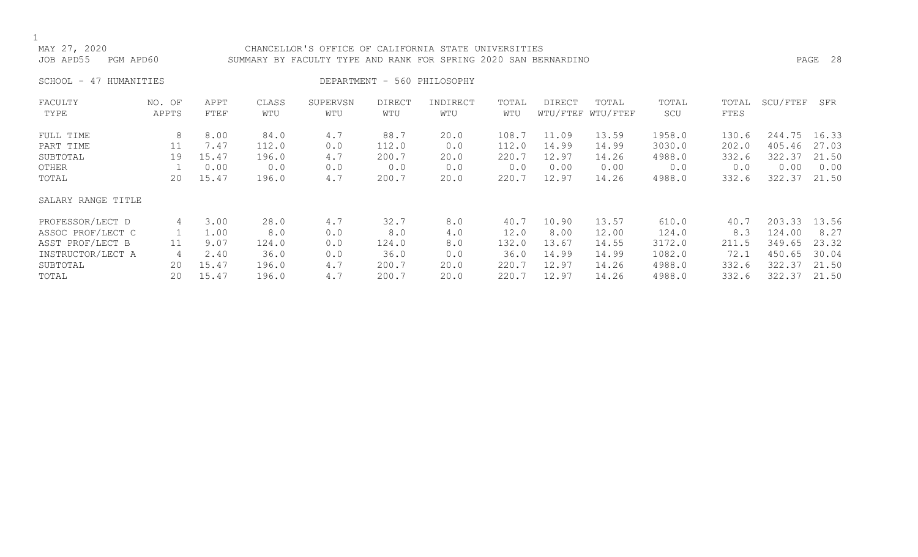MAY 27, 2020 CHANCELLOR'S OFFICE OF CALIFORNIA STATE UNIVERSITIES
JOB APD55 PGM APD60 SUMMARY BY FACULTY TYPE AND RANK FOR SPRING 2020 SAN BERNARDINO

SCHOOL - 47 HUMANITIES DEPARTMENT - 560 PHILOSOPHY

| FACULTY TYPE | NO. OF APPTS | APPT FTEF | CLASS WTU | SUPERVSN WTU | DIRECT WTU | INDIRECT WTU | TOTAL WTU | DIRECT WTU/FTEF | TOTAL WTU/FTEF | TOTAL SCU | TOTAL FTES | SCU/FTEF | SFR |
|---|---|---|---|---|---|---|---|---|---|---|---|---|---|
| FULL TIME | 8 | 8.00 | 84.0 | 4.7 | 88.7 | 20.0 | 108.7 | 11.09 | 13.59 | 1958.0 | 130.6 | 244.75 | 16.33 |
| PART TIME | 11 | 7.47 | 112.0 | 0.0 | 112.0 | 0.0 | 112.0 | 14.99 | 14.99 | 3030.0 | 202.0 | 405.46 | 27.03 |
| SUBTOTAL | 19 | 15.47 | 196.0 | 4.7 | 200.7 | 20.0 | 220.7 | 12.97 | 14.26 | 4988.0 | 332.6 | 322.37 | 21.50 |
| OTHER | 1 | 0.00 | 0.0 | 0.0 | 0.0 | 0.0 | 0.0 | 0.00 | 0.00 | 0.0 | 0.0 | 0.00 | 0.00 |
| TOTAL | 20 | 15.47 | 196.0 | 4.7 | 200.7 | 20.0 | 220.7 | 12.97 | 14.26 | 4988.0 | 332.6 | 322.37 | 21.50 |

| SALARY RANGE TITLE | NO. OF APPTS | APPT FTEF | CLASS WTU | SUPERVSN WTU | DIRECT WTU | INDIRECT WTU | TOTAL WTU | DIRECT WTU/FTEF | TOTAL WTU/FTEF | TOTAL SCU | TOTAL FTES | SCU/FTEF | SFR |
|---|---|---|---|---|---|---|---|---|---|---|---|---|---|
| PROFESSOR/LECT D | 4 | 3.00 | 28.0 | 4.7 | 32.7 | 8.0 | 40.7 | 10.90 | 13.57 | 610.0 | 40.7 | 203.33 | 13.56 |
| ASSOC PROF/LECT C | 1 | 1.00 | 8.0 | 0.0 | 8.0 | 4.0 | 12.0 | 8.00 | 12.00 | 124.0 | 8.3 | 124.00 | 8.27 |
| ASST PROF/LECT B | 11 | 9.07 | 124.0 | 0.0 | 124.0 | 8.0 | 132.0 | 13.67 | 14.55 | 3172.0 | 211.5 | 349.65 | 23.32 |
| INSTRUCTOR/LECT A | 4 | 2.40 | 36.0 | 0.0 | 36.0 | 0.0 | 36.0 | 14.99 | 14.99 | 1082.0 | 72.1 | 450.65 | 30.04 |
| SUBTOTAL | 20 | 15.47 | 196.0 | 4.7 | 200.7 | 20.0 | 220.7 | 12.97 | 14.26 | 4988.0 | 332.6 | 322.37 | 21.50 |
| TOTAL | 20 | 15.47 | 196.0 | 4.7 | 200.7 | 20.0 | 220.7 | 12.97 | 14.26 | 4988.0 | 332.6 | 322.37 | 21.50 |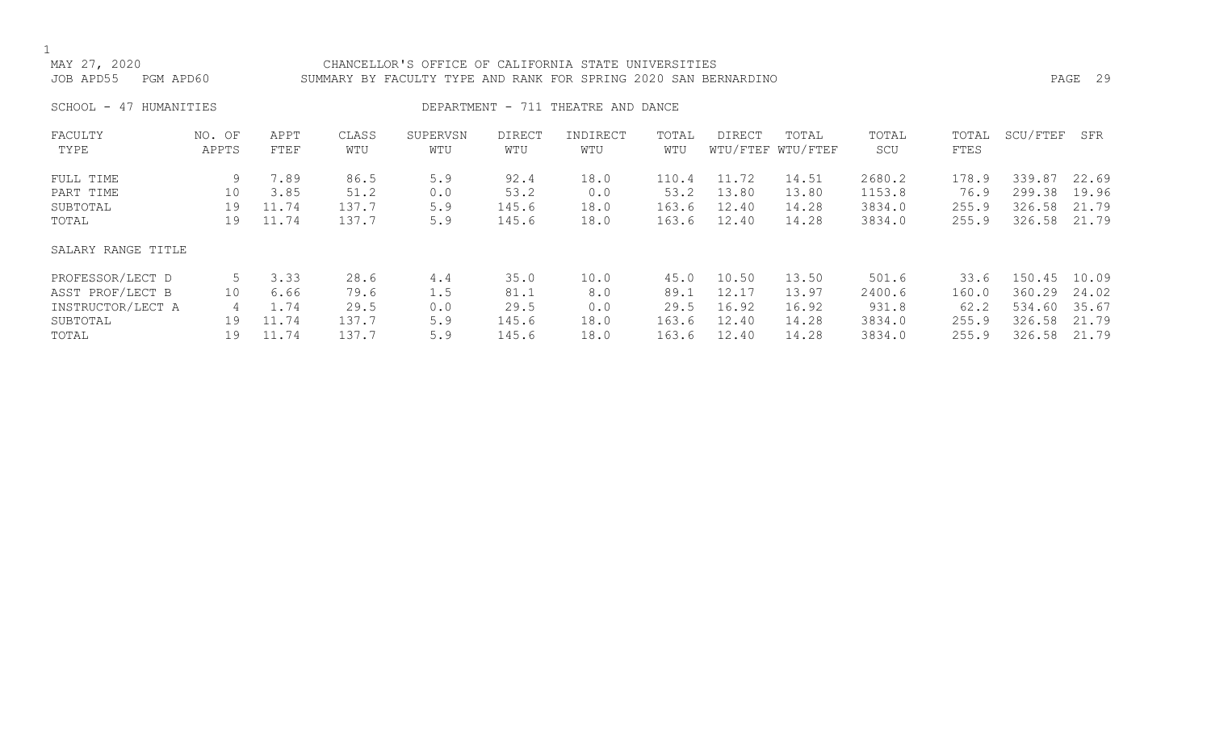MAY 27, 2020 CHANCELLOR'S OFFICE OF CALIFORNIA STATE UNIVERSITIES
JOB APD55 PGM APD60 SUMMARY BY FACULTY TYPE AND RANK FOR SPRING 2020 SAN BERNARDINO

SCHOOL - 47 HUMANITIES DEPARTMENT - 711 THEATRE AND DANCE

| FACULTY TYPE | NO. OF APPTS | APPT FTEF | CLASS WTU | SUPERVSN WTU | DIRECT WTU | INDIRECT WTU | TOTAL WTU | DIRECT WTU/FTEF | TOTAL WTU/FTEF | TOTAL SCU | TOTAL FTES | SCU/FTEF | SFR |
|---|---|---|---|---|---|---|---|---|---|---|---|---|---|
| FULL TIME | 9 | 7.89 | 86.5 | 5.9 | 92.4 | 18.0 | 110.4 | 11.72 | 14.51 | 2680.2 | 178.9 | 339.87 | 22.69 |
| PART TIME | 10 | 3.85 | 51.2 | 0.0 | 53.2 | 0.0 | 53.2 | 13.80 | 13.80 | 1153.8 | 76.9 | 299.38 | 19.96 |
| SUBTOTAL | 19 | 11.74 | 137.7 | 5.9 | 145.6 | 18.0 | 163.6 | 12.40 | 14.28 | 3834.0 | 255.9 | 326.58 | 21.79 |
| TOTAL | 19 | 11.74 | 137.7 | 5.9 | 145.6 | 18.0 | 163.6 | 12.40 | 14.28 | 3834.0 | 255.9 | 326.58 | 21.79 |
| SALARY RANGE TITLE | | | | | | | | | | | | | |
| PROFESSOR/LECT D | 5 | 3.33 | 28.6 | 4.4 | 35.0 | 10.0 | 45.0 | 10.50 | 13.50 | 501.6 | 33.6 | 150.45 | 10.09 |
| ASST PROF/LECT B | 10 | 6.66 | 79.6 | 1.5 | 81.1 | 8.0 | 89.1 | 12.17 | 13.97 | 2400.6 | 160.0 | 360.29 | 24.02 |
| INSTRUCTOR/LECT A | 4 | 1.74 | 29.5 | 0.0 | 29.5 | 0.0 | 29.5 | 16.92 | 16.92 | 931.8 | 62.2 | 534.60 | 35.67 |
| SUBTOTAL | 19 | 11.74 | 137.7 | 5.9 | 145.6 | 18.0 | 163.6 | 12.40 | 14.28 | 3834.0 | 255.9 | 326.58 | 21.79 |
| TOTAL | 19 | 11.74 | 137.7 | 5.9 | 145.6 | 18.0 | 163.6 | 12.40 | 14.28 | 3834.0 | 255.9 | 326.58 | 21.79 |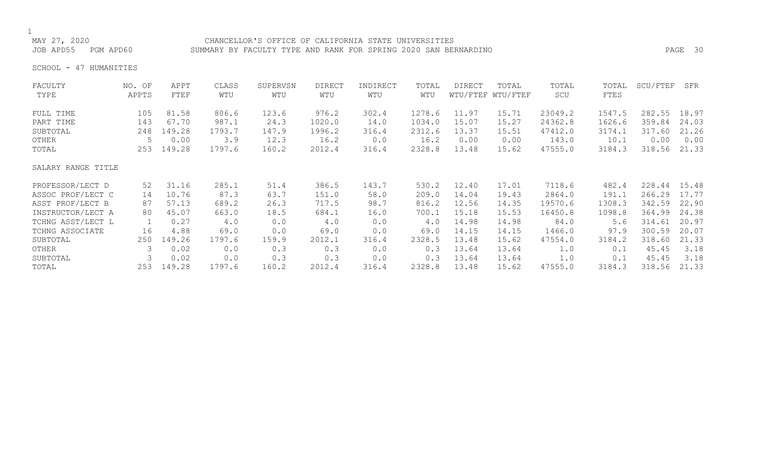MAY 27, 2020 CHANCELLOR'S OFFICE OF CALIFORNIA STATE UNIVERSITIES
JOB APD55 PGM APD60 SUMMARY BY FACULTY TYPE AND RANK FOR SPRING 2020 SAN BERNARDINO

SCHOOL - 47 HUMANITIES

| FACULTY TYPE | NO. OF APPTS | APPT FTEF | CLASS WTU | SUPERVSN WTU | DIRECT WTU | INDIRECT WTU | TOTAL WTU | DIRECT WTU/FTEF | TOTAL WTU/FTEF | TOTAL SCU | TOTAL FTES | SCU/FTEF | SFR |
|---|---|---|---|---|---|---|---|---|---|---|---|---|---|
| FULL TIME | 105 | 81.58 | 806.6 | 123.6 | 976.2 | 302.4 | 1278.6 | 11.97 | 15.71 | 23049.2 | 1547.5 | 282.55 | 18.97 |
| PART TIME | 143 | 67.70 | 987.1 | 24.3 | 1020.0 | 14.0 | 1034.0 | 15.07 | 15.27 | 24362.8 | 1626.6 | 359.84 | 24.03 |
| SUBTOTAL | 248 | 149.28 | 1793.7 | 147.9 | 1996.2 | 316.4 | 2312.6 | 13.37 | 15.51 | 47412.0 | 3174.1 | 317.60 | 21.26 |
| OTHER | 5 | 0.00 | 3.9 | 12.3 | 16.2 | 0.0 | 16.2 | 0.00 | 0.00 | 143.0 | 10.1 | 0.00 | 0.00 |
| TOTAL | 253 | 149.28 | 1797.6 | 160.2 | 2012.4 | 316.4 | 2328.8 | 13.48 | 15.62 | 47555.0 | 3184.3 | 318.56 | 21.33 |

| SALARY RANGE TITLE | NO. OF APPTS | APPT FTEF | CLASS WTU | SUPERVSN WTU | DIRECT WTU | INDIRECT WTU | TOTAL WTU | DIRECT WTU/FTEF | TOTAL WTU/FTEF | TOTAL SCU | TOTAL FTES | SCU/FTEF | SFR |
|---|---|---|---|---|---|---|---|---|---|---|---|---|---|
| PROFESSOR/LECT D | 52 | 31.16 | 285.1 | 51.4 | 386.5 | 143.7 | 530.2 | 12.40 | 17.01 | 7118.6 | 482.4 | 228.44 | 15.48 |
| ASSOC PROF/LECT C | 14 | 10.76 | 87.3 | 63.7 | 151.0 | 58.0 | 209.0 | 14.04 | 19.43 | 2864.0 | 191.1 | 266.29 | 17.77 |
| ASST PROF/LECT B | 87 | 57.13 | 689.2 | 26.3 | 717.5 | 98.7 | 816.2 | 12.56 | 14.35 | 19570.6 | 1308.3 | 342.59 | 22.90 |
| INSTRUCTOR/LECT A | 80 | 45.07 | 663.0 | 18.5 | 684.1 | 16.0 | 700.1 | 15.18 | 15.53 | 16450.8 | 1098.8 | 364.99 | 24.38 |
| TCHNG ASST/LECT L | 1 | 0.27 | 4.0 | 0.0 | 4.0 | 0.0 | 4.0 | 14.98 | 14.98 | 84.0 | 5.6 | 314.61 | 20.97 |
| TCHNG ASSOCIATE | 16 | 4.88 | 69.0 | 0.0 | 69.0 | 0.0 | 69.0 | 14.15 | 14.15 | 1466.0 | 97.9 | 300.59 | 20.07 |
| SUBTOTAL | 250 | 149.26 | 1797.6 | 159.9 | 2012.1 | 316.4 | 2328.5 | 13.48 | 15.62 | 47554.0 | 3184.2 | 318.60 | 21.33 |
| OTHER | 3 | 0.02 | 0.0 | 0.3 | 0.3 | 0.0 | 0.3 | 13.64 | 13.64 | 1.0 | 0.1 | 45.45 | 3.18 |
| SUBTOTAL | 3 | 0.02 | 0.0 | 0.3 | 0.3 | 0.0 | 0.3 | 13.64 | 13.64 | 1.0 | 0.1 | 45.45 | 3.18 |
| TOTAL | 253 | 149.28 | 1797.6 | 160.2 | 2012.4 | 316.4 | 2328.8 | 13.48 | 15.62 | 47555.0 | 3184.3 | 318.56 | 21.33 |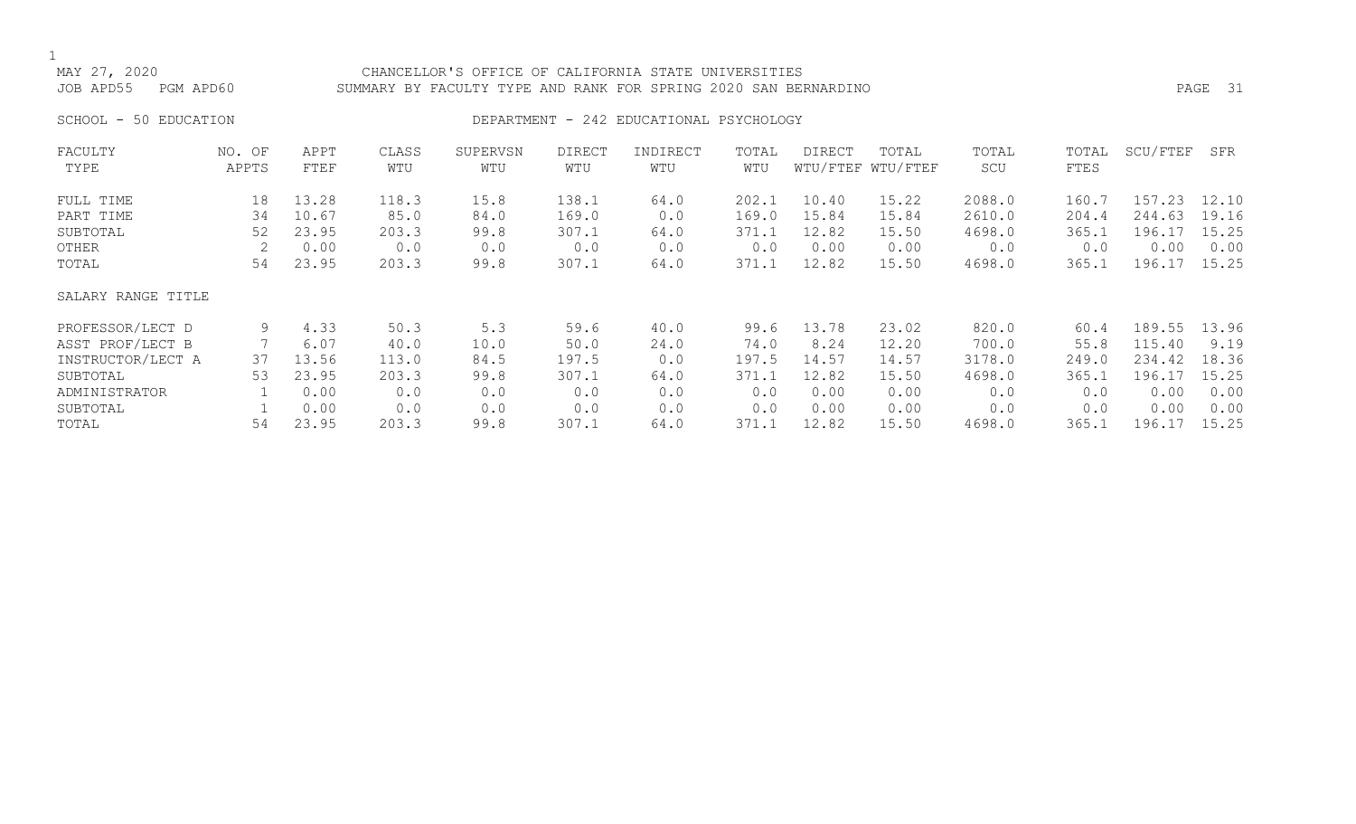CHANCELLOR'S OFFICE OF CALIFORNIA STATE UNIVERSITIES

SUMMARY BY FACULTY TYPE AND RANK FOR SPRING 2020 SAN BERNARDINO

MAY 27, 2020
JOB APD55 PGM APD60

SCHOOL - 50 EDUCATION

DEPARTMENT - 242 EDUCATIONAL PSYCHOLOGY

| FACULTY TYPE | NO. OF APPTS | APPT FTEF | CLASS WTU | SUPERVSN WTU | DIRECT WTU | INDIRECT WTU | TOTAL WTU | DIRECT WTU/FTEF | TOTAL WTU/FTEF | TOTAL SCU | TOTAL FTES | SCU/FTEF | SFR |
|---|---|---|---|---|---|---|---|---|---|---|---|---|---|
| FULL TIME | 18 | 13.28 | 118.3 | 15.8 | 138.1 | 64.0 | 202.1 | 10.40 | 15.22 | 2088.0 | 160.7 | 157.23 | 12.10 |
| PART TIME | 34 | 10.67 | 85.0 | 84.0 | 169.0 | 0.0 | 169.0 | 15.84 | 15.84 | 2610.0 | 204.4 | 244.63 | 19.16 |
| SUBTOTAL | 52 | 23.95 | 203.3 | 99.8 | 307.1 | 64.0 | 371.1 | 12.82 | 15.50 | 4698.0 | 365.1 | 196.17 | 15.25 |
| OTHER | 2 | 0.00 | 0.0 | 0.0 | 0.0 | 0.0 | 0.0 | 0.00 | 0.00 | 0.0 | 0.0 | 0.00 | 0.00 |
| TOTAL | 54 | 23.95 | 203.3 | 99.8 | 307.1 | 64.0 | 371.1 | 12.82 | 15.50 | 4698.0 | 365.1 | 196.17 | 15.25 |
| SALARY RANGE TITLE | | | | | | | | | | | | | |
| PROFESSOR/LECT D | 9 | 4.33 | 50.3 | 5.3 | 59.6 | 40.0 | 99.6 | 13.78 | 23.02 | 820.0 | 60.4 | 189.55 | 13.96 |
| ASST PROF/LECT B | 7 | 6.07 | 40.0 | 10.0 | 50.0 | 24.0 | 74.0 | 8.24 | 12.20 | 700.0 | 55.8 | 115.40 | 9.19 |
| INSTRUCTOR/LECT A | 37 | 13.56 | 113.0 | 84.5 | 197.5 | 0.0 | 197.5 | 14.57 | 14.57 | 3178.0 | 249.0 | 234.42 | 18.36 |
| SUBTOTAL | 53 | 23.95 | 203.3 | 99.8 | 307.1 | 64.0 | 371.1 | 12.82 | 15.50 | 4698.0 | 365.1 | 196.17 | 15.25 |
| ADMINISTRATOR | 1 | 0.00 | 0.0 | 0.0 | 0.0 | 0.0 | 0.0 | 0.00 | 0.00 | 0.0 | 0.0 | 0.00 | 0.00 |
| SUBTOTAL | 1 | 0.00 | 0.0 | 0.0 | 0.0 | 0.0 | 0.0 | 0.00 | 0.00 | 0.0 | 0.0 | 0.00 | 0.00 |
| TOTAL | 54 | 23.95 | 203.3 | 99.8 | 307.1 | 64.0 | 371.1 | 12.82 | 15.50 | 4698.0 | 365.1 | 196.17 | 15.25 |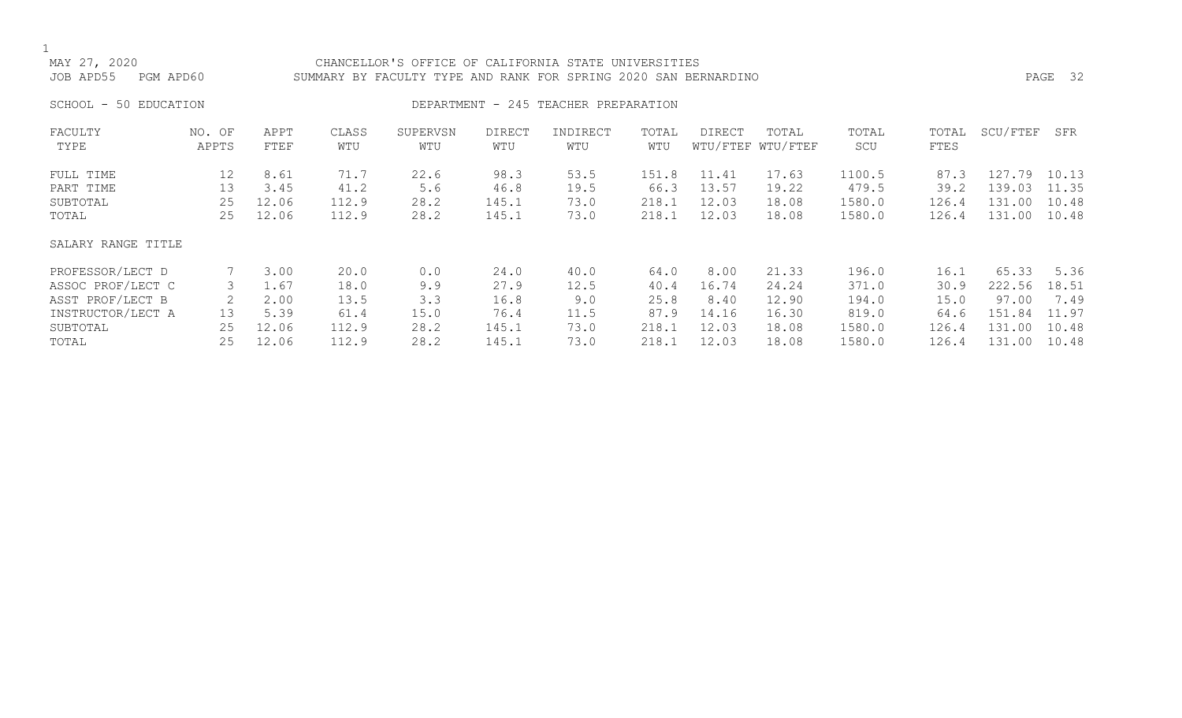MAY 27, 2020 CHANCELLOR'S OFFICE OF CALIFORNIA STATE UNIVERSITIES
JOB APD55 PGM APD60 SUMMARY BY FACULTY TYPE AND RANK FOR SPRING 2020 SAN BERNARDINO

SCHOOL - 50 EDUCATION DEPARTMENT - 245 TEACHER PREPARATION

| FACULTY TYPE | NO. OF APPTS | APPT FTEF | CLASS WTU | SUPERVSN WTU | DIRECT WTU | INDIRECT WTU | TOTAL WTU | DIRECT WTU/FTEF | TOTAL WTU/FTEF | TOTAL SCU | TOTAL FTES | SCU/FTEF | SFR |
|---|---|---|---|---|---|---|---|---|---|---|---|---|---|
| FULL TIME | 12 | 8.61 | 71.7 | 22.6 | 98.3 | 53.5 | 151.8 | 11.41 | 17.63 | 1100.5 | 87.3 | 127.79 | 10.13 |
| PART TIME | 13 | 3.45 | 41.2 | 5.6 | 46.8 | 19.5 | 66.3 | 13.57 | 19.22 | 479.5 | 39.2 | 139.03 | 11.35 |
| SUBTOTAL | 25 | 12.06 | 112.9 | 28.2 | 145.1 | 73.0 | 218.1 | 12.03 | 18.08 | 1580.0 | 126.4 | 131.00 | 10.48 |
| TOTAL | 25 | 12.06 | 112.9 | 28.2 | 145.1 | 73.0 | 218.1 | 12.03 | 18.08 | 1580.0 | 126.4 | 131.00 | 10.48 |
| SALARY RANGE TITLE | | | | | | | | | | | | | |
| PROFESSOR/LECT D | 7 | 3.00 | 20.0 | 0.0 | 24.0 | 40.0 | 64.0 | 8.00 | 21.33 | 196.0 | 16.1 | 65.33 | 5.36 |
| ASSOC PROF/LECT C | 3 | 1.67 | 18.0 | 9.9 | 27.9 | 12.5 | 40.4 | 16.74 | 24.24 | 371.0 | 30.9 | 222.56 | 18.51 |
| ASST PROF/LECT B | 2 | 2.00 | 13.5 | 3.3 | 16.8 | 9.0 | 25.8 | 8.40 | 12.90 | 194.0 | 15.0 | 97.00 | 7.49 |
| INSTRUCTOR/LECT A | 13 | 5.39 | 61.4 | 15.0 | 76.4 | 11.5 | 87.9 | 14.16 | 16.30 | 819.0 | 64.6 | 151.84 | 11.97 |
| SUBTOTAL | 25 | 12.06 | 112.9 | 28.2 | 145.1 | 73.0 | 218.1 | 12.03 | 18.08 | 1580.0 | 126.4 | 131.00 | 10.48 |
| TOTAL | 25 | 12.06 | 112.9 | 28.2 | 145.1 | 73.0 | 218.1 | 12.03 | 18.08 | 1580.0 | 126.4 | 131.00 | 10.48 |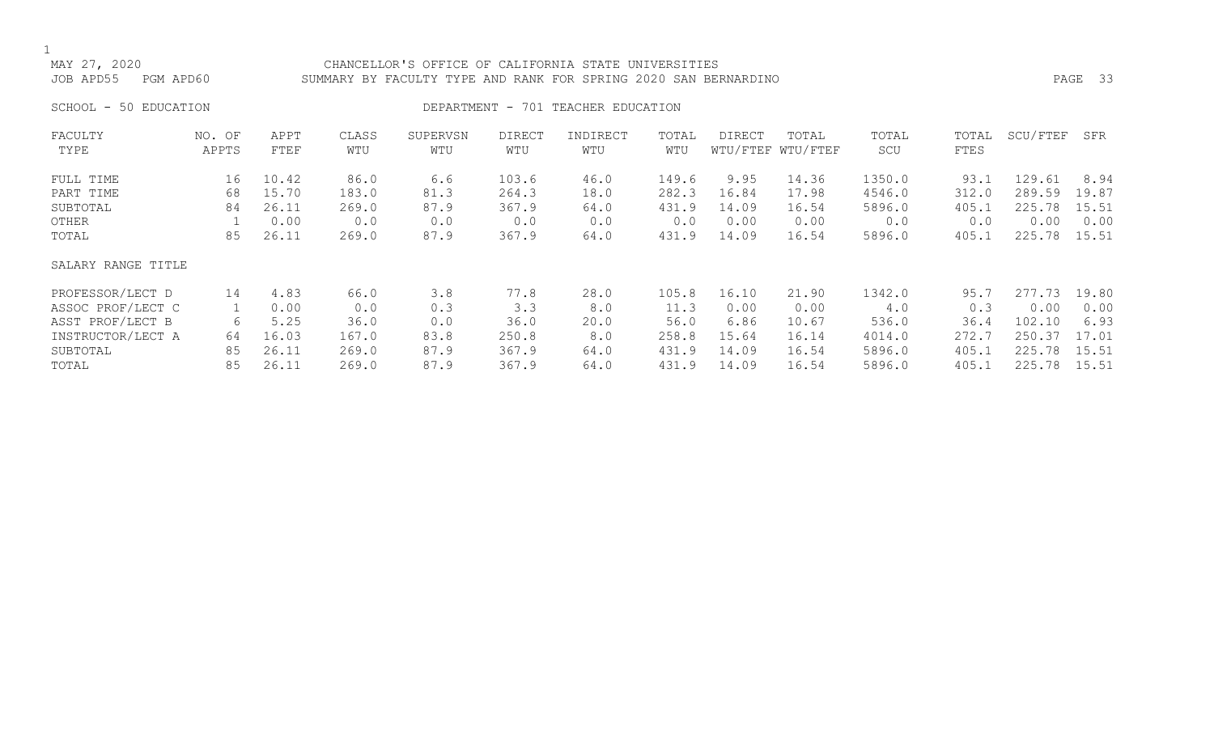MAY 27, 2020 CHANCELLOR'S OFFICE OF CALIFORNIA STATE UNIVERSITIES
JOB APD55 PGM APD60 SUMMARY BY FACULTY TYPE AND RANK FOR SPRING 2020 SAN BERNARDINO

SCHOOL - 50 EDUCATION DEPARTMENT - 701 TEACHER EDUCATION

| FACULTY TYPE | NO. OF APPTS | APPT FTEF | CLASS WTU | SUPERVSN WTU | DIRECT WTU | INDIRECT WTU | TOTAL WTU | DIRECT WTU/FTEF | TOTAL WTU/FTEF | TOTAL SCU | TOTAL FTES | SCU/FTEF | SFR |
|---|---|---|---|---|---|---|---|---|---|---|---|---|---|
| FULL TIME | 16 | 10.42 | 86.0 | 6.6 | 103.6 | 46.0 | 149.6 | 9.95 | 14.36 | 1350.0 | 93.1 | 129.61 | 8.94 |
| PART TIME | 68 | 15.70 | 183.0 | 81.3 | 264.3 | 18.0 | 282.3 | 16.84 | 17.98 | 4546.0 | 312.0 | 289.59 | 19.87 |
| SUBTOTAL | 84 | 26.11 | 269.0 | 87.9 | 367.9 | 64.0 | 431.9 | 14.09 | 16.54 | 5896.0 | 405.1 | 225.78 | 15.51 |
| OTHER | 1 | 0.00 | 0.0 | 0.0 | 0.0 | 0.0 | 0.0 | 0.00 | 0.00 | 0.0 | 0.0 | 0.00 | 0.00 |
| TOTAL | 85 | 26.11 | 269.0 | 87.9 | 367.9 | 64.0 | 431.9 | 14.09 | 16.54 | 5896.0 | 405.1 | 225.78 | 15.51 |

| SALARY RANGE TITLE | NO. OF APPTS | APPT FTEF | CLASS WTU | SUPERVSN WTU | DIRECT WTU | INDIRECT WTU | TOTAL WTU | DIRECT WTU/FTEF | TOTAL WTU/FTEF | TOTAL SCU | TOTAL FTES | SCU/FTEF | SFR |
|---|---|---|---|---|---|---|---|---|---|---|---|---|---|
| PROFESSOR/LECT D | 14 | 4.83 | 66.0 | 3.8 | 77.8 | 28.0 | 105.8 | 16.10 | 21.90 | 1342.0 | 95.7 | 277.73 | 19.80 |
| ASSOC PROF/LECT C | 1 | 0.00 | 0.0 | 0.3 | 3.3 | 8.0 | 11.3 | 0.00 | 0.00 | 4.0 | 0.3 | 0.00 | 0.00 |
| ASST PROF/LECT B | 6 | 5.25 | 36.0 | 0.0 | 36.0 | 20.0 | 56.0 | 6.86 | 10.67 | 536.0 | 36.4 | 102.10 | 6.93 |
| INSTRUCTOR/LECT A | 64 | 16.03 | 167.0 | 83.8 | 250.8 | 8.0 | 258.8 | 15.64 | 16.14 | 4014.0 | 272.7 | 250.37 | 17.01 |
| SUBTOTAL | 85 | 26.11 | 269.0 | 87.9 | 367.9 | 64.0 | 431.9 | 14.09 | 16.54 | 5896.0 | 405.1 | 225.78 | 15.51 |
| TOTAL | 85 | 26.11 | 269.0 | 87.9 | 367.9 | 64.0 | 431.9 | 14.09 | 16.54 | 5896.0 | 405.1 | 225.78 | 15.51 |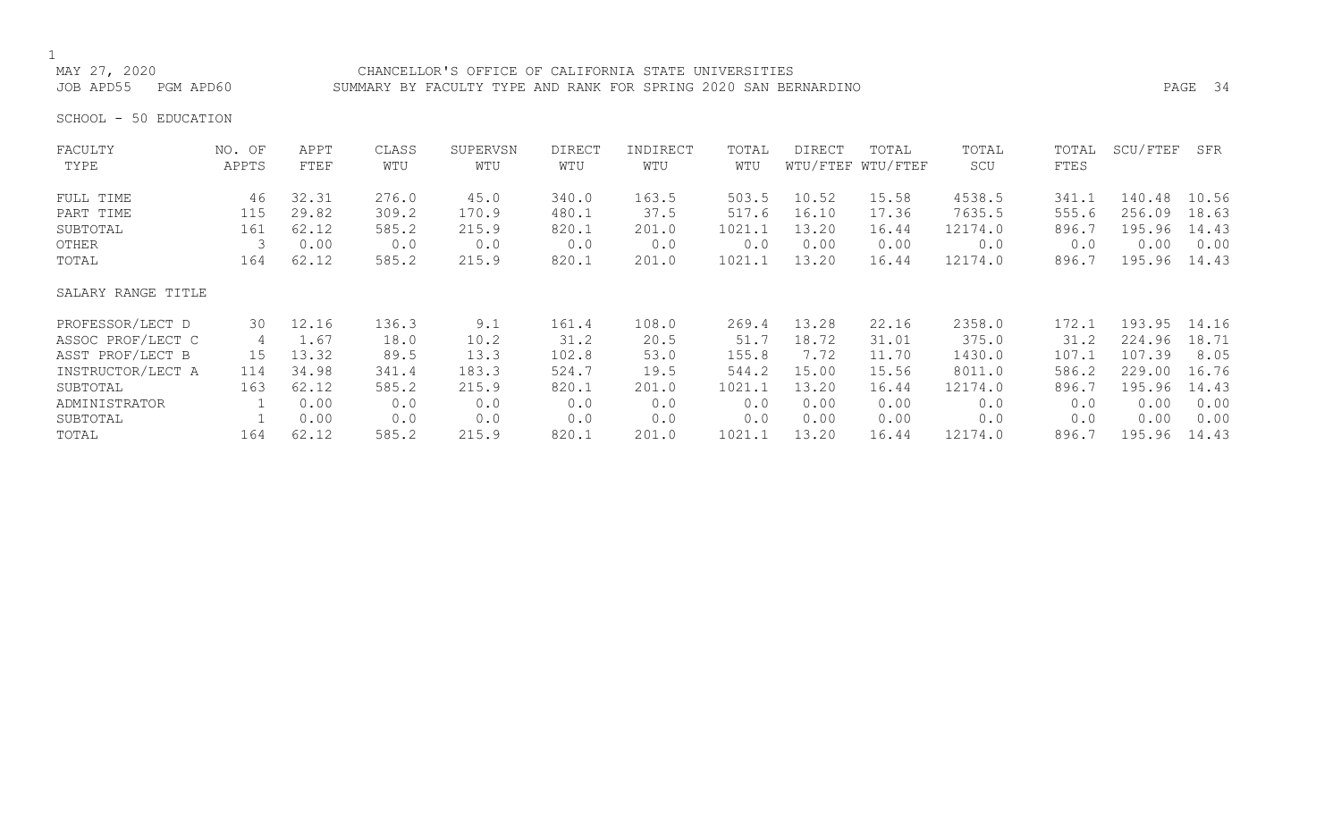MAY 27, 2020 CHANCELLOR'S OFFICE OF CALIFORNIA STATE UNIVERSITIES

JOB APD55 PGM APD60 SUMMARY BY FACULTY TYPE AND RANK FOR SPRING 2020 SAN BERNARDINO

SCHOOL - 50 EDUCATION

| FACULTY TYPE | NO. OF APPTS | APPT FTEF | CLASS WTU | SUPERVSN WTU | DIRECT WTU | INDIRECT WTU | TOTAL WTU | DIRECT WTU/FTEF | TOTAL WTU/FTEF | TOTAL SCU | TOTAL FTES | SCU/FTEF | SFR |
|---|---|---|---|---|---|---|---|---|---|---|---|---|---|
| FULL TIME | 46 | 32.31 | 276.0 | 45.0 | 340.0 | 163.5 | 503.5 | 10.52 | 15.58 | 4538.5 | 341.1 | 140.48 | 10.56 |
| PART TIME | 115 | 29.82 | 309.2 | 170.9 | 480.1 | 37.5 | 517.6 | 16.10 | 17.36 | 7635.5 | 555.6 | 256.09 | 18.63 |
| SUBTOTAL | 161 | 62.12 | 585.2 | 215.9 | 820.1 | 201.0 | 1021.1 | 13.20 | 16.44 | 12174.0 | 896.7 | 195.96 | 14.43 |
| OTHER | 3 | 0.00 | 0.0 | 0.0 | 0.0 | 0.0 | 0.0 | 0.00 | 0.00 | 0.0 | 0.0 | 0.00 | 0.00 |
| TOTAL | 164 | 62.12 | 585.2 | 215.9 | 820.1 | 201.0 | 1021.1 | 13.20 | 16.44 | 12174.0 | 896.7 | 195.96 | 14.43 |
| SALARY RANGE TITLE | | | | | | | | | | | | | |
| PROFESSOR/LECT D | 30 | 12.16 | 136.3 | 9.1 | 161.4 | 108.0 | 269.4 | 13.28 | 22.16 | 2358.0 | 172.1 | 193.95 | 14.16 |
| ASSOC PROF/LECT C | 4 | 1.67 | 18.0 | 10.2 | 31.2 | 20.5 | 51.7 | 18.72 | 31.01 | 375.0 | 31.2 | 224.96 | 18.71 |
| ASST PROF/LECT B | 15 | 13.32 | 89.5 | 13.3 | 102.8 | 53.0 | 155.8 | 7.72 | 11.70 | 1430.0 | 107.1 | 107.39 | 8.05 |
| INSTRUCTOR/LECT A | 114 | 34.98 | 341.4 | 183.3 | 524.7 | 19.5 | 544.2 | 15.00 | 15.56 | 8011.0 | 586.2 | 229.00 | 16.76 |
| SUBTOTAL | 163 | 62.12 | 585.2 | 215.9 | 820.1 | 201.0 | 1021.1 | 13.20 | 16.44 | 12174.0 | 896.7 | 195.96 | 14.43 |
| ADMINISTRATOR | 1 | 0.00 | 0.0 | 0.0 | 0.0 | 0.0 | 0.0 | 0.00 | 0.00 | 0.0 | 0.0 | 0.00 | 0.00 |
| SUBTOTAL | 1 | 0.00 | 0.0 | 0.0 | 0.0 | 0.0 | 0.0 | 0.00 | 0.00 | 0.0 | 0.0 | 0.00 | 0.00 |
| TOTAL | 164 | 62.12 | 585.2 | 215.9 | 820.1 | 201.0 | 1021.1 | 13.20 | 16.44 | 12174.0 | 896.7 | 195.96 | 14.43 |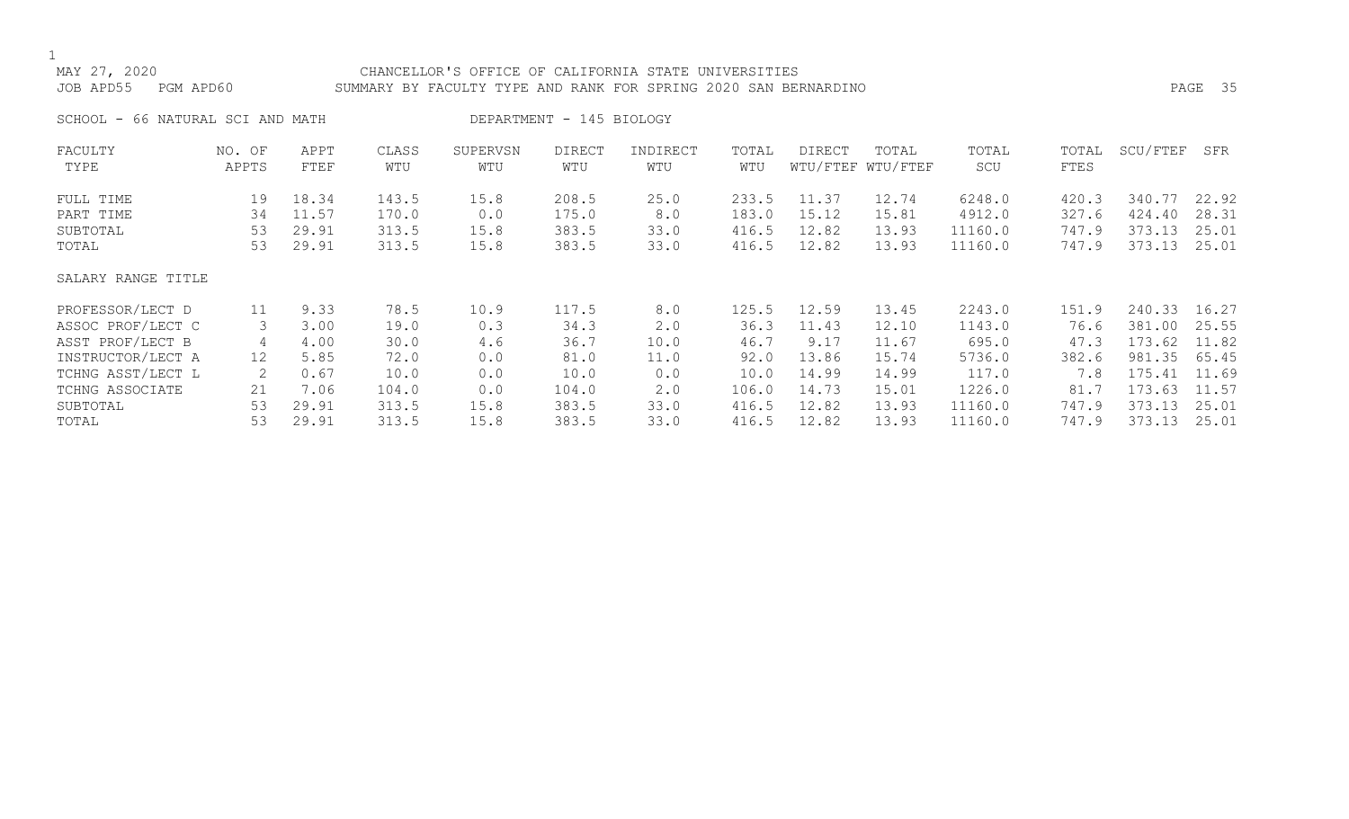MAY 27, 2020 CHANCELLOR'S OFFICE OF CALIFORNIA STATE UNIVERSITIES
JOB APD55 PGM APD60 SUMMARY BY FACULTY TYPE AND RANK FOR SPRING 2020 SAN BERNARDINO

SCHOOL - 66 NATURAL SCI AND MATH DEPARTMENT - 145 BIOLOGY

| FACULTY TYPE | NO. OF APPTS | APPT FTEF | CLASS WTU | SUPERVSN WTU | DIRECT WTU | INDIRECT WTU | TOTAL WTU | DIRECT WTU/FTEF | TOTAL WTU/FTEF | TOTAL SCU | TOTAL FTES | SCU/FTEF | SFR |
|---|---|---|---|---|---|---|---|---|---|---|---|---|---|
| FULL TIME | 19 | 18.34 | 143.5 | 15.8 | 208.5 | 25.0 | 233.5 | 11.37 | 12.74 | 6248.0 | 420.3 | 340.77 | 22.92 |
| PART TIME | 34 | 11.57 | 170.0 | 0.0 | 175.0 | 8.0 | 183.0 | 15.12 | 15.81 | 4912.0 | 327.6 | 424.40 | 28.31 |
| SUBTOTAL | 53 | 29.91 | 313.5 | 15.8 | 383.5 | 33.0 | 416.5 | 12.82 | 13.93 | 11160.0 | 747.9 | 373.13 | 25.01 |
| TOTAL | 53 | 29.91 | 313.5 | 15.8 | 383.5 | 33.0 | 416.5 | 12.82 | 13.93 | 11160.0 | 747.9 | 373.13 | 25.01 |
| **SALARY RANGE TITLE** | | | | | | | | | | | | | |
| PROFESSOR/LECT D | 11 | 9.33 | 78.5 | 10.9 | 117.5 | 8.0 | 125.5 | 12.59 | 13.45 | 2243.0 | 151.9 | 240.33 | 16.27 |
| ASSOC PROF/LECT C | 3 | 3.00 | 19.0 | 0.3 | 34.3 | 2.0 | 36.3 | 11.43 | 12.10 | 1143.0 | 76.6 | 381.00 | 25.55 |
| ASST PROF/LECT B | 4 | 4.00 | 30.0 | 4.6 | 36.7 | 10.0 | 46.7 | 9.17 | 11.67 | 695.0 | 47.3 | 173.62 | 11.82 |
| INSTRUCTOR/LECT A | 12 | 5.85 | 72.0 | 0.0 | 81.0 | 11.0 | 92.0 | 13.86 | 15.74 | 5736.0 | 382.6 | 981.35 | 65.45 |
| TCHNG ASST/LECT L | 2 | 0.67 | 10.0 | 0.0 | 10.0 | 0.0 | 10.0 | 14.99 | 14.99 | 117.0 | 7.8 | 175.41 | 11.69 |
| TCHNG ASSOCIATE | 21 | 7.06 | 104.0 | 0.0 | 104.0 | 2.0 | 106.0 | 14.73 | 15.01 | 1226.0 | 81.7 | 173.63 | 11.57 |
| SUBTOTAL | 53 | 29.91 | 313.5 | 15.8 | 383.5 | 33.0 | 416.5 | 12.82 | 13.93 | 11160.0 | 747.9 | 373.13 | 25.01 |
| TOTAL | 53 | 29.91 | 313.5 | 15.8 | 383.5 | 33.0 | 416.5 | 12.82 | 13.93 | 11160.0 | 747.9 | 373.13 | 25.01 |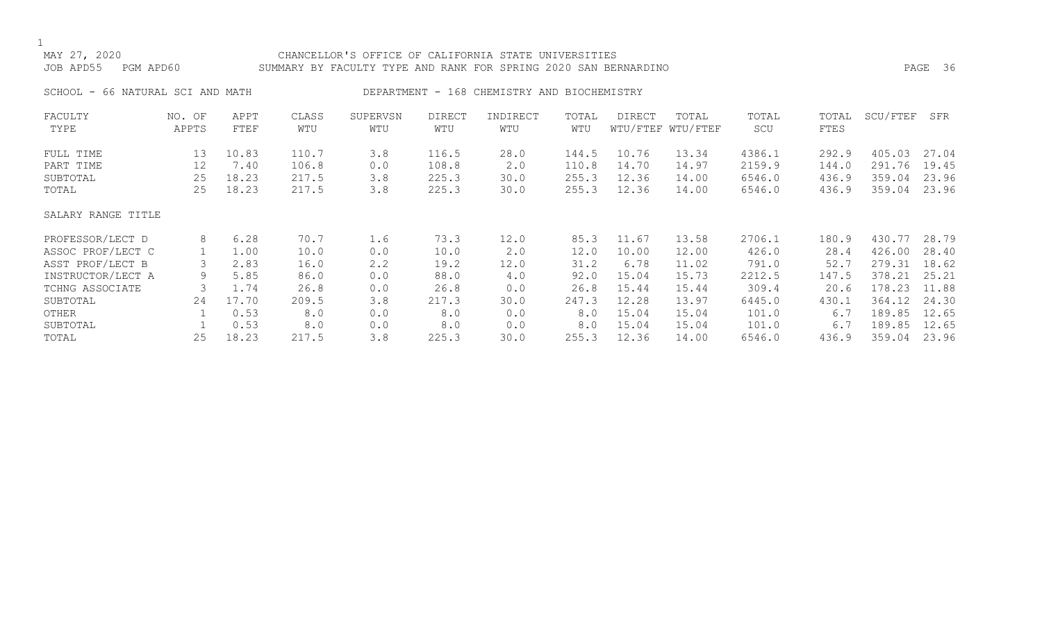MAY 27, 2020 CHANCELLOR'S OFFICE OF CALIFORNIA STATE UNIVERSITIES

JOB APD55 PGM APD60 SUMMARY BY FACULTY TYPE AND RANK FOR SPRING 2020 SAN BERNARDINO

SCHOOL - 66 NATURAL SCI AND MATH DEPARTMENT - 168 CHEMISTRY AND BIOCHEMISTRY

| FACULTY TYPE | NO. OF APPTS | APPT FTEF | CLASS WTU | SUPERVSN WTU | DIRECT WTU | INDIRECT WTU | TOTAL WTU | DIRECT WTU/FTEF | TOTAL WTU/FTEF | TOTAL SCU | TOTAL FTES | SCU/FTEF | SFR |
|---|---|---|---|---|---|---|---|---|---|---|---|---|---|
| FULL TIME | 13 | 10.83 | 110.7 | 3.8 | 116.5 | 28.0 | 144.5 | 10.76 | 13.34 | 4386.1 | 292.9 | 405.03 | 27.04 |
| PART TIME | 12 | 7.40 | 106.8 | 0.0 | 108.8 | 2.0 | 110.8 | 14.70 | 14.97 | 2159.9 | 144.0 | 291.76 | 19.45 |
| SUBTOTAL | 25 | 18.23 | 217.5 | 3.8 | 225.3 | 30.0 | 255.3 | 12.36 | 14.00 | 6546.0 | 436.9 | 359.04 | 23.96 |
| TOTAL | 25 | 18.23 | 217.5 | 3.8 | 225.3 | 30.0 | 255.3 | 12.36 | 14.00 | 6546.0 | 436.9 | 359.04 | 23.96 |
| SALARY RANGE TITLE | | | | | | | | | | | | | |
| PROFESSOR/LECT D | 8 | 6.28 | 70.7 | 1.6 | 73.3 | 12.0 | 85.3 | 11.67 | 13.58 | 2706.1 | 180.9 | 430.77 | 28.79 |
| ASSOC PROF/LECT C | 1 | 1.00 | 10.0 | 0.0 | 10.0 | 2.0 | 12.0 | 10.00 | 12.00 | 426.0 | 28.4 | 426.00 | 28.40 |
| ASST PROF/LECT B | 3 | 2.83 | 16.0 | 2.2 | 19.2 | 12.0 | 31.2 | 6.78 | 11.02 | 791.0 | 52.7 | 279.31 | 18.62 |
| INSTRUCTOR/LECT A | 9 | 5.85 | 86.0 | 0.0 | 88.0 | 4.0 | 92.0 | 15.04 | 15.73 | 2212.5 | 147.5 | 378.21 | 25.21 |
| TCHNG ASSOCIATE | 3 | 1.74 | 26.8 | 0.0 | 26.8 | 0.0 | 26.8 | 15.44 | 15.44 | 309.4 | 20.6 | 178.23 | 11.88 |
| SUBTOTAL | 24 | 17.70 | 209.5 | 3.8 | 217.3 | 30.0 | 247.3 | 12.28 | 13.97 | 6445.0 | 430.1 | 364.12 | 24.30 |
| OTHER | 1 | 0.53 | 8.0 | 0.0 | 8.0 | 0.0 | 8.0 | 15.04 | 15.04 | 101.0 | 6.7 | 189.85 | 12.65 |
| SUBTOTAL | 1 | 0.53 | 8.0 | 0.0 | 8.0 | 0.0 | 8.0 | 15.04 | 15.04 | 101.0 | 6.7 | 189.85 | 12.65 |
| TOTAL | 25 | 18.23 | 217.5 | 3.8 | 225.3 | 30.0 | 255.3 | 12.36 | 14.00 | 6546.0 | 436.9 | 359.04 | 23.96 |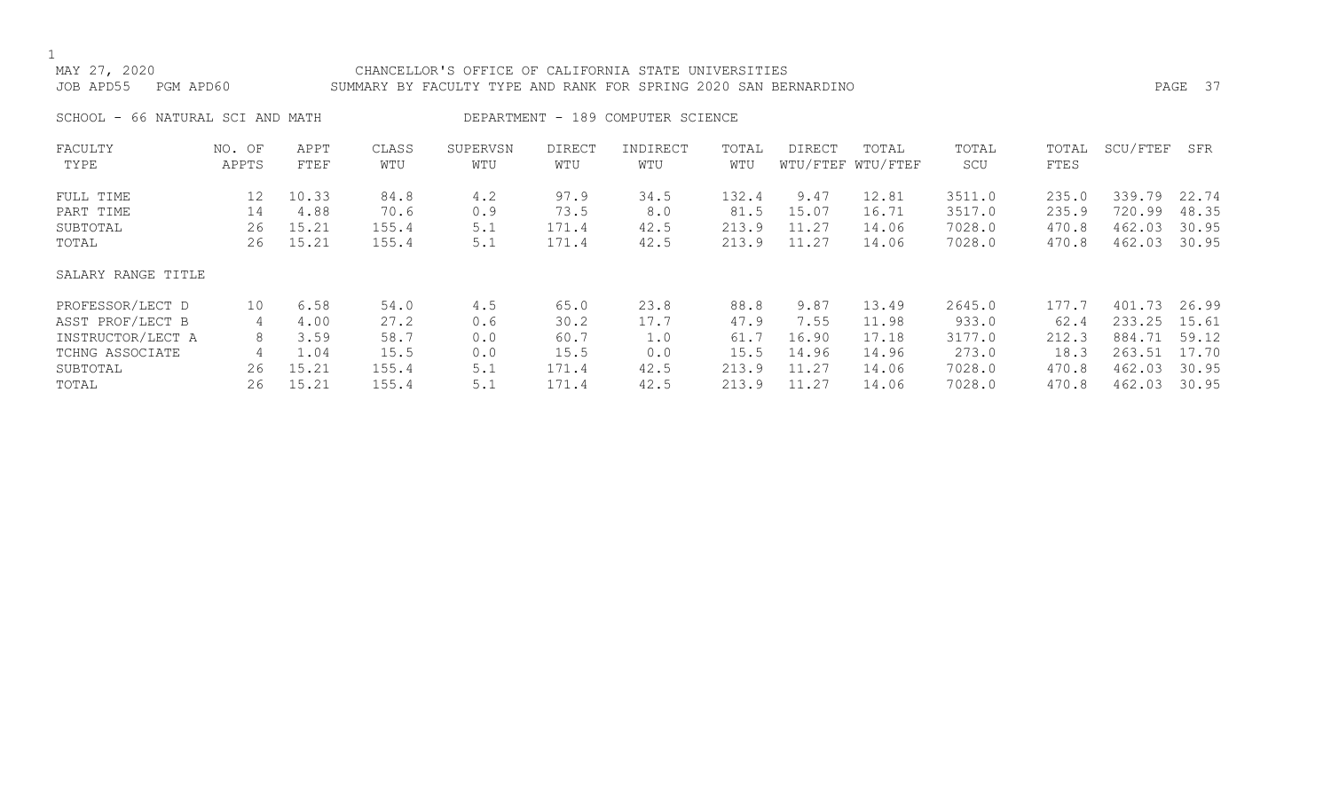MAY 27, 2020 CHANCELLOR'S OFFICE OF CALIFORNIA STATE UNIVERSITIES

JOB APD55 PGM APD60 SUMMARY BY FACULTY TYPE AND RANK FOR SPRING 2020 SAN BERNARDINO

SCHOOL - 66 NATURAL SCI AND MATH DEPARTMENT - 189 COMPUTER SCIENCE

| FACULTY TYPE | NO. OF APPTS | APPT FTEF | CLASS WTU | SUPERVSN WTU | DIRECT WTU | INDIRECT WTU | TOTAL WTU | DIRECT WTU/FTEF | TOTAL WTU/FTEF | TOTAL SCU | TOTAL FTES | SCU/FTEF | SFR |
|---|---|---|---|---|---|---|---|---|---|---|---|---|---|
| FULL TIME | 12 | 10.33 | 84.8 | 4.2 | 97.9 | 34.5 | 132.4 | 9.47 | 12.81 | 3511.0 | 235.0 | 339.79 | 22.74 |
| PART TIME | 14 | 4.88 | 70.6 | 0.9 | 73.5 | 8.0 | 81.5 | 15.07 | 16.71 | 3517.0 | 235.9 | 720.99 | 48.35 |
| SUBTOTAL | 26 | 15.21 | 155.4 | 5.1 | 171.4 | 42.5 | 213.9 | 11.27 | 14.06 | 7028.0 | 470.8 | 462.03 | 30.95 |
| TOTAL | 26 | 15.21 | 155.4 | 5.1 | 171.4 | 42.5 | 213.9 | 11.27 | 14.06 | 7028.0 | 470.8 | 462.03 | 30.95 |
| **SALARY RANGE TITLE** | | | | | | | | | | | | | |
| PROFESSOR/LECT D | 10 | 6.58 | 54.0 | 4.5 | 65.0 | 23.8 | 88.8 | 9.87 | 13.49 | 2645.0 | 177.7 | 401.73 | 26.99 |
| ASST PROF/LECT B | 4 | 4.00 | 27.2 | 0.6 | 30.2 | 17.7 | 47.9 | 7.55 | 11.98 | 933.0 | 62.4 | 233.25 | 15.61 |
| INSTRUCTOR/LECT A | 8 | 3.59 | 58.7 | 0.0 | 60.7 | 1.0 | 61.7 | 16.90 | 17.18 | 3177.0 | 212.3 | 884.71 | 59.12 |
| TCHNG ASSOCIATE | 4 | 1.04 | 15.5 | 0.0 | 15.5 | 0.0 | 15.5 | 14.96 | 14.96 | 273.0 | 18.3 | 263.51 | 17.70 |
| SUBTOTAL | 26 | 15.21 | 155.4 | 5.1 | 171.4 | 42.5 | 213.9 | 11.27 | 14.06 | 7028.0 | 470.8 | 462.03 | 30.95 |
| TOTAL | 26 | 15.21 | 155.4 | 5.1 | 171.4 | 42.5 | 213.9 | 11.27 | 14.06 | 7028.0 | 470.8 | 462.03 | 30.95 |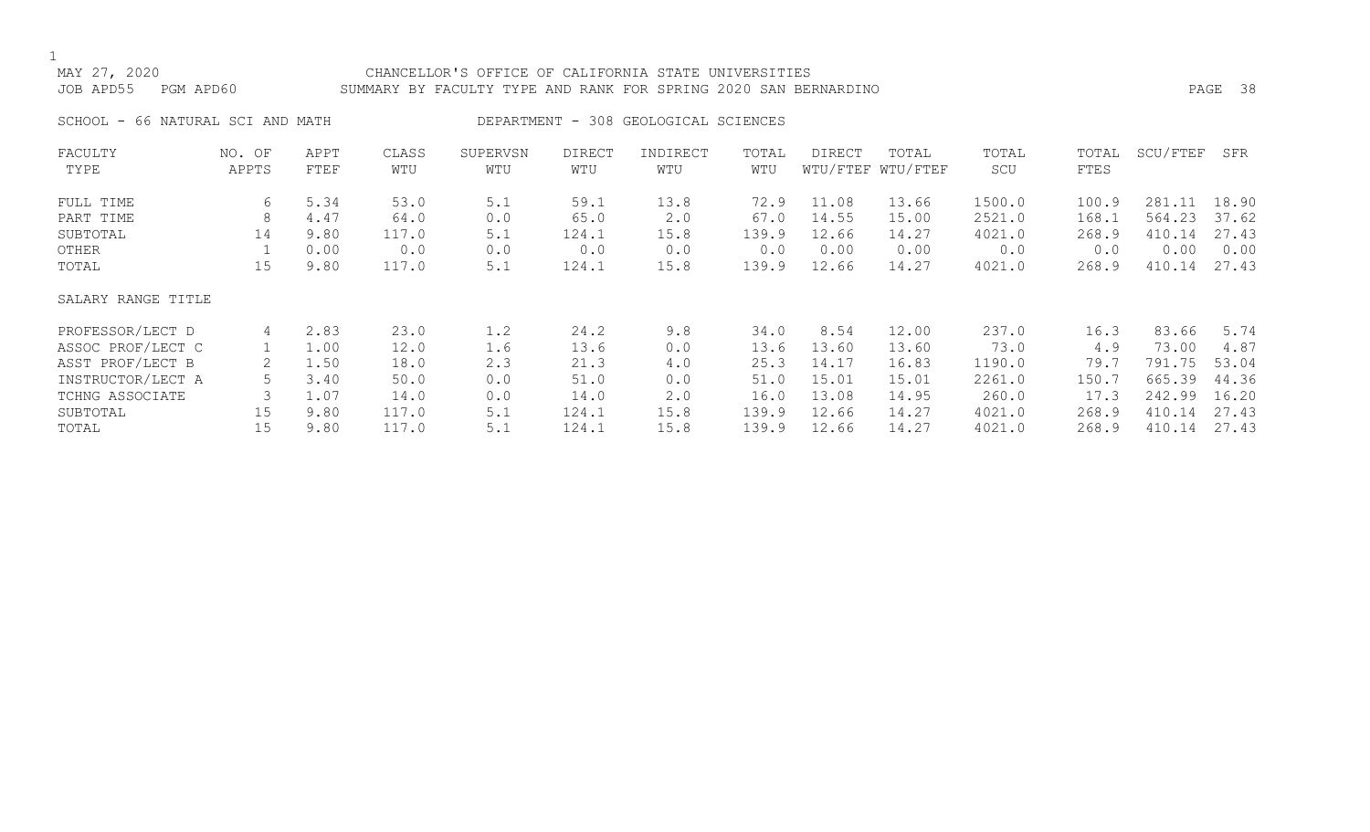MAY 27, 2020 CHANCELLOR'S OFFICE OF CALIFORNIA STATE UNIVERSITIES
JOB APD55 PGM APD60 SUMMARY BY FACULTY TYPE AND RANK FOR SPRING 2020 SAN BERNARDINO

SCHOOL - 66 NATURAL SCI AND MATH DEPARTMENT - 308 GEOLOGICAL SCIENCES

| FACULTY TYPE | NO. OF APPTS | APPT FTEF | CLASS WTU | SUPERVSN WTU | DIRECT WTU | INDIRECT WTU | TOTAL WTU | DIRECT WTU/FTEF | TOTAL WTU/FTEF | TOTAL SCU | TOTAL FTES | SCU/FTEF | SFR |
|---|---|---|---|---|---|---|---|---|---|---|---|---|---|
| FULL TIME | 6 | 5.34 | 53.0 | 5.1 | 59.1 | 13.8 | 72.9 | 11.08 | 13.66 | 1500.0 | 100.9 | 281.11 | 18.90 |
| PART TIME | 8 | 4.47 | 64.0 | 0.0 | 65.0 | 2.0 | 67.0 | 14.55 | 15.00 | 2521.0 | 168.1 | 564.23 | 37.62 |
| SUBTOTAL | 14 | 9.80 | 117.0 | 5.1 | 124.1 | 15.8 | 139.9 | 12.66 | 14.27 | 4021.0 | 268.9 | 410.14 | 27.43 |
| OTHER | 1 | 0.00 | 0.0 | 0.0 | 0.0 | 0.0 | 0.0 | 0.00 | 0.00 | 0.0 | 0.0 | 0.00 | 0.00 |
| TOTAL | 15 | 9.80 | 117.0 | 5.1 | 124.1 | 15.8 | 139.9 | 12.66 | 14.27 | 4021.0 | 268.9 | 410.14 | 27.43 |
| SALARY RANGE TITLE | | | | | | | | | | | | | |
| PROFESSOR/LECT D | 4 | 2.83 | 23.0 | 1.2 | 24.2 | 9.8 | 34.0 | 8.54 | 12.00 | 237.0 | 16.3 | 83.66 | 5.74 |
| ASSOC PROF/LECT C | 1 | 1.00 | 12.0 | 1.6 | 13.6 | 0.0 | 13.6 | 13.60 | 13.60 | 73.0 | 4.9 | 73.00 | 4.87 |
| ASST PROF/LECT B | 2 | 1.50 | 18.0 | 2.3 | 21.3 | 4.0 | 25.3 | 14.17 | 16.83 | 1190.0 | 79.7 | 791.75 | 53.04 |
| INSTRUCTOR/LECT A | 5 | 3.40 | 50.0 | 0.0 | 51.0 | 0.0 | 51.0 | 15.01 | 15.01 | 2261.0 | 150.7 | 665.39 | 44.36 |
| TCHNG ASSOCIATE | 3 | 1.07 | 14.0 | 0.0 | 14.0 | 2.0 | 16.0 | 13.08 | 14.95 | 260.0 | 17.3 | 242.99 | 16.20 |
| SUBTOTAL | 15 | 9.80 | 117.0 | 5.1 | 124.1 | 15.8 | 139.9 | 12.66 | 14.27 | 4021.0 | 268.9 | 410.14 | 27.43 |
| TOTAL | 15 | 9.80 | 117.0 | 5.1 | 124.1 | 15.8 | 139.9 | 12.66 | 14.27 | 4021.0 | 268.9 | 410.14 | 27.43 |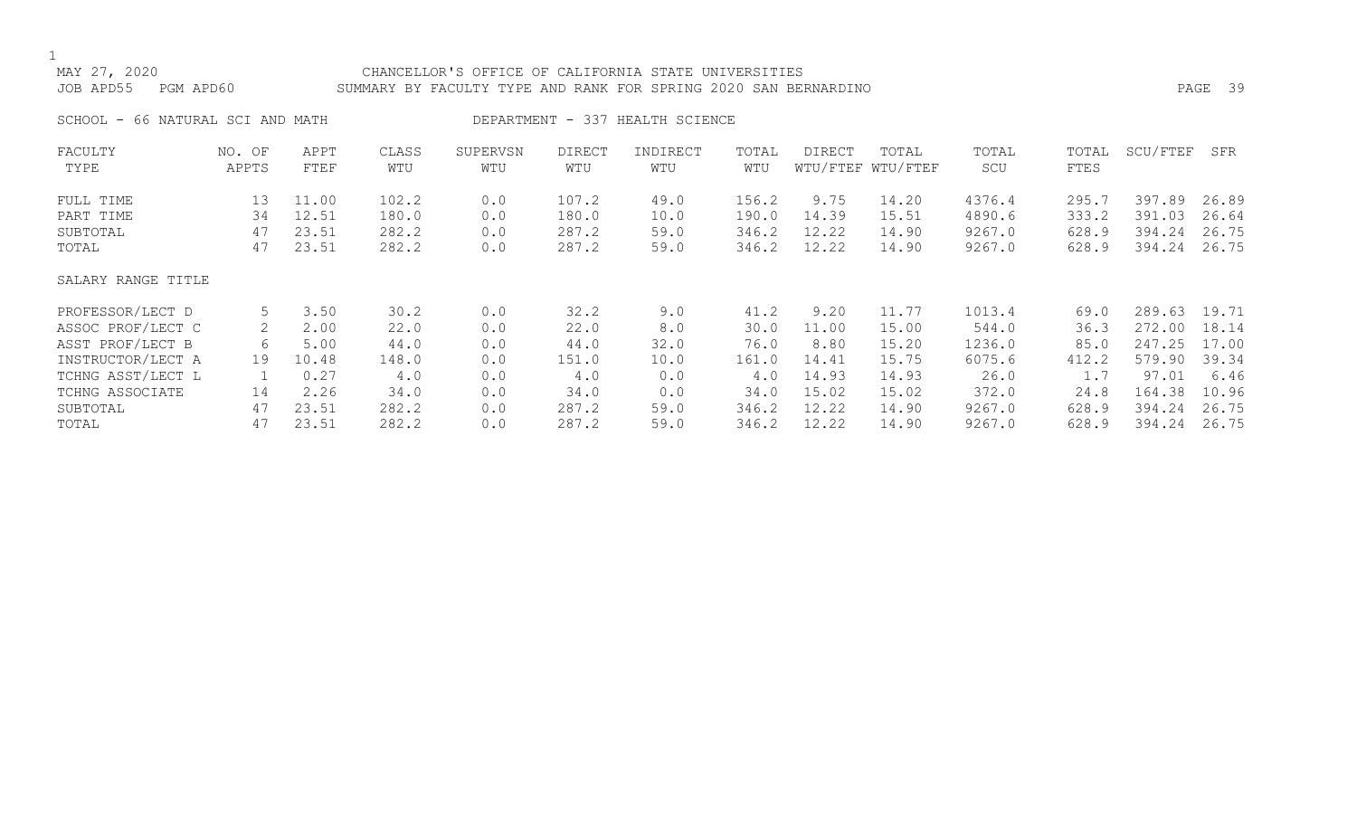MAY 27, 2020 CHANCELLOR'S OFFICE OF CALIFORNIA STATE UNIVERSITIES
JOB APD55 PGM APD60 SUMMARY BY FACULTY TYPE AND RANK FOR SPRING 2020 SAN BERNARDINO

SCHOOL - 66 NATURAL SCI AND MATH DEPARTMENT - 337 HEALTH SCIENCE

| FACULTY TYPE | NO. OF APPTS | APPT FTEF | CLASS WTU | SUPERVSN WTU | DIRECT WTU | INDIRECT WTU | TOTAL WTU | DIRECT WTU/FTEF | TOTAL WTU/FTEF | TOTAL SCU | TOTAL FTES | SCU/FTEF | SFR |
|---|---|---|---|---|---|---|---|---|---|---|---|---|---|
| FULL TIME | 13 | 11.00 | 102.2 | 0.0 | 107.2 | 49.0 | 156.2 | 9.75 | 14.20 | 4376.4 | 295.7 | 397.89 | 26.89 |
| PART TIME | 34 | 12.51 | 180.0 | 0.0 | 180.0 | 10.0 | 190.0 | 14.39 | 15.51 | 4890.6 | 333.2 | 391.03 | 26.64 |
| SUBTOTAL | 47 | 23.51 | 282.2 | 0.0 | 287.2 | 59.0 | 346.2 | 12.22 | 14.90 | 9267.0 | 628.9 | 394.24 | 26.75 |
| TOTAL | 47 | 23.51 | 282.2 | 0.0 | 287.2 | 59.0 | 346.2 | 12.22 | 14.90 | 9267.0 | 628.9 | 394.24 | 26.75 |
| SALARY RANGE TITLE | | | | | | | | | | | | | |
| PROFESSOR/LECT D | 5 | 3.50 | 30.2 | 0.0 | 32.2 | 9.0 | 41.2 | 9.20 | 11.77 | 1013.4 | 69.0 | 289.63 | 19.71 |
| ASSOC PROF/LECT C | 2 | 2.00 | 22.0 | 0.0 | 22.0 | 8.0 | 30.0 | 11.00 | 15.00 | 544.0 | 36.3 | 272.00 | 18.14 |
| ASST PROF/LECT B | 6 | 5.00 | 44.0 | 0.0 | 44.0 | 32.0 | 76.0 | 8.80 | 15.20 | 1236.0 | 85.0 | 247.25 | 17.00 |
| INSTRUCTOR/LECT A | 19 | 10.48 | 148.0 | 0.0 | 151.0 | 10.0 | 161.0 | 14.41 | 15.75 | 6075.6 | 412.2 | 579.90 | 39.34 |
| TCHNG ASST/LECT L | 1 | 0.27 | 4.0 | 0.0 | 4.0 | 0.0 | 4.0 | 14.93 | 14.93 | 26.0 | 1.7 | 97.01 | 6.46 |
| TCHNG ASSOCIATE | 14 | 2.26 | 34.0 | 0.0 | 34.0 | 0.0 | 34.0 | 15.02 | 15.02 | 372.0 | 24.8 | 164.38 | 10.96 |
| SUBTOTAL | 47 | 23.51 | 282.2 | 0.0 | 287.2 | 59.0 | 346.2 | 12.22 | 14.90 | 9267.0 | 628.9 | 394.24 | 26.75 |
| TOTAL | 47 | 23.51 | 282.2 | 0.0 | 287.2 | 59.0 | 346.2 | 12.22 | 14.90 | 9267.0 | 628.9 | 394.24 | 26.75 |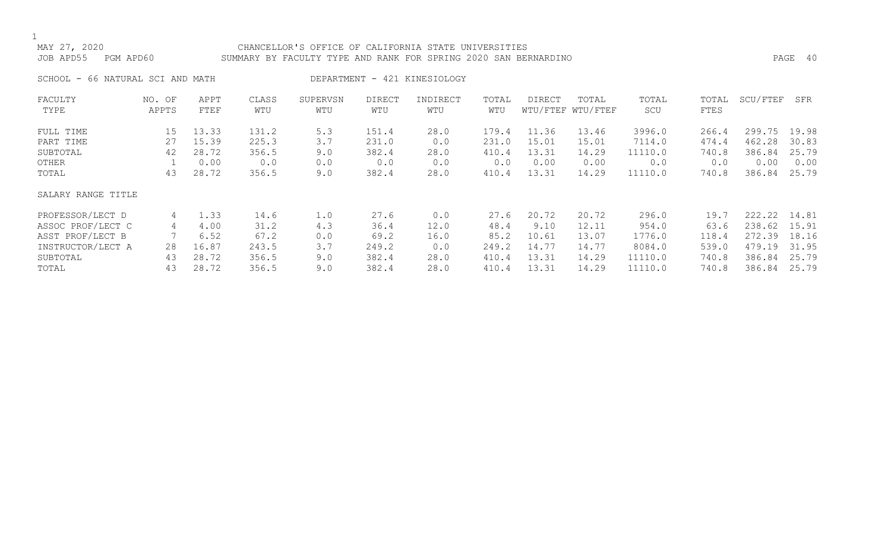MAY 27, 2020 CHANCELLOR'S OFFICE OF CALIFORNIA STATE UNIVERSITIES
JOB APD55 PGM APD60 SUMMARY BY FACULTY TYPE AND RANK FOR SPRING 2020 SAN BERNARDINO

SCHOOL - 66 NATURAL SCI AND MATH DEPARTMENT - 421 KINESIOLOGY

| FACULTY TYPE | NO. OF APPTS | APPT FTEF | CLASS WTU | SUPERVSN WTU | DIRECT WTU | INDIRECT WTU | TOTAL WTU | DIRECT WTU/FTEF | TOTAL WTU/FTEF | TOTAL SCU | TOTAL FTES | SCU/FTEF | SFR |
|---|---|---|---|---|---|---|---|---|---|---|---|---|---|
| FULL TIME | 15 | 13.33 | 131.2 | 5.3 | 151.4 | 28.0 | 179.4 | 11.36 | 13.46 | 3996.0 | 266.4 | 299.75 | 19.98 |
| PART TIME | 27 | 15.39 | 225.3 | 3.7 | 231.0 | 0.0 | 231.0 | 15.01 | 15.01 | 7114.0 | 474.4 | 462.28 | 30.83 |
| SUBTOTAL | 42 | 28.72 | 356.5 | 9.0 | 382.4 | 28.0 | 410.4 | 13.31 | 14.29 | 11110.0 | 740.8 | 386.84 | 25.79 |
| OTHER | 1 | 0.00 | 0.0 | 0.0 | 0.0 | 0.0 | 0.0 | 0.00 | 0.00 | 0.0 | 0.0 | 0.00 | 0.00 |
| TOTAL | 43 | 28.72 | 356.5 | 9.0 | 382.4 | 28.0 | 410.4 | 13.31 | 14.29 | 11110.0 | 740.8 | 386.84 | 25.79 |

| SALARY RANGE TITLE | NO. OF APPTS | APPT FTEF | CLASS WTU | SUPERVSN WTU | DIRECT WTU | INDIRECT WTU | TOTAL WTU | DIRECT WTU/FTEF | TOTAL WTU/FTEF | TOTAL SCU | TOTAL FTES | SCU/FTEF | SFR |
|---|---|---|---|---|---|---|---|---|---|---|---|---|---|
| PROFESSOR/LECT D | 4 | 1.33 | 14.6 | 1.0 | 27.6 | 0.0 | 27.6 | 20.72 | 20.72 | 296.0 | 19.7 | 222.22 | 14.81 |
| ASSOC PROF/LECT C | 4 | 4.00 | 31.2 | 4.3 | 36.4 | 12.0 | 48.4 | 9.10 | 12.11 | 954.0 | 63.6 | 238.62 | 15.91 |
| ASST PROF/LECT B | 7 | 6.52 | 67.2 | 0.0 | 69.2 | 16.0 | 85.2 | 10.61 | 13.07 | 1776.0 | 118.4 | 272.39 | 18.16 |
| INSTRUCTOR/LECT A | 28 | 16.87 | 243.5 | 3.7 | 249.2 | 0.0 | 249.2 | 14.77 | 14.77 | 8084.0 | 539.0 | 479.19 | 31.95 |
| SUBTOTAL | 43 | 28.72 | 356.5 | 9.0 | 382.4 | 28.0 | 410.4 | 13.31 | 14.29 | 11110.0 | 740.8 | 386.84 | 25.79 |
| TOTAL | 43 | 28.72 | 356.5 | 9.0 | 382.4 | 28.0 | 410.4 | 13.31 | 14.29 | 11110.0 | 740.8 | 386.84 | 25.79 |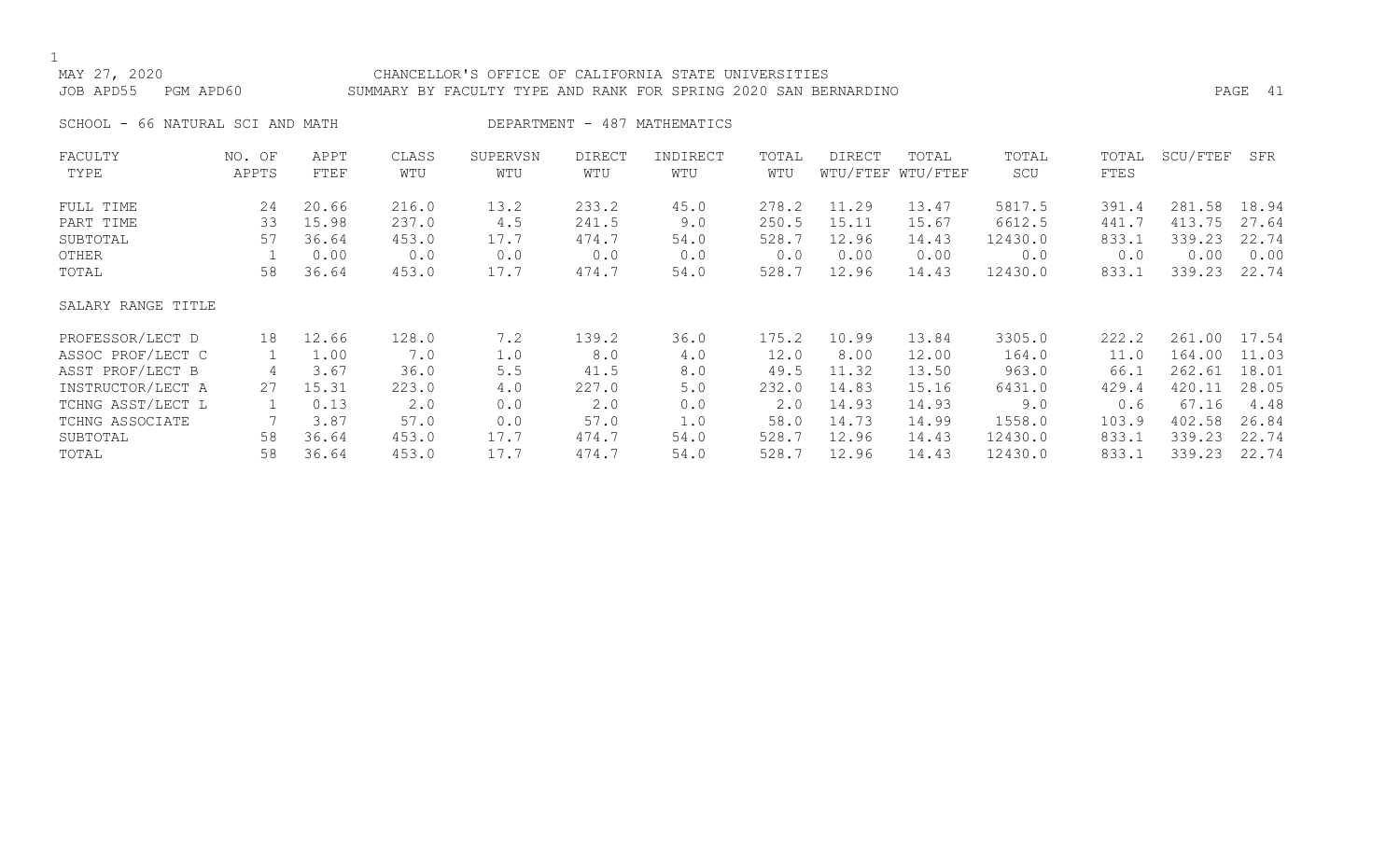MAY 27, 2020 CHANCELLOR'S OFFICE OF CALIFORNIA STATE UNIVERSITIES
JOB APD55 PGM APD60 SUMMARY BY FACULTY TYPE AND RANK FOR SPRING 2020 SAN BERNARDINO

SCHOOL - 66 NATURAL SCI AND MATH DEPARTMENT - 487 MATHEMATICS

| FACULTY TYPE | NO. OF APPTS | APPT FTEF | CLASS WTU | SUPERVSN WTU | DIRECT WTU | INDIRECT WTU | TOTAL WTU | DIRECT WTU/FTEF | TOTAL WTU/FTEF | TOTAL SCU | TOTAL FTES | SCU/FTEF | SFR |
|---|---|---|---|---|---|---|---|---|---|---|---|---|---|
| FULL TIME | 24 | 20.66 | 216.0 | 13.2 | 233.2 | 45.0 | 278.2 | 11.29 | 13.47 | 5817.5 | 391.4 | 281.58 | 18.94 |
| PART TIME | 33 | 15.98 | 237.0 | 4.5 | 241.5 | 9.0 | 250.5 | 15.11 | 15.67 | 6612.5 | 441.7 | 413.75 | 27.64 |
| SUBTOTAL | 57 | 36.64 | 453.0 | 17.7 | 474.7 | 54.0 | 528.7 | 12.96 | 14.43 | 12430.0 | 833.1 | 339.23 | 22.74 |
| OTHER | 1 | 0.00 | 0.0 | 0.0 | 0.0 | 0.0 | 0.0 | 0.00 | 0.00 | 0.0 | 0.0 | 0.00 | 0.00 |
| TOTAL | 58 | 36.64 | 453.0 | 17.7 | 474.7 | 54.0 | 528.7 | 12.96 | 14.43 | 12430.0 | 833.1 | 339.23 | 22.74 |
| SALARY RANGE TITLE | | | | | | | | | | | | | |
| PROFESSOR/LECT D | 18 | 12.66 | 128.0 | 7.2 | 139.2 | 36.0 | 175.2 | 10.99 | 13.84 | 3305.0 | 222.2 | 261.00 | 17.54 |
| ASSOC PROF/LECT C | 1 | 1.00 | 7.0 | 1.0 | 8.0 | 4.0 | 12.0 | 8.00 | 12.00 | 164.0 | 11.0 | 164.00 | 11.03 |
| ASST PROF/LECT B | 4 | 3.67 | 36.0 | 5.5 | 41.5 | 8.0 | 49.5 | 11.32 | 13.50 | 963.0 | 66.1 | 262.61 | 18.01 |
| INSTRUCTOR/LECT A | 27 | 15.31 | 223.0 | 4.0 | 227.0 | 5.0 | 232.0 | 14.83 | 15.16 | 6431.0 | 429.4 | 420.11 | 28.05 |
| TCHNG ASST/LECT L | 1 | 0.13 | 2.0 | 0.0 | 2.0 | 0.0 | 2.0 | 14.93 | 14.93 | 9.0 | 0.6 | 67.16 | 4.48 |
| TCHNG ASSOCIATE | 7 | 3.87 | 57.0 | 0.0 | 57.0 | 1.0 | 58.0 | 14.73 | 14.99 | 1558.0 | 103.9 | 402.58 | 26.84 |
| SUBTOTAL | 58 | 36.64 | 453.0 | 17.7 | 474.7 | 54.0 | 528.7 | 12.96 | 14.43 | 12430.0 | 833.1 | 339.23 | 22.74 |
| TOTAL | 58 | 36.64 | 453.0 | 17.7 | 474.7 | 54.0 | 528.7 | 12.96 | 14.43 | 12430.0 | 833.1 | 339.23 | 22.74 |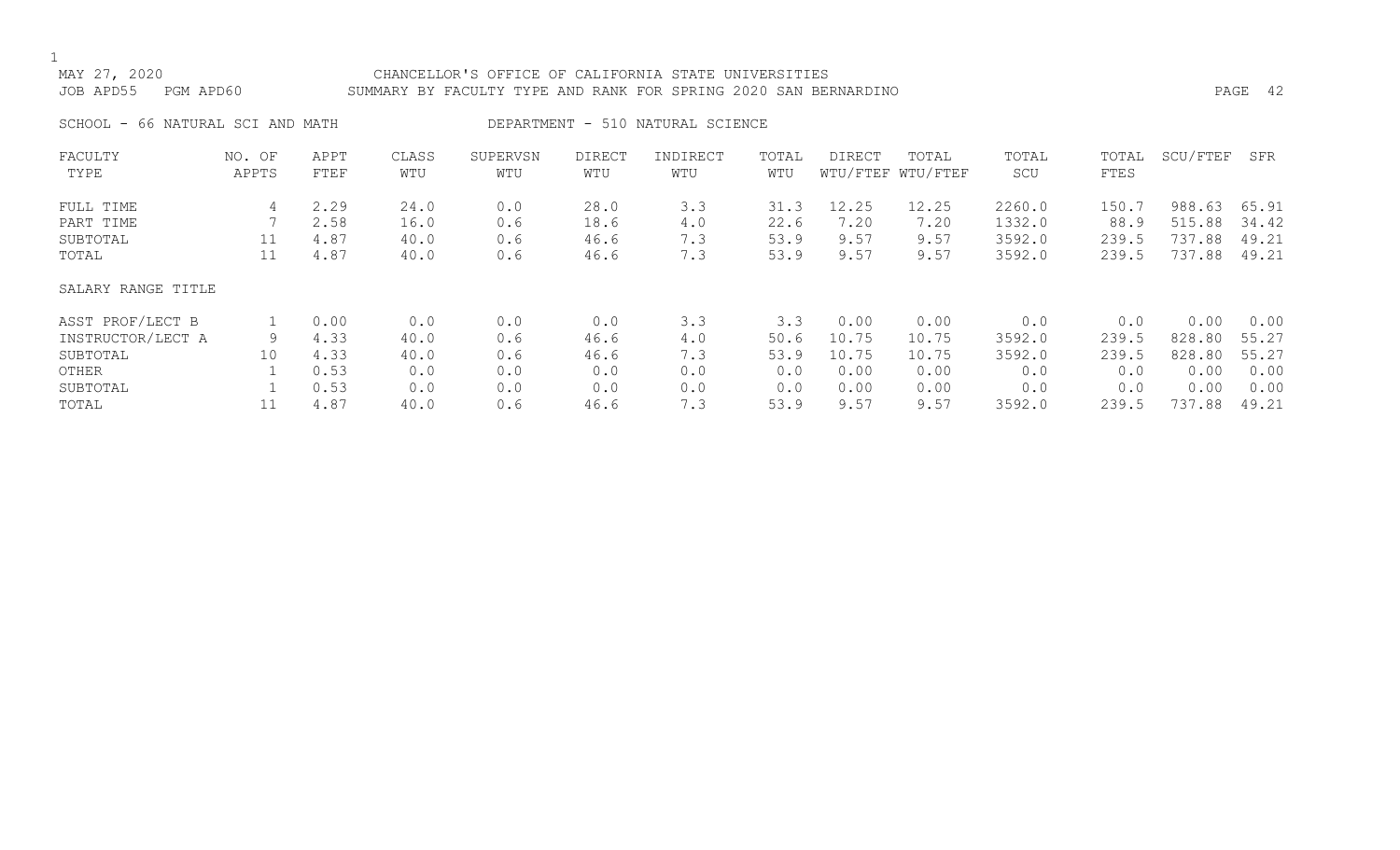MAY 27, 2020 CHANCELLOR'S OFFICE OF CALIFORNIA STATE UNIVERSITIES
JOB APD55 PGM APD60 SUMMARY BY FACULTY TYPE AND RANK FOR SPRING 2020 SAN BERNARDINO

SCHOOL - 66 NATURAL SCI AND MATH DEPARTMENT - 510 NATURAL SCIENCE

| FACULTY TYPE | NO. OF APPTS | APPT FTEF | CLASS WTU | SUPERVSN WTU | DIRECT WTU | INDIRECT WTU | TOTAL WTU | DIRECT WTU/FTEF | TOTAL WTU/FTEF | TOTAL SCU | TOTAL FTES | SCU/FTEF | SFR |
|---|---|---|---|---|---|---|---|---|---|---|---|---|---|
| FULL TIME | 4 | 2.29 | 24.0 | 0.0 | 28.0 | 3.3 | 31.3 | 12.25 | 12.25 | 2260.0 | 150.7 | 988.63 | 65.91 |
| PART TIME | 7 | 2.58 | 16.0 | 0.6 | 18.6 | 4.0 | 22.6 | 7.20 | 7.20 | 1332.0 | 88.9 | 515.88 | 34.42 |
| SUBTOTAL | 11 | 4.87 | 40.0 | 0.6 | 46.6 | 7.3 | 53.9 | 9.57 | 9.57 | 3592.0 | 239.5 | 737.88 | 49.21 |
| TOTAL | 11 | 4.87 | 40.0 | 0.6 | 46.6 | 7.3 | 53.9 | 9.57 | 9.57 | 3592.0 | 239.5 | 737.88 | 49.21 |
| SALARY RANGE TITLE | | | | | | | | | | | | | |
| ASST PROF/LECT B | 1 | 0.00 | 0.0 | 0.0 | 0.0 | 3.3 | 3.3 | 0.00 | 0.00 | 0.0 | 0.0 | 0.00 | 0.00 |
| INSTRUCTOR/LECT A | 9 | 4.33 | 40.0 | 0.6 | 46.6 | 4.0 | 50.6 | 10.75 | 10.75 | 3592.0 | 239.5 | 828.80 | 55.27 |
| SUBTOTAL | 10 | 4.33 | 40.0 | 0.6 | 46.6 | 7.3 | 53.9 | 10.75 | 10.75 | 3592.0 | 239.5 | 828.80 | 55.27 |
| OTHER | 1 | 0.53 | 0.0 | 0.0 | 0.0 | 0.0 | 0.0 | 0.00 | 0.00 | 0.0 | 0.0 | 0.00 | 0.00 |
| SUBTOTAL | 1 | 0.53 | 0.0 | 0.0 | 0.0 | 0.0 | 0.0 | 0.00 | 0.00 | 0.0 | 0.0 | 0.00 | 0.00 |
| TOTAL | 11 | 4.87 | 40.0 | 0.6 | 46.6 | 7.3 | 53.9 | 9.57 | 9.57 | 3592.0 | 239.5 | 737.88 | 49.21 |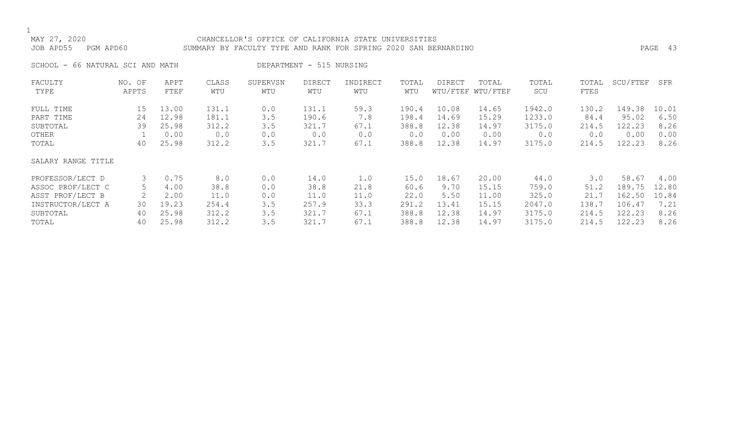MAY 27, 2020 CHANCELLOR'S OFFICE OF CALIFORNIA STATE UNIVERSITIES

JOB APD55 PGM APD60 SUMMARY BY FACULTY TYPE AND RANK FOR SPRING 2020 SAN BERNARDINO

SCHOOL - 66 NATURAL SCI AND MATH DEPARTMENT - 515 NURSING

| FACULTY TYPE | NO. OF APPTS | APPT FTEF | CLASS WTU | SUPERVSN WTU | DIRECT WTU | INDIRECT WTU | TOTAL WTU | DIRECT WTU/FTEF | TOTAL WTU/FTEF | TOTAL SCU | TOTAL FTES | SCU/FTEF | SFR |
|---|---|---|---|---|---|---|---|---|---|---|---|---|---|
| FULL TIME | 15 | 13.00 | 131.1 | 0.0 | 131.1 | 59.3 | 190.4 | 10.08 | 14.65 | 1942.0 | 130.2 | 149.38 | 10.01 |
| PART TIME | 24 | 12.98 | 181.1 | 3.5 | 190.6 | 7.8 | 198.4 | 14.69 | 15.29 | 1233.0 | 84.4 | 95.02 | 6.50 |
| SUBTOTAL | 39 | 25.98 | 312.2 | 3.5 | 321.7 | 67.1 | 388.8 | 12.38 | 14.97 | 3175.0 | 214.5 | 122.23 | 8.26 |
| OTHER | 1 | 0.00 | 0.0 | 0.0 | 0.0 | 0.0 | 0.0 | 0.00 | 0.00 | 0.0 | 0.0 | 0.00 | 0.00 |
| TOTAL | 40 | 25.98 | 312.2 | 3.5 | 321.7 | 67.1 | 388.8 | 12.38 | 14.97 | 3175.0 | 214.5 | 122.23 | 8.26 |

| SALARY RANGE TITLE | NO. OF APPTS | APPT FTEF | CLASS WTU | SUPERVSN WTU | DIRECT WTU | INDIRECT WTU | TOTAL WTU | DIRECT WTU/FTEF | TOTAL WTU/FTEF | TOTAL SCU | TOTAL FTES | SCU/FTEF | SFR |
|---|---|---|---|---|---|---|---|---|---|---|---|---|---|
| PROFESSOR/LECT D | 3 | 0.75 | 8.0 | 0.0 | 14.0 | 1.0 | 15.0 | 18.67 | 20.00 | 44.0 | 3.0 | 58.67 | 4.00 |
| ASSOC PROF/LECT C | 5 | 4.00 | 38.8 | 0.0 | 38.8 | 21.8 | 60.6 | 9.70 | 15.15 | 759.0 | 51.2 | 189.75 | 12.80 |
| ASST PROF/LECT B | 2 | 2.00 | 11.0 | 0.0 | 11.0 | 11.0 | 22.0 | 5.50 | 11.00 | 325.0 | 21.7 | 162.50 | 10.84 |
| INSTRUCTOR/LECT A | 30 | 19.23 | 254.4 | 3.5 | 257.9 | 33.3 | 291.2 | 13.41 | 15.15 | 2047.0 | 138.7 | 106.47 | 7.21 |
| SUBTOTAL | 40 | 25.98 | 312.2 | 3.5 | 321.7 | 67.1 | 388.8 | 12.38 | 14.97 | 3175.0 | 214.5 | 122.23 | 8.26 |
| TOTAL | 40 | 25.98 | 312.2 | 3.5 | 321.7 | 67.1 | 388.8 | 12.38 | 14.97 | 3175.0 | 214.5 | 122.23 | 8.26 |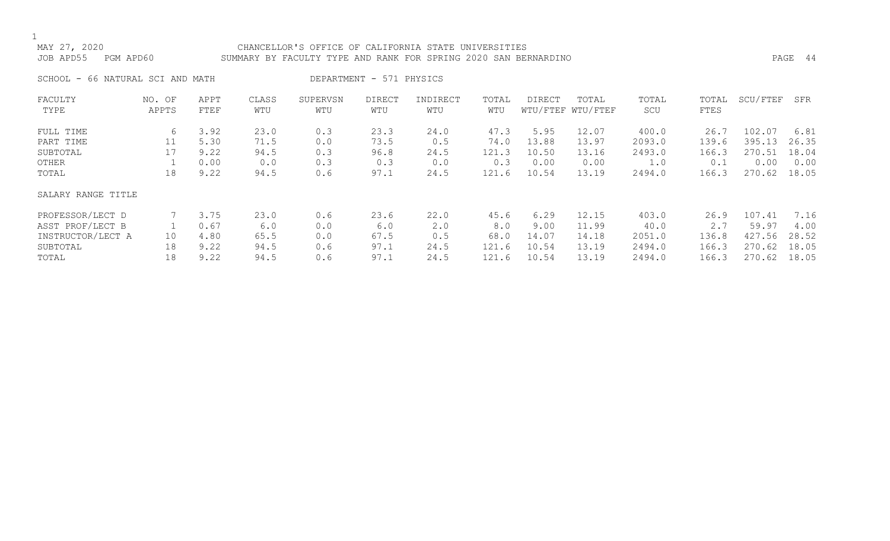MAY 27, 2020 CHANCELLOR'S OFFICE OF CALIFORNIA STATE UNIVERSITIES
JOB APD55 PGM APD60 SUMMARY BY FACULTY TYPE AND RANK FOR SPRING 2020 SAN BERNARDINO

SCHOOL - 66 NATURAL SCI AND MATH DEPARTMENT - 571 PHYSICS

| FACULTY TYPE | NO. OF APPTS | APPT FTEF | CLASS WTU | SUPERVSN WTU | DIRECT WTU | INDIRECT WTU | TOTAL WTU | DIRECT WTU/FTEF | TOTAL WTU/FTEF | TOTAL SCU | TOTAL FTES | SCU/FTEF | SFR |
|---|---|---|---|---|---|---|---|---|---|---|---|---|---|
| FULL TIME | 6 | 3.92 | 23.0 | 0.3 | 23.3 | 24.0 | 47.3 | 5.95 | 12.07 | 400.0 | 26.7 | 102.07 | 6.81 |
| PART TIME | 11 | 5.30 | 71.5 | 0.0 | 73.5 | 0.5 | 74.0 | 13.88 | 13.97 | 2093.0 | 139.6 | 395.13 | 26.35 |
| SUBTOTAL | 17 | 9.22 | 94.5 | 0.3 | 96.8 | 24.5 | 121.3 | 10.50 | 13.16 | 2493.0 | 166.3 | 270.51 | 18.04 |
| OTHER | 1 | 0.00 | 0.0 | 0.3 | 0.3 | 0.0 | 0.3 | 0.00 | 0.00 | 1.0 | 0.1 | 0.00 | 0.00 |
| TOTAL | 18 | 9.22 | 94.5 | 0.6 | 97.1 | 24.5 | 121.6 | 10.54 | 13.19 | 2494.0 | 166.3 | 270.62 | 18.05 |
| SALARY RANGE TITLE | | | | | | | | | | | | | |
| PROFESSOR/LECT D | 7 | 3.75 | 23.0 | 0.6 | 23.6 | 22.0 | 45.6 | 6.29 | 12.15 | 403.0 | 26.9 | 107.41 | 7.16 |
| ASST PROF/LECT B | 1 | 0.67 | 6.0 | 0.0 | 6.0 | 2.0 | 8.0 | 9.00 | 11.99 | 40.0 | 2.7 | 59.97 | 4.00 |
| INSTRUCTOR/LECT A | 10 | 4.80 | 65.5 | 0.0 | 67.5 | 0.5 | 68.0 | 14.07 | 14.18 | 2051.0 | 136.8 | 427.56 | 28.52 |
| SUBTOTAL | 18 | 9.22 | 94.5 | 0.6 | 97.1 | 24.5 | 121.6 | 10.54 | 13.19 | 2494.0 | 166.3 | 270.62 | 18.05 |
| TOTAL | 18 | 9.22 | 94.5 | 0.6 | 97.1 | 24.5 | 121.6 | 10.54 | 13.19 | 2494.0 | 166.3 | 270.62 | 18.05 |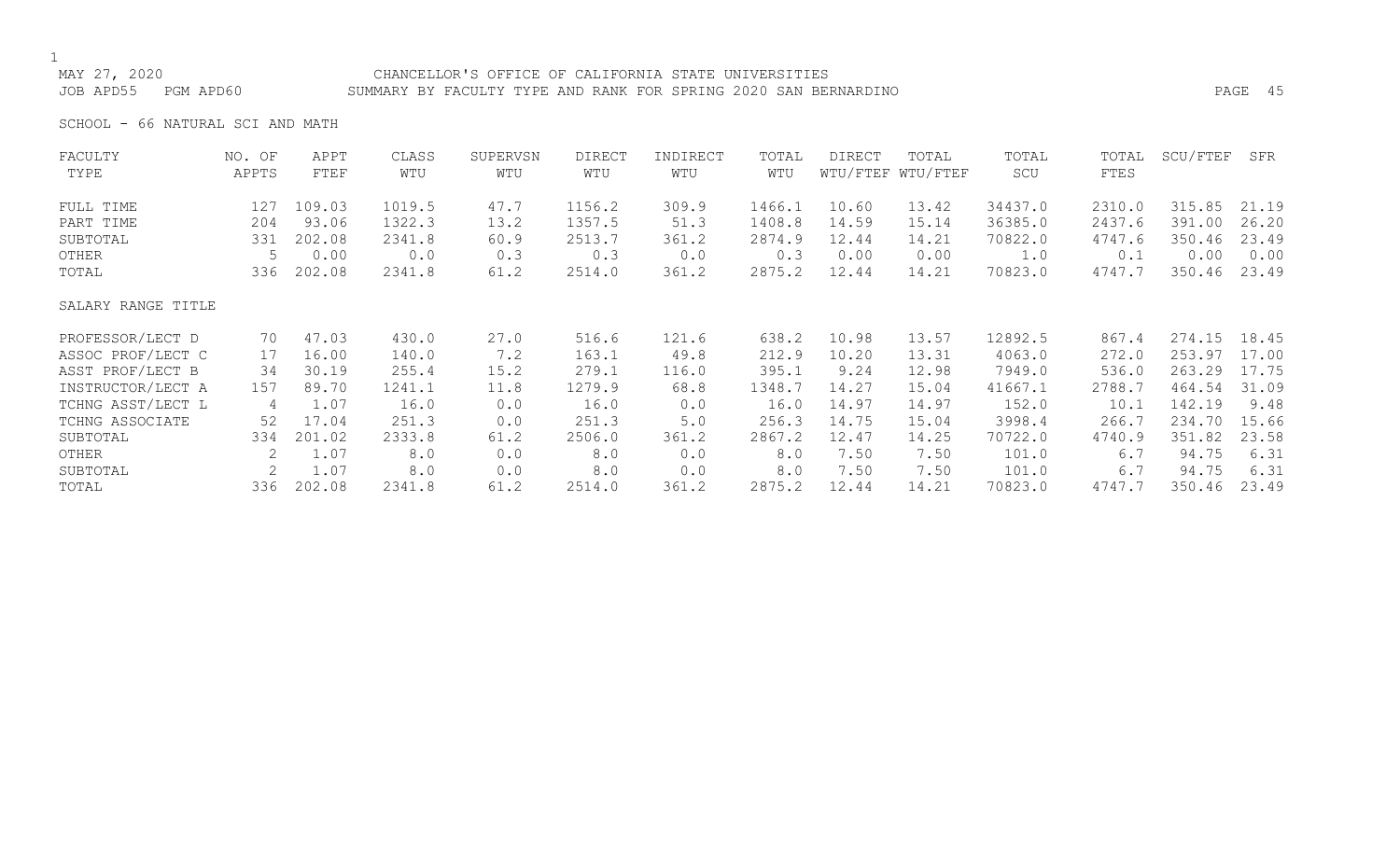MAY 27, 2020 CHANCELLOR'S OFFICE OF CALIFORNIA STATE UNIVERSITIES

JOB APD55 PGM APD60 SUMMARY BY FACULTY TYPE AND RANK FOR SPRING 2020 SAN BERNARDINO

SCHOOL - 66 NATURAL SCI AND MATH

| FACULTY TYPE | NO. OF APPTS | APPT FTEF | CLASS WTU | SUPERVSN WTU | DIRECT WTU | INDIRECT WTU | TOTAL WTU | DIRECT WTU/FTEF | TOTAL WTU/FTEF | TOTAL SCU | TOTAL FTES | SCU/FTEF | SFR |
|---|---|---|---|---|---|---|---|---|---|---|---|---|---|
| FULL TIME | 127 | 109.03 | 1019.5 | 47.7 | 1156.2 | 309.9 | 1466.1 | 10.60 | 13.42 | 34437.0 | 2310.0 | 315.85 | 21.19 |
| PART TIME | 204 | 93.06 | 1322.3 | 13.2 | 1357.5 | 51.3 | 1408.8 | 14.59 | 15.14 | 36385.0 | 2437.6 | 391.00 | 26.20 |
| SUBTOTAL | 331 | 202.08 | 2341.8 | 60.9 | 2513.7 | 361.2 | 2874.9 | 12.44 | 14.21 | 70822.0 | 4747.6 | 350.46 | 23.49 |
| OTHER | 5 | 0.00 | 0.0 | 0.3 | 0.3 | 0.0 | 0.3 | 0.00 | 0.00 | 1.0 | 0.1 | 0.00 | 0.00 |
| TOTAL | 336 | 202.08 | 2341.8 | 61.2 | 2514.0 | 361.2 | 2875.2 | 12.44 | 14.21 | 70823.0 | 4747.7 | 350.46 | 23.49 |

| SALARY RANGE TITLE | NO. OF APPTS | APPT FTEF | CLASS WTU | SUPERVSN WTU | DIRECT WTU | INDIRECT WTU | TOTAL WTU | DIRECT WTU/FTEF | TOTAL WTU/FTEF | TOTAL SCU | TOTAL FTES | SCU/FTEF | SFR |
|---|---|---|---|---|---|---|---|---|---|---|---|---|---|
| PROFESSOR/LECT D | 70 | 47.03 | 430.0 | 27.0 | 516.6 | 121.6 | 638.2 | 10.98 | 13.57 | 12892.5 | 867.4 | 274.15 | 18.45 |
| ASSOC PROF/LECT C | 17 | 16.00 | 140.0 | 7.2 | 163.1 | 49.8 | 212.9 | 10.20 | 13.31 | 4063.0 | 272.0 | 253.97 | 17.00 |
| ASST PROF/LECT B | 34 | 30.19 | 255.4 | 15.2 | 279.1 | 116.0 | 395.1 | 9.24 | 12.98 | 7949.0 | 536.0 | 263.29 | 17.75 |
| INSTRUCTOR/LECT A | 157 | 89.70 | 1241.1 | 11.8 | 1279.9 | 68.8 | 1348.7 | 14.27 | 15.04 | 41667.1 | 2788.7 | 464.54 | 31.09 |
| TCHNG ASST/LECT L | 4 | 1.07 | 16.0 | 0.0 | 16.0 | 0.0 | 16.0 | 14.97 | 14.97 | 152.0 | 10.1 | 142.19 | 9.48 |
| TCHNG ASSOCIATE | 52 | 17.04 | 251.3 | 0.0 | 251.3 | 5.0 | 256.3 | 14.75 | 15.04 | 3998.4 | 266.7 | 234.70 | 15.66 |
| SUBTOTAL | 334 | 201.02 | 2333.8 | 61.2 | 2506.0 | 361.2 | 2867.2 | 12.47 | 14.25 | 70722.0 | 4740.9 | 351.82 | 23.58 |
| OTHER | 2 | 1.07 | 8.0 | 0.0 | 8.0 | 0.0 | 8.0 | 7.50 | 7.50 | 101.0 | 6.7 | 94.75 | 6.31 |
| SUBTOTAL | 2 | 1.07 | 8.0 | 0.0 | 8.0 | 0.0 | 8.0 | 7.50 | 7.50 | 101.0 | 6.7 | 94.75 | 6.31 |
| TOTAL | 336 | 202.08 | 2341.8 | 61.2 | 2514.0 | 361.2 | 2875.2 | 12.44 | 14.21 | 70823.0 | 4747.7 | 350.46 | 23.49 |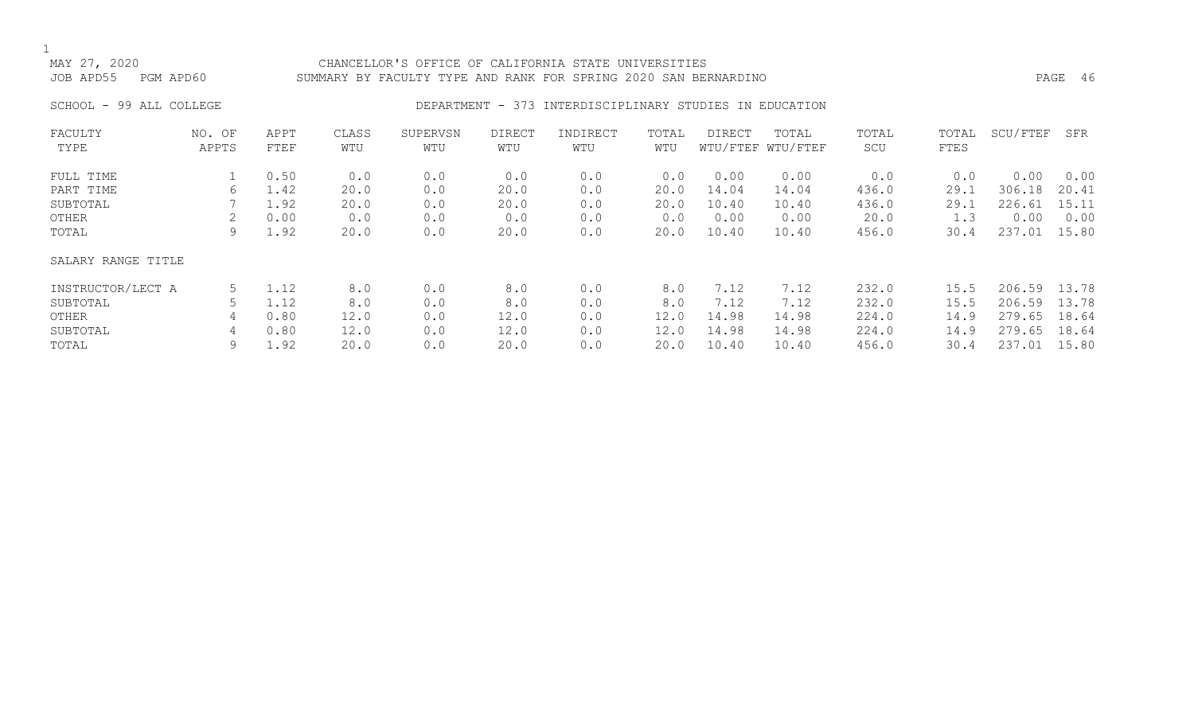MAY 27, 2020 CHANCELLOR'S OFFICE OF CALIFORNIA STATE UNIVERSITIES
JOB APD55 PGM APD60 SUMMARY BY FACULTY TYPE AND RANK FOR SPRING 2020 SAN BERNARDINO

SCHOOL - 99 ALL COLLEGE DEPARTMENT - 373 INTERDISCIPLINARY STUDIES IN EDUCATION

| FACULTY TYPE | NO. OF APPTS | APPT FTEF | CLASS WTU | SUPERVSN WTU | DIRECT WTU | INDIRECT WTU | TOTAL WTU | DIRECT WTU/FTEF | TOTAL WTU/FTEF | TOTAL SCU | TOTAL FTES | SCU/FTEF | SFR |
|---|---|---|---|---|---|---|---|---|---|---|---|---|---|
| FULL TIME | 1 | 0.50 | 0.0 | 0.0 | 0.0 | 0.0 | 0.0 | 0.00 | 0.00 | 0.0 | 0.0 | 0.00 | 0.00 |
| PART TIME | 6 | 1.42 | 20.0 | 0.0 | 20.0 | 0.0 | 20.0 | 14.04 | 14.04 | 436.0 | 29.1 | 306.18 | 20.41 |
| SUBTOTAL | 7 | 1.92 | 20.0 | 0.0 | 20.0 | 0.0 | 20.0 | 10.40 | 10.40 | 436.0 | 29.1 | 226.61 | 15.11 |
| OTHER | 2 | 0.00 | 0.0 | 0.0 | 0.0 | 0.0 | 0.0 | 0.00 | 0.00 | 20.0 | 1.3 | 0.00 | 0.00 |
| TOTAL | 9 | 1.92 | 20.0 | 0.0 | 20.0 | 0.0 | 20.0 | 10.40 | 10.40 | 456.0 | 30.4 | 237.01 | 15.80 |
| SALARY RANGE TITLE | | | | | | | | | | | | | |
| INSTRUCTOR/LECT A | 5 | 1.12 | 8.0 | 0.0 | 8.0 | 0.0 | 8.0 | 7.12 | 7.12 | 232.0 | 15.5 | 206.59 | 13.78 |
| SUBTOTAL | 5 | 1.12 | 8.0 | 0.0 | 8.0 | 0.0 | 8.0 | 7.12 | 7.12 | 232.0 | 15.5 | 206.59 | 13.78 |
| OTHER | 4 | 0.80 | 12.0 | 0.0 | 12.0 | 0.0 | 12.0 | 14.98 | 14.98 | 224.0 | 14.9 | 279.65 | 18.64 |
| SUBTOTAL | 4 | 0.80 | 12.0 | 0.0 | 12.0 | 0.0 | 12.0 | 14.98 | 14.98 | 224.0 | 14.9 | 279.65 | 18.64 |
| TOTAL | 9 | 1.92 | 20.0 | 0.0 | 20.0 | 0.0 | 20.0 | 10.40 | 10.40 | 456.0 | 30.4 | 237.01 | 15.80 |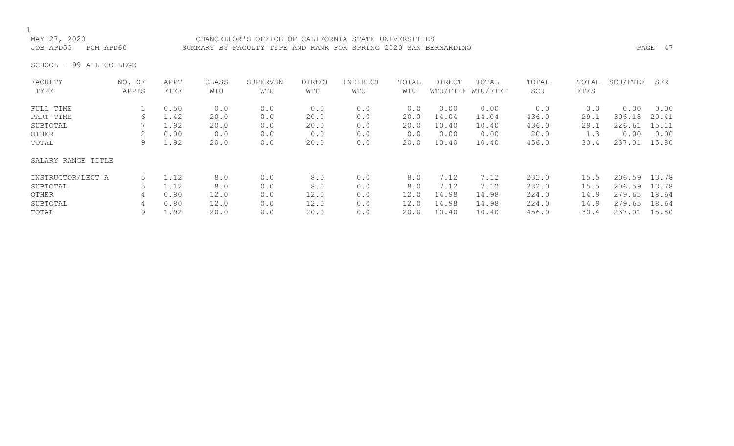MAY 27, 2020 CHANCELLOR'S OFFICE OF CALIFORNIA STATE UNIVERSITIES
JOB APD55 PGM APD60 SUMMARY BY FACULTY TYPE AND RANK FOR SPRING 2020 SAN BERNARDINO

SCHOOL - 99 ALL COLLEGE

| FACULTY TYPE | NO. OF APPTS | APPT FTEF | CLASS WTU | SUPERVSN WTU | DIRECT WTU | INDIRECT WTU | TOTAL WTU | DIRECT WTU/FTEF | TOTAL WTU/FTEF | TOTAL SCU | TOTAL FTES | SCU/FTEF | SFR |
|---|---|---|---|---|---|---|---|---|---|---|---|---|---|
| FULL TIME | 1 | 0.50 | 0.0 | 0.0 | 0.0 | 0.0 | 0.0 | 0.00 | 0.00 | 0.0 | 0.0 | 0.00 | 0.00 |
| PART TIME | 6 | 1.42 | 20.0 | 0.0 | 20.0 | 0.0 | 20.0 | 14.04 | 14.04 | 436.0 | 29.1 | 306.18 | 20.41 |
| SUBTOTAL | 7 | 1.92 | 20.0 | 0.0 | 20.0 | 0.0 | 20.0 | 10.40 | 10.40 | 436.0 | 29.1 | 226.61 | 15.11 |
| OTHER | 2 | 0.00 | 0.0 | 0.0 | 0.0 | 0.0 | 0.0 | 0.00 | 0.00 | 20.0 | 1.3 | 0.00 | 0.00 |
| TOTAL | 9 | 1.92 | 20.0 | 0.0 | 20.0 | 0.0 | 20.0 | 10.40 | 10.40 | 456.0 | 30.4 | 237.01 | 15.80 |
| SALARY RANGE TITLE | | | | | | | | | | | | | |
| INSTRUCTOR/LECT A | 5 | 1.12 | 8.0 | 0.0 | 8.0 | 0.0 | 8.0 | 7.12 | 7.12 | 232.0 | 15.5 | 206.59 | 13.78 |
| SUBTOTAL | 5 | 1.12 | 8.0 | 0.0 | 8.0 | 0.0 | 8.0 | 7.12 | 7.12 | 232.0 | 15.5 | 206.59 | 13.78 |
| OTHER | 4 | 0.80 | 12.0 | 0.0 | 12.0 | 0.0 | 12.0 | 14.98 | 14.98 | 224.0 | 14.9 | 279.65 | 18.64 |
| SUBTOTAL | 4 | 0.80 | 12.0 | 0.0 | 12.0 | 0.0 | 12.0 | 14.98 | 14.98 | 224.0 | 14.9 | 279.65 | 18.64 |
| TOTAL | 9 | 1.92 | 20.0 | 0.0 | 20.0 | 0.0 | 20.0 | 10.40 | 10.40 | 456.0 | 30.4 | 237.01 | 15.80 |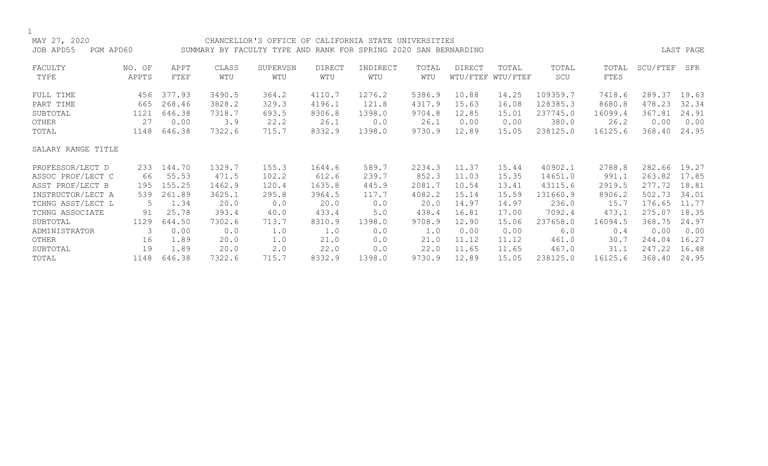MAY 27, 2020 CHANCELLOR'S OFFICE OF CALIFORNIA STATE UNIVERSITIES

JOB APD55 PGM APD60 SUMMARY BY FACULTY TYPE AND RANK FOR SPRING 2020 SAN BERNARDINO LAST PAGE

| FACULTY TYPE | NO. OF APPTS | APPT FTEF | CLASS WTU | SUPERVSN WTU | DIRECT WTU | INDIRECT WTU | TOTAL WTU | DIRECT WTU/FTEF | TOTAL WTU/FTEF | TOTAL SCU | TOTAL FTES | SCU/FTEF | SFR |
|---|---|---|---|---|---|---|---|---|---|---|---|---|---|
| FULL TIME | 456 | 377.93 | 3490.5 | 364.2 | 4110.7 | 1276.2 | 5386.9 | 10.88 | 14.25 | 109359.7 | 7418.6 | 289.37 | 19.63 |
| PART TIME | 665 | 268.46 | 3828.2 | 329.3 | 4196.1 | 121.8 | 4317.9 | 15.63 | 16.08 | 128385.3 | 8680.8 | 478.23 | 32.34 |
| SUBTOTAL | 1121 | 646.38 | 7318.7 | 693.5 | 8306.8 | 1398.0 | 9704.8 | 12.85 | 15.01 | 237745.0 | 16099.4 | 367.81 | 24.91 |
| OTHER | 27 | 0.00 | 3.9 | 22.2 | 26.1 | 0.0 | 26.1 | 0.00 | 0.00 | 380.0 | 26.2 | 0.00 | 0.00 |
| TOTAL | 1148 | 646.38 | 7322.6 | 715.7 | 8332.9 | 1398.0 | 9730.9 | 12.89 | 15.05 | 238125.0 | 16125.6 | 368.40 | 24.95 |
| SALARY RANGE TITLE | | | | | | | | | | | | | |
| PROFESSOR/LECT D | 233 | 144.70 | 1329.7 | 155.3 | 1644.6 | 589.7 | 2234.3 | 11.37 | 15.44 | 40902.1 | 2788.8 | 282.66 | 19.27 |
| ASSOC PROF/LECT C | 66 | 55.53 | 471.5 | 102.2 | 612.6 | 239.7 | 852.3 | 11.03 | 15.35 | 14651.0 | 991.1 | 263.82 | 17.85 |
| ASST PROF/LECT B | 195 | 155.25 | 1462.9 | 120.4 | 1635.8 | 445.9 | 2081.7 | 10.54 | 13.41 | 43115.6 | 2919.5 | 277.72 | 18.81 |
| INSTRUCTOR/LECT A | 539 | 261.89 | 3625.1 | 295.8 | 3964.5 | 117.7 | 4082.2 | 15.14 | 15.59 | 131660.9 | 8906.2 | 502.73 | 34.01 |
| TCHNG ASST/LECT L | 5 | 1.34 | 20.0 | 0.0 | 20.0 | 0.0 | 20.0 | 14.97 | 14.97 | 236.0 | 15.7 | 176.65 | 11.77 |
| TCHNG ASSOCIATE | 91 | 25.78 | 393.4 | 40.0 | 433.4 | 5.0 | 438.4 | 16.81 | 17.00 | 7092.4 | 473.1 | 275.07 | 18.35 |
| SUBTOTAL | 1129 | 644.50 | 7302.6 | 713.7 | 8310.9 | 1398.0 | 9708.9 | 12.90 | 15.06 | 237658.0 | 16094.5 | 368.75 | 24.97 |
| ADMINISTRATOR | 3 | 0.00 | 0.0 | 1.0 | 1.0 | 0.0 | 1.0 | 0.00 | 0.00 | 6.0 | 0.4 | 0.00 | 0.00 |
| OTHER | 16 | 1.89 | 20.0 | 1.0 | 21.0 | 0.0 | 21.0 | 11.12 | 11.12 | 461.0 | 30.7 | 244.04 | 16.27 |
| SUBTOTAL | 19 | 1.89 | 20.0 | 2.0 | 22.0 | 0.0 | 22.0 | 11.65 | 11.65 | 467.0 | 31.1 | 247.22 | 16.48 |
| TOTAL | 1148 | 646.38 | 7322.6 | 715.7 | 8332.9 | 1398.0 | 9730.9 | 12.89 | 15.05 | 238125.0 | 16125.6 | 368.40 | 24.95 |